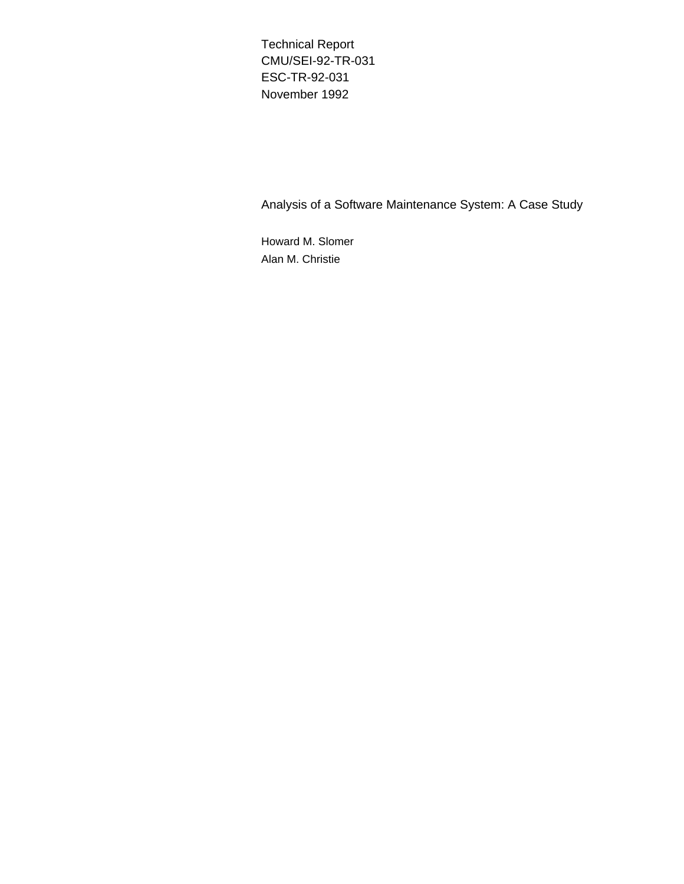Technical Report
CMU/SEI-92-TR-031
ESC-TR-92-031
November 1992

# Analysis of a Software Maintenance System: A Case Study

Howard M. Slomer
Alan M. Christie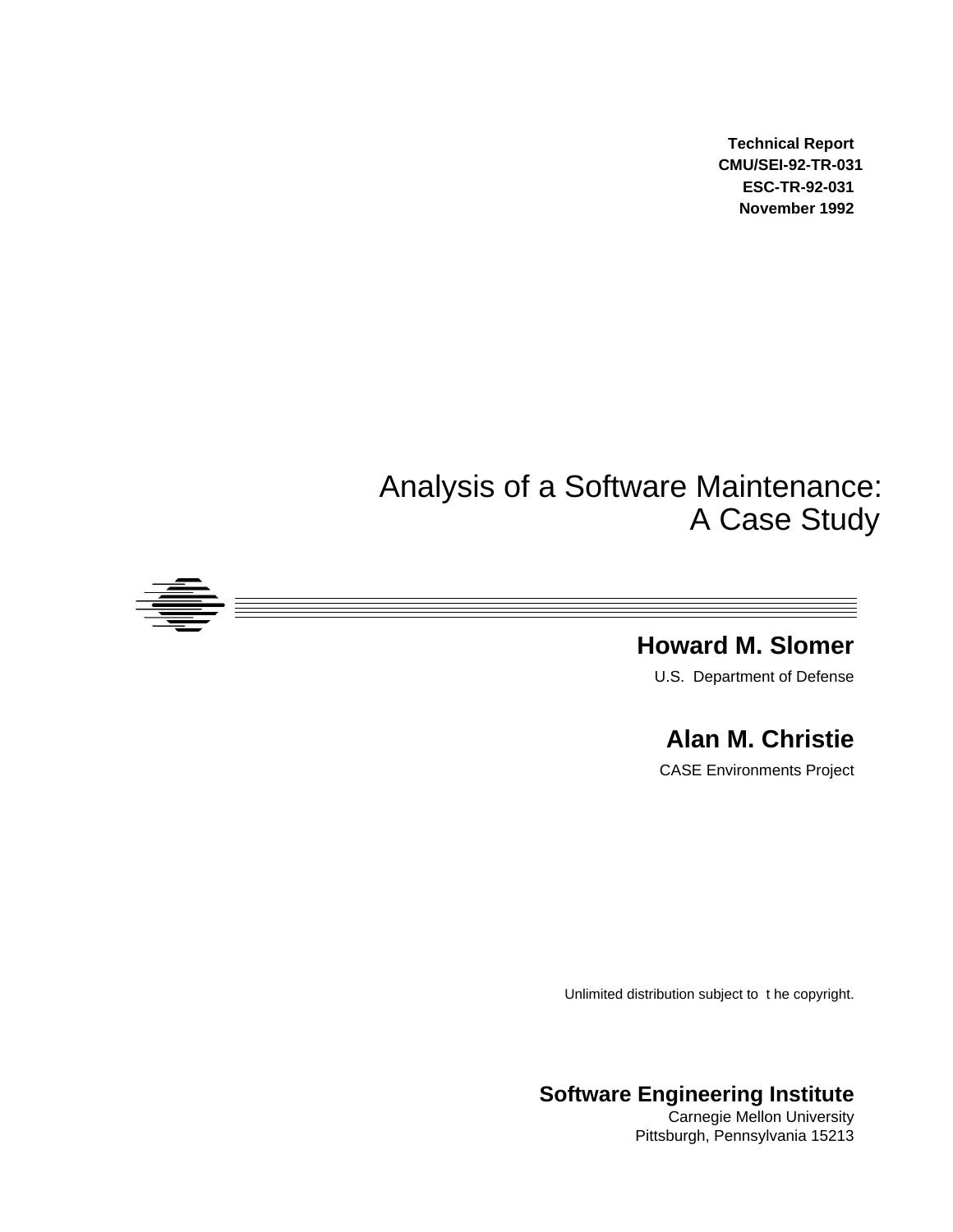**Technical Report**
**CMU/SEI-92-TR-031**
**ESC-TR-92-031**
**November 1992**

# Analysis of a Software Maintenance: A Case Study

## Howard M. Slomer

U.S. Department of Defense

## Alan M. Christie

CASE Environments Project

Unlimited distribution subject to the copyright.

**Software Engineering Institute**
Carnegie Mellon University
Pittsburgh, Pennsylvania 15213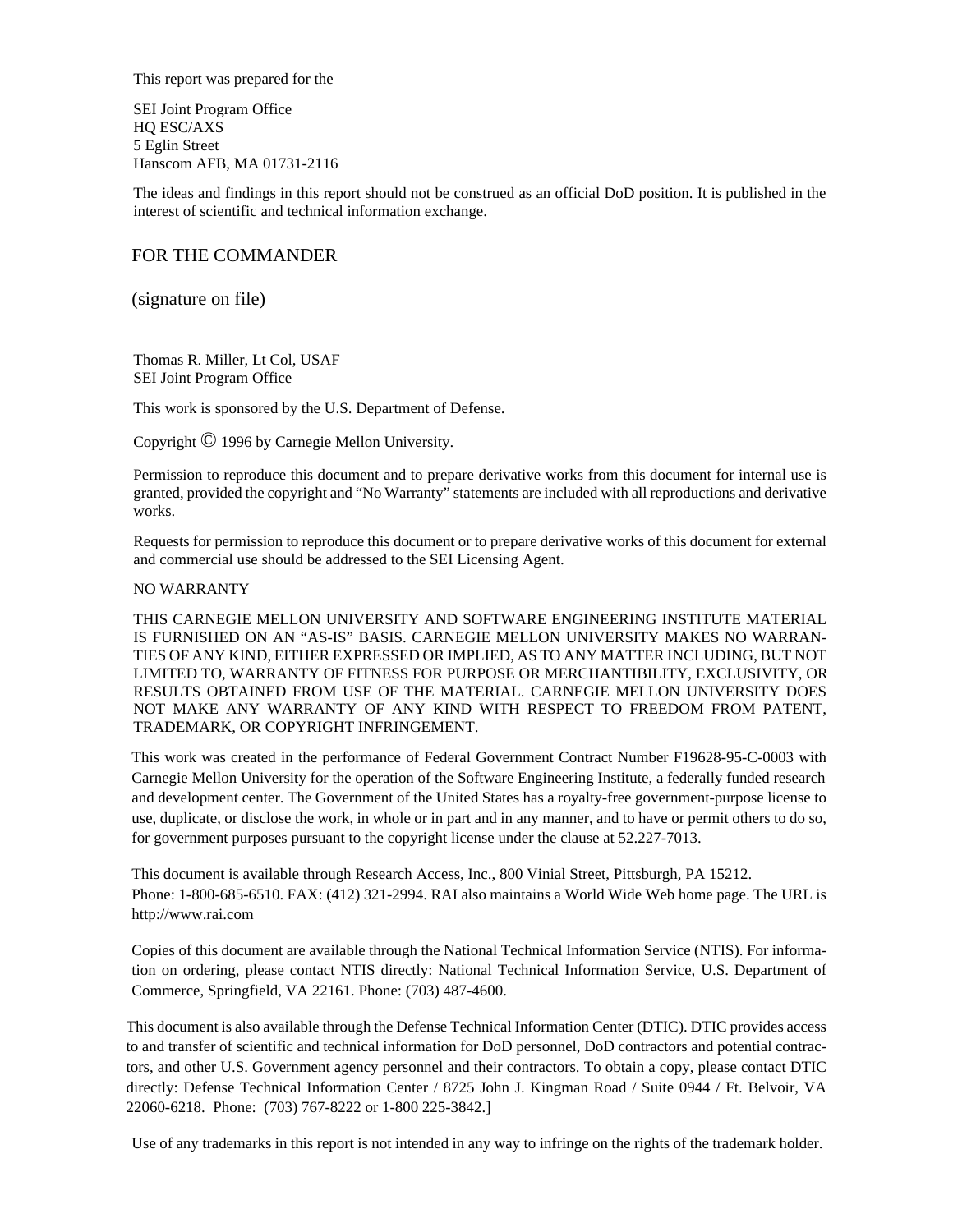This report was prepared for the

SEI Joint Program Office
HQ ESC/AXS
5 Eglin Street
Hanscom AFB, MA 01731-2116

The ideas and findings in this report should not be construed as an official DoD position. It is published in the interest of scientific and technical information exchange.

FOR THE COMMANDER

(signature on file)

Thomas R. Miller, Lt Col, USAF
SEI Joint Program Office

This work is sponsored by the U.S. Department of Defense.

Copyright © 1996 by Carnegie Mellon University.

Permission to reproduce this document and to prepare derivative works from this document for internal use is granted, provided the copyright and "No Warranty" statements are included with all reproductions and derivative works.

Requests for permission to reproduce this document or to prepare derivative works of this document for external and commercial use should be addressed to the SEI Licensing Agent.

NO WARRANTY

THIS CARNEGIE MELLON UNIVERSITY AND SOFTWARE ENGINEERING INSTITUTE MATERIAL IS FURNISHED ON AN "AS-IS" BASIS. CARNEGIE MELLON UNIVERSITY MAKES NO WARRANTIES OF ANY KIND, EITHER EXPRESSED OR IMPLIED, AS TO ANY MATTER INCLUDING, BUT NOT LIMITED TO, WARRANTY OF FITNESS FOR PURPOSE OR MERCHANTIBILITY, EXCLUSIVITY, OR RESULTS OBTAINED FROM USE OF THE MATERIAL. CARNEGIE MELLON UNIVERSITY DOES NOT MAKE ANY WARRANTY OF ANY KIND WITH RESPECT TO FREEDOM FROM PATENT, TRADEMARK, OR COPYRIGHT INFRINGEMENT.

This work was created in the performance of Federal Government Contract Number F19628-95-C-0003 with Carnegie Mellon University for the operation of the Software Engineering Institute, a federally funded research and development center. The Government of the United States has a royalty-free government-purpose license to use, duplicate, or disclose the work, in whole or in part and in any manner, and to have or permit others to do so, for government purposes pursuant to the copyright license under the clause at 52.227-7013.

This document is available through Research Access, Inc., 800 Vinial Street, Pittsburgh, PA 15212.
Phone: 1-800-685-6510. FAX: (412) 321-2994. RAI also maintains a World Wide Web home page. The URL is http://www.rai.com

Copies of this document are available through the National Technical Information Service (NTIS). For information on ordering, please contact NTIS directly: National Technical Information Service, U.S. Department of Commerce, Springfield, VA 22161. Phone: (703) 487-4600.

This document is also available through the Defense Technical Information Center (DTIC). DTIC provides access to and transfer of scientific and technical information for DoD personnel, DoD contractors and potential contractors, and other U.S. Government agency personnel and their contractors. To obtain a copy, please contact DTIC directly: Defense Technical Information Center / 8725 John J. Kingman Road / Suite 0944 / Ft. Belvoir, VA 22060-6218. Phone: (703) 767-8222 or 1-800 225-3842.]

Use of any trademarks in this report is not intended in any way to infringe on the rights of the trademark holder.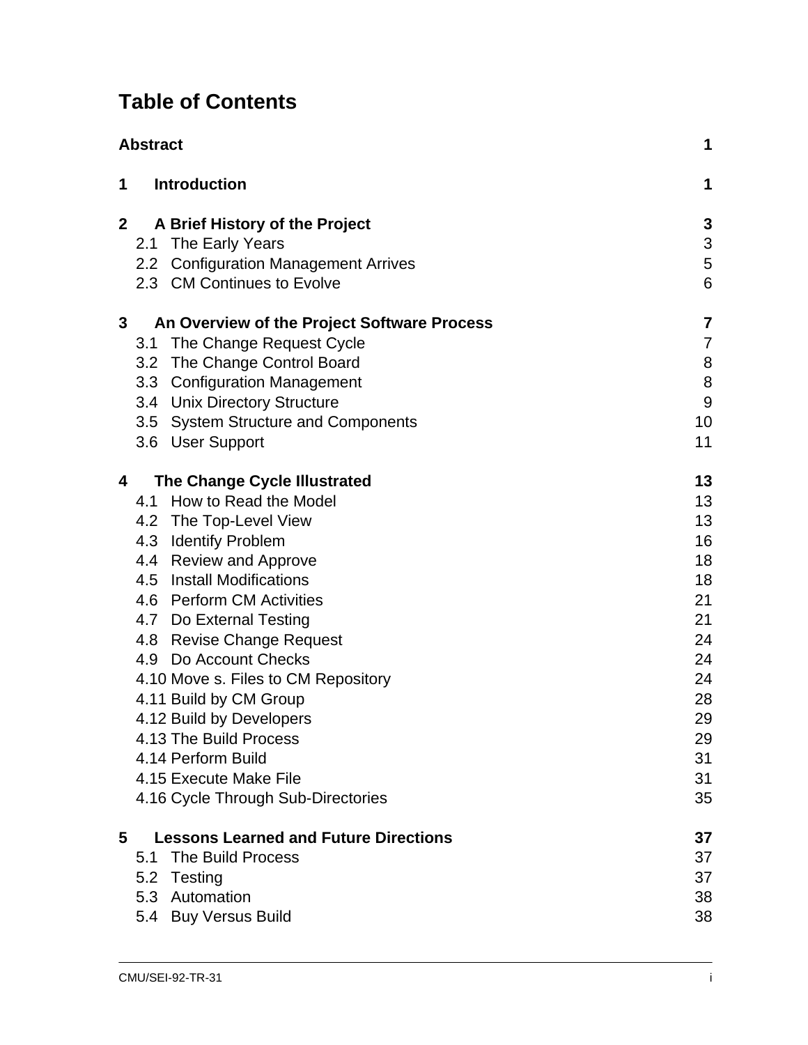# Table of Contents

| | |
|---|---|
| **Abstract** | **1** |
| **1 Introduction** | **1** |
| **2 A Brief History of the Project** | **3** |
| 2.1 The Early Years | 3 |
| 2.2 Configuration Management Arrives | 5 |
| 2.3 CM Continues to Evolve | 6 |
| **3 An Overview of the Project Software Process** | **7** |
| 3.1 The Change Request Cycle | 7 |
| 3.2 The Change Control Board | 8 |
| 3.3 Configuration Management | 8 |
| 3.4 Unix Directory Structure | 9 |
| 3.5 System Structure and Components | 10 |
| 3.6 User Support | 11 |
| **4 The Change Cycle Illustrated** | **13** |
| 4.1 How to Read the Model | 13 |
| 4.2 The Top-Level View | 13 |
| 4.3 Identify Problem | 16 |
| 4.4 Review and Approve | 18 |
| 4.5 Install Modifications | 18 |
| 4.6 Perform CM Activities | 21 |
| 4.7 Do External Testing | 21 |
| 4.8 Revise Change Request | 24 |
| 4.9 Do Account Checks | 24 |
| 4.10 Move s. Files to CM Repository | 24 |
| 4.11 Build by CM Group | 28 |
| 4.12 Build by Developers | 29 |
| 4.13 The Build Process | 29 |
| 4.14 Perform Build | 31 |
| 4.15 Execute Make File | 31 |
| 4.16 Cycle Through Sub-Directories | 35 |
| **5 Lessons Learned and Future Directions** | **37** |
| 5.1 The Build Process | 37 |
| 5.2 Testing | 37 |
| 5.3 Automation | 38 |
| 5.4 Buy Versus Build | 38 |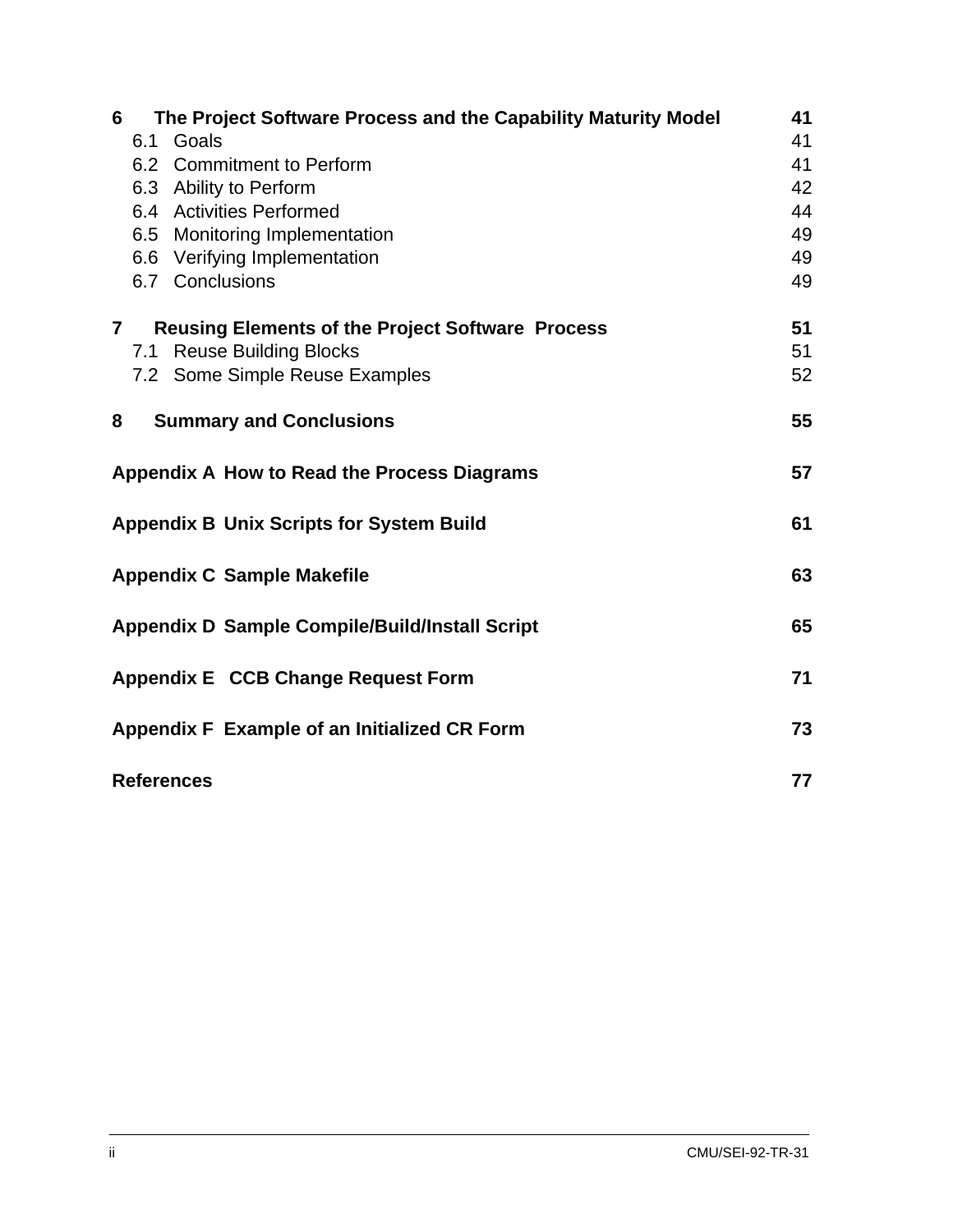| | |
|---|---|
| **6 The Project Software Process and the Capability Maturity Model** | **41** |
| 6.1 Goals | 41 |
| 6.2 Commitment to Perform | 41 |
| 6.3 Ability to Perform | 42 |
| 6.4 Activities Performed | 44 |
| 6.5 Monitoring Implementation | 49 |
| 6.6 Verifying Implementation | 49 |
| 6.7 Conclusions | 49 |
| **7 Reusing Elements of the Project Software Process** | **51** |
| 7.1 Reuse Building Blocks | 51 |
| 7.2 Some Simple Reuse Examples | 52 |
| **8 Summary and Conclusions** | **55** |
| **Appendix A How to Read the Process Diagrams** | **57** |
| **Appendix B Unix Scripts for System Build** | **61** |
| **Appendix C Sample Makefile** | **63** |
| **Appendix D Sample Compile/Build/Install Script** | **65** |
| **Appendix E CCB Change Request Form** | **71** |
| **Appendix F Example of an Initialized CR Form** | **73** |
| **References** | **77** |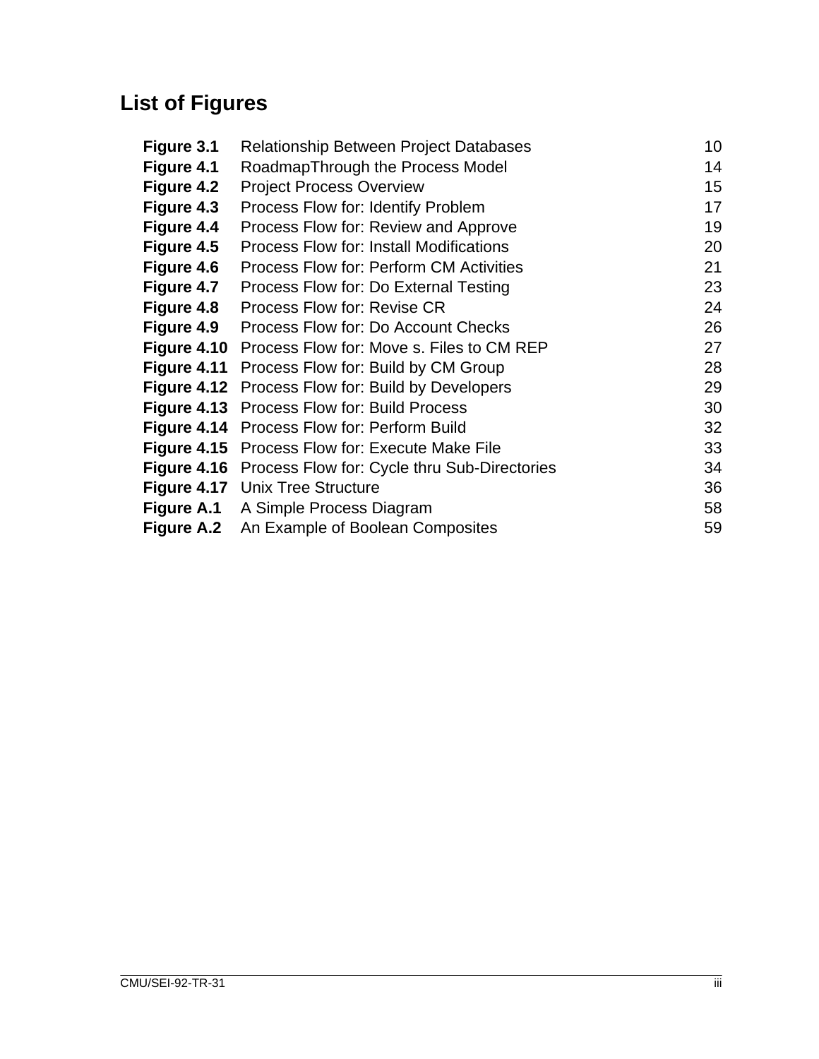## List of Figures

| | | |
|---|---|---|
| **Figure 3.1** | Relationship Between Project Databases | 10 |
| **Figure 4.1** | RoadmapThrough the Process Model | 14 |
| **Figure 4.2** | Project Process Overview | 15 |
| **Figure 4.3** | Process Flow for: Identify Problem | 17 |
| **Figure 4.4** | Process Flow for: Review and Approve | 19 |
| **Figure 4.5** | Process Flow for: Install Modifications | 20 |
| **Figure 4.6** | Process Flow for: Perform CM Activities | 21 |
| **Figure 4.7** | Process Flow for: Do External Testing | 23 |
| **Figure 4.8** | Process Flow for: Revise CR | 24 |
| **Figure 4.9** | Process Flow for: Do Account Checks | 26 |
| **Figure 4.10** | Process Flow for: Move s. Files to CM REP | 27 |
| **Figure 4.11** | Process Flow for: Build by CM Group | 28 |
| **Figure 4.12** | Process Flow for: Build by Developers | 29 |
| **Figure 4.13** | Process Flow for: Build Process | 30 |
| **Figure 4.14** | Process Flow for: Perform Build | 32 |
| **Figure 4.15** | Process Flow for: Execute Make File | 33 |
| **Figure 4.16** | Process Flow for: Cycle thru Sub-Directories | 34 |
| **Figure 4.17** | Unix Tree Structure | 36 |
| **Figure A.1** | A Simple Process Diagram | 58 |
| **Figure A.2** | An Example of Boolean Composites | 59 |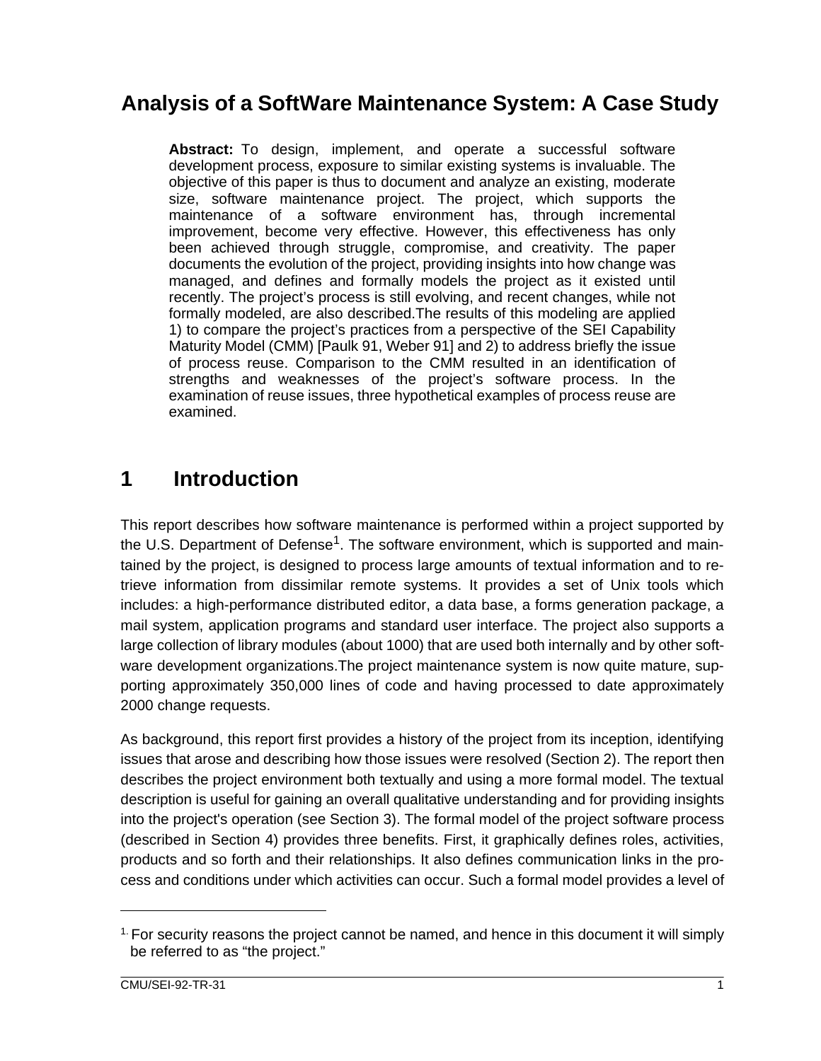# Analysis of a SoftWare Maintenance System: A Case Study

**Abstract:** To design, implement, and operate a successful software development process, exposure to similar existing systems is invaluable. The objective of this paper is thus to document and analyze an existing, moderate size, software maintenance project. The project, which supports the maintenance of a software environment has, through incremental improvement, become very effective. However, this effectiveness has only been achieved through struggle, compromise, and creativity. The paper documents the evolution of the project, providing insights into how change was managed, and defines and formally models the project as it existed until recently. The project's process is still evolving, and recent changes, while not formally modeled, are also described.The results of this modeling are applied 1) to compare the project's practices from a perspective of the SEI Capability Maturity Model (CMM) [Paulk 91, Weber 91] and 2) to address briefly the issue of process reuse. Comparison to the CMM resulted in an identification of strengths and weaknesses of the project's software process. In the examination of reuse issues, three hypothetical examples of process reuse are examined.

# 1 Introduction

This report describes how software maintenance is performed within a project supported by the U.S. Department of Defense[1]. The software environment, which is supported and maintained by the project, is designed to process large amounts of textual information and to retrieve information from dissimilar remote systems. It provides a set of Unix tools which includes: a high-performance distributed editor, a data base, a forms generation package, a mail system, application programs and standard user interface. The project also supports a large collection of library modules (about 1000) that are used both internally and by other software development organizations.The project maintenance system is now quite mature, supporting approximately 350,000 lines of code and having processed to date approximately 2000 change requests.

As background, this report first provides a history of the project from its inception, identifying issues that arose and describing how those issues were resolved (Section 2). The report then describes the project environment both textually and using a more formal model. The textual description is useful for gaining an overall qualitative understanding and for providing insights into the project's operation (see Section 3). The formal model of the project software process (described in Section 4) provides three benefits. First, it graphically defines roles, activities, products and so forth and their relationships. It also defines communication links in the process and conditions under which activities can occur. Such a formal model provides a level of

[1] For security reasons the project cannot be named, and hence in this document it will simply be referred to as "the project."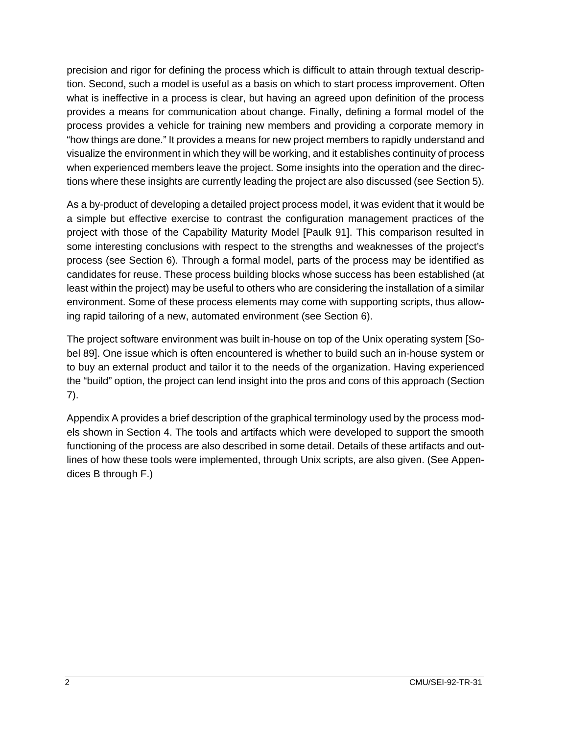precision and rigor for defining the process which is difficult to attain through textual description. Second, such a model is useful as a basis on which to start process improvement. Often what is ineffective in a process is clear, but having an agreed upon definition of the process provides a means for communication about change. Finally, defining a formal model of the process provides a vehicle for training new members and providing a corporate memory in "how things are done." It provides a means for new project members to rapidly understand and visualize the environment in which they will be working, and it establishes continuity of process when experienced members leave the project. Some insights into the operation and the directions where these insights are currently leading the project are also discussed (see Section 5).

As a by-product of developing a detailed project process model, it was evident that it would be a simple but effective exercise to contrast the configuration management practices of the project with those of the Capability Maturity Model [Paulk 91]. This comparison resulted in some interesting conclusions with respect to the strengths and weaknesses of the project's process (see Section 6). Through a formal model, parts of the process may be identified as candidates for reuse. These process building blocks whose success has been established (at least within the project) may be useful to others who are considering the installation of a similar environment. Some of these process elements may come with supporting scripts, thus allowing rapid tailoring of a new, automated environment (see Section 6).

The project software environment was built in-house on top of the Unix operating system [Sobel 89]. One issue which is often encountered is whether to build such an in-house system or to buy an external product and tailor it to the needs of the organization. Having experienced the "build" option, the project can lend insight into the pros and cons of this approach (Section 7).

Appendix A provides a brief description of the graphical terminology used by the process models shown in Section 4. The tools and artifacts which were developed to support the smooth functioning of the process are also described in some detail. Details of these artifacts and outlines of how these tools were implemented, through Unix scripts, are also given. (See Appendices B through F.)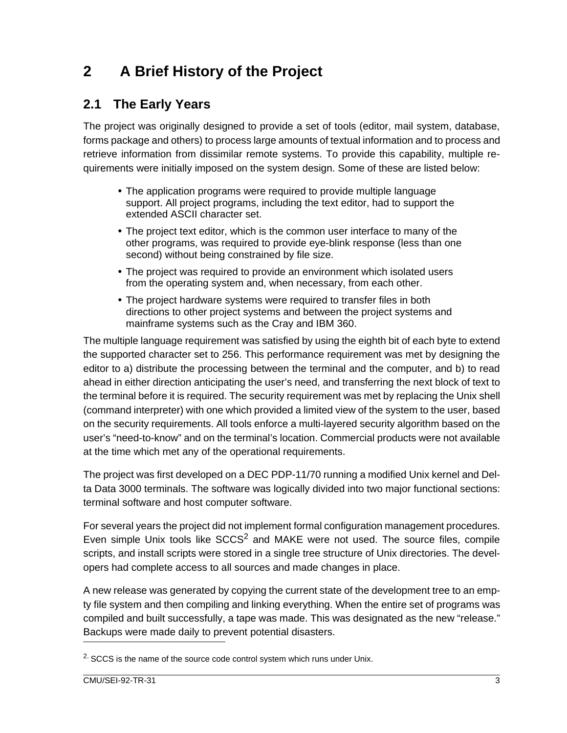# 2 A Brief History of the Project

## 2.1 The Early Years

The project was originally designed to provide a set of tools (editor, mail system, database, forms package and others) to process large amounts of textual information and to process and retrieve information from dissimilar remote systems. To provide this capability, multiple requirements were initially imposed on the system design. Some of these are listed below:

- The application programs were required to provide multiple language support. All project programs, including the text editor, had to support the extended ASCII character set.
- The project text editor, which is the common user interface to many of the other programs, was required to provide eye-blink response (less than one second) without being constrained by file size.
- The project was required to provide an environment which isolated users from the operating system and, when necessary, from each other.
- The project hardware systems were required to transfer files in both directions to other project systems and between the project systems and mainframe systems such as the Cray and IBM 360.

The multiple language requirement was satisfied by using the eighth bit of each byte to extend the supported character set to 256. This performance requirement was met by designing the editor to a) distribute the processing between the terminal and the computer, and b) to read ahead in either direction anticipating the user's need, and transferring the next block of text to the terminal before it is required. The security requirement was met by replacing the Unix shell (command interpreter) with one which provided a limited view of the system to the user, based on the security requirements. All tools enforce a multi-layered security algorithm based on the user's "need-to-know" and on the terminal's location. Commercial products were not available at the time which met any of the operational requirements.

The project was first developed on a DEC PDP-11/70 running a modified Unix kernel and Delta Data 3000 terminals. The software was logically divided into two major functional sections: terminal software and host computer software.

For several years the project did not implement formal configuration management procedures. Even simple Unix tools like SCCS[2] and MAKE were not used. The source files, compile scripts, and install scripts were stored in a single tree structure of Unix directories. The developers had complete access to all sources and made changes in place.

A new release was generated by copying the current state of the development tree to an empty file system and then compiling and linking everything. When the entire set of programs was compiled and built successfully, a tape was made. This was designated as the new "release." Backups were made daily to prevent potential disasters.

[2] SCCS is the name of the source code control system which runs under Unix.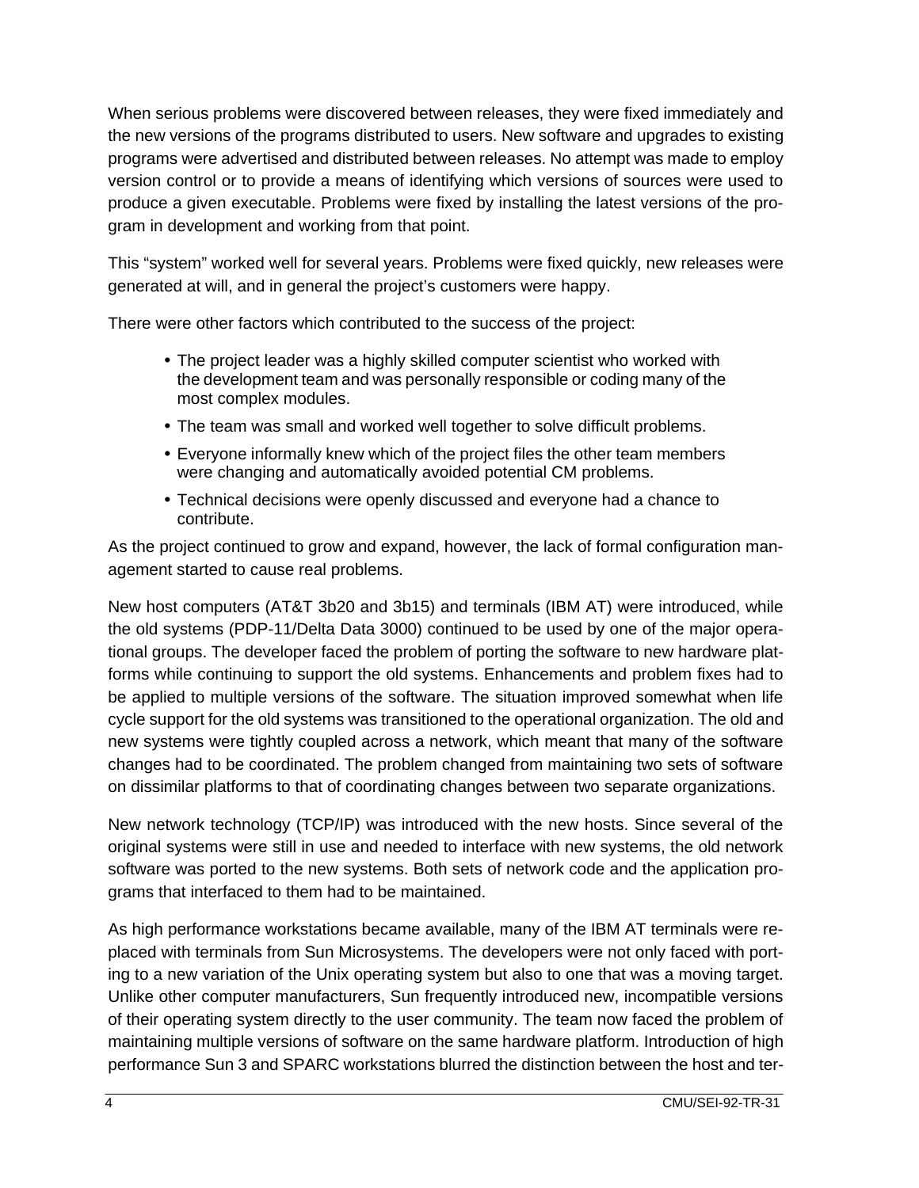When serious problems were discovered between releases, they were fixed immediately and the new versions of the programs distributed to users. New software and upgrades to existing programs were advertised and distributed between releases. No attempt was made to employ version control or to provide a means of identifying which versions of sources were used to produce a given executable. Problems were fixed by installing the latest versions of the program in development and working from that point.

This "system" worked well for several years. Problems were fixed quickly, new releases were generated at will, and in general the project's customers were happy.

There were other factors which contributed to the success of the project:

- The project leader was a highly skilled computer scientist who worked with the development team and was personally responsible or coding many of the most complex modules.
- The team was small and worked well together to solve difficult problems.
- Everyone informally knew which of the project files the other team members were changing and automatically avoided potential CM problems.
- Technical decisions were openly discussed and everyone had a chance to contribute.

As the project continued to grow and expand, however, the lack of formal configuration management started to cause real problems.

New host computers (AT&T 3b20 and 3b15) and terminals (IBM AT) were introduced, while the old systems (PDP-11/Delta Data 3000) continued to be used by one of the major operational groups. The developer faced the problem of porting the software to new hardware platforms while continuing to support the old systems. Enhancements and problem fixes had to be applied to multiple versions of the software. The situation improved somewhat when life cycle support for the old systems was transitioned to the operational organization. The old and new systems were tightly coupled across a network, which meant that many of the software changes had to be coordinated. The problem changed from maintaining two sets of software on dissimilar platforms to that of coordinating changes between two separate organizations.

New network technology (TCP/IP) was introduced with the new hosts. Since several of the original systems were still in use and needed to interface with new systems, the old network software was ported to the new systems. Both sets of network code and the application programs that interfaced to them had to be maintained.

As high performance workstations became available, many of the IBM AT terminals were replaced with terminals from Sun Microsystems. The developers were not only faced with porting to a new variation of the Unix operating system but also to one that was a moving target. Unlike other computer manufacturers, Sun frequently introduced new, incompatible versions of their operating system directly to the user community. The team now faced the problem of maintaining multiple versions of software on the same hardware platform. Introduction of high performance Sun 3 and SPARC workstations blurred the distinction between the host and ter-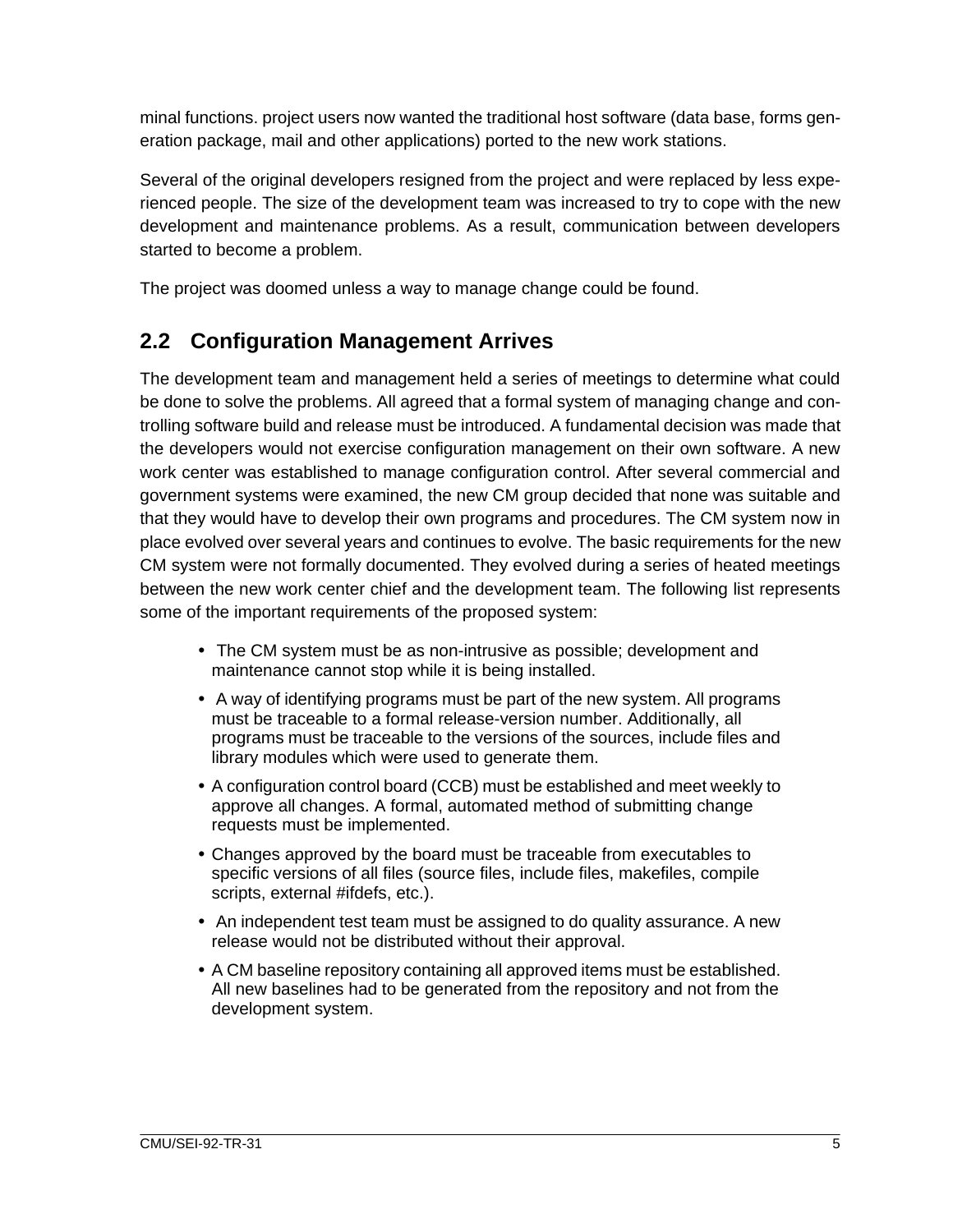minal functions. project users now wanted the traditional host software (data base, forms generation package, mail and other applications) ported to the new work stations.

Several of the original developers resigned from the project and were replaced by less experienced people. The size of the development team was increased to try to cope with the new development and maintenance problems. As a result, communication between developers started to become a problem.

The project was doomed unless a way to manage change could be found.

## 2.2 Configuration Management Arrives

The development team and management held a series of meetings to determine what could be done to solve the problems. All agreed that a formal system of managing change and controlling software build and release must be introduced. A fundamental decision was made that the developers would not exercise configuration management on their own software. A new work center was established to manage configuration control. After several commercial and government systems were examined, the new CM group decided that none was suitable and that they would have to develop their own programs and procedures. The CM system now in place evolved over several years and continues to evolve. The basic requirements for the new CM system were not formally documented. They evolved during a series of heated meetings between the new work center chief and the development team. The following list represents some of the important requirements of the proposed system:

- The CM system must be as non-intrusive as possible; development and maintenance cannot stop while it is being installed.
- A way of identifying programs must be part of the new system. All programs must be traceable to a formal release-version number. Additionally, all programs must be traceable to the versions of the sources, include files and library modules which were used to generate them.
- A configuration control board (CCB) must be established and meet weekly to approve all changes. A formal, automated method of submitting change requests must be implemented.
- Changes approved by the board must be traceable from executables to specific versions of all files (source files, include files, makefiles, compile scripts, external #ifdefs, etc.).
- An independent test team must be assigned to do quality assurance. A new release would not be distributed without their approval.
- A CM baseline repository containing all approved items must be established. All new baselines had to be generated from the repository and not from the development system.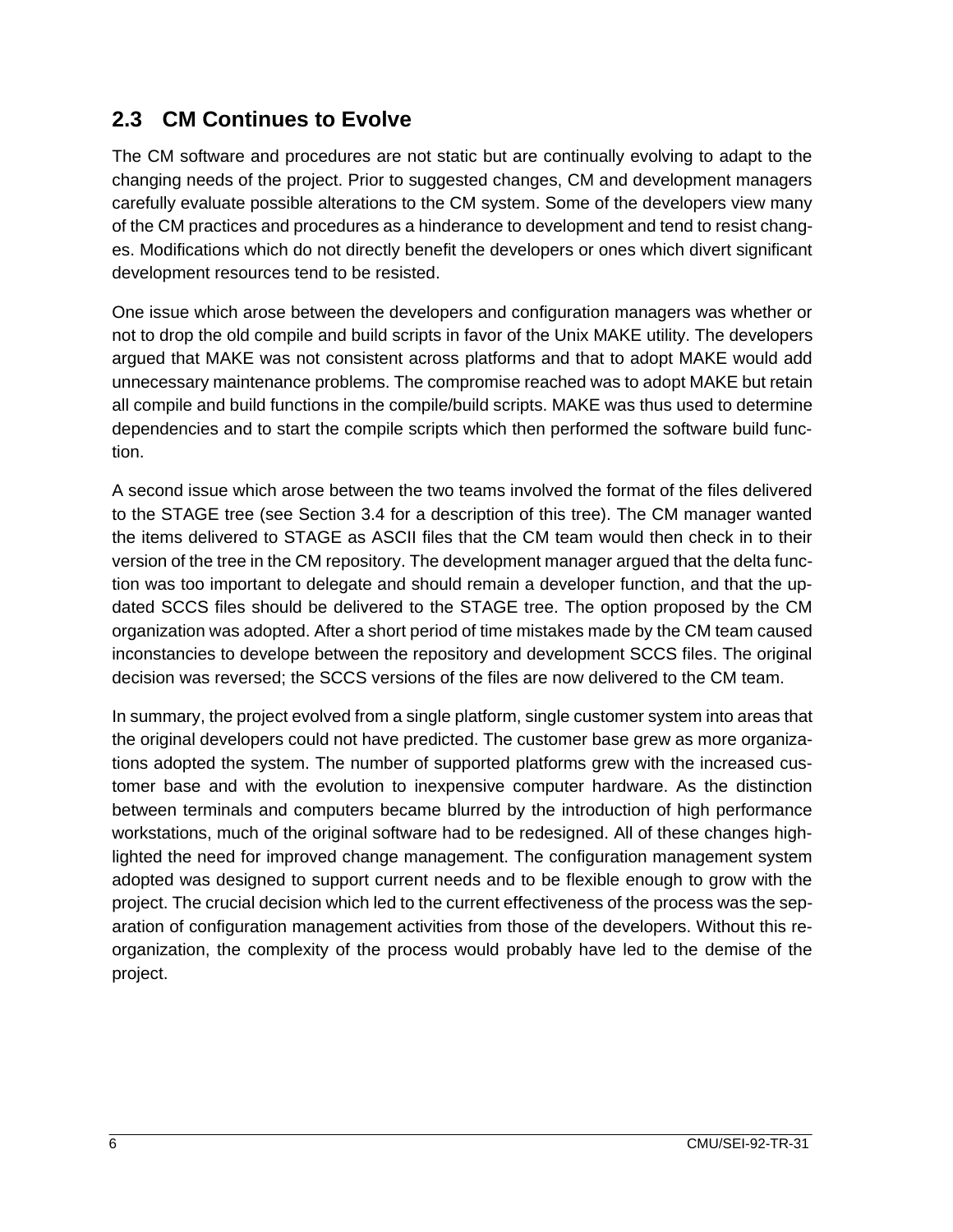## 2.3 CM Continues to Evolve

The CM software and procedures are not static but are continually evolving to adapt to the changing needs of the project. Prior to suggested changes, CM and development managers carefully evaluate possible alterations to the CM system. Some of the developers view many of the CM practices and procedures as a hinderance to development and tend to resist changes. Modifications which do not directly benefit the developers or ones which divert significant development resources tend to be resisted.

One issue which arose between the developers and configuration managers was whether or not to drop the old compile and build scripts in favor of the Unix MAKE utility. The developers argued that MAKE was not consistent across platforms and that to adopt MAKE would add unnecessary maintenance problems. The compromise reached was to adopt MAKE but retain all compile and build functions in the compile/build scripts. MAKE was thus used to determine dependencies and to start the compile scripts which then performed the software build function.

A second issue which arose between the two teams involved the format of the files delivered to the STAGE tree (see Section 3.4 for a description of this tree). The CM manager wanted the items delivered to STAGE as ASCII files that the CM team would then check in to their version of the tree in the CM repository. The development manager argued that the delta function was too important to delegate and should remain a developer function, and that the updated SCCS files should be delivered to the STAGE tree. The option proposed by the CM organization was adopted. After a short period of time mistakes made by the CM team caused inconstancies to develope between the repository and development SCCS files. The original decision was reversed; the SCCS versions of the files are now delivered to the CM team.

In summary, the project evolved from a single platform, single customer system into areas that the original developers could not have predicted. The customer base grew as more organizations adopted the system. The number of supported platforms grew with the increased customer base and with the evolution to inexpensive computer hardware. As the distinction between terminals and computers became blurred by the introduction of high performance workstations, much of the original software had to be redesigned. All of these changes highlighted the need for improved change management. The configuration management system adopted was designed to support current needs and to be flexible enough to grow with the project. The crucial decision which led to the current effectiveness of the process was the separation of configuration management activities from those of the developers. Without this reorganization, the complexity of the process would probably have led to the demise of the project.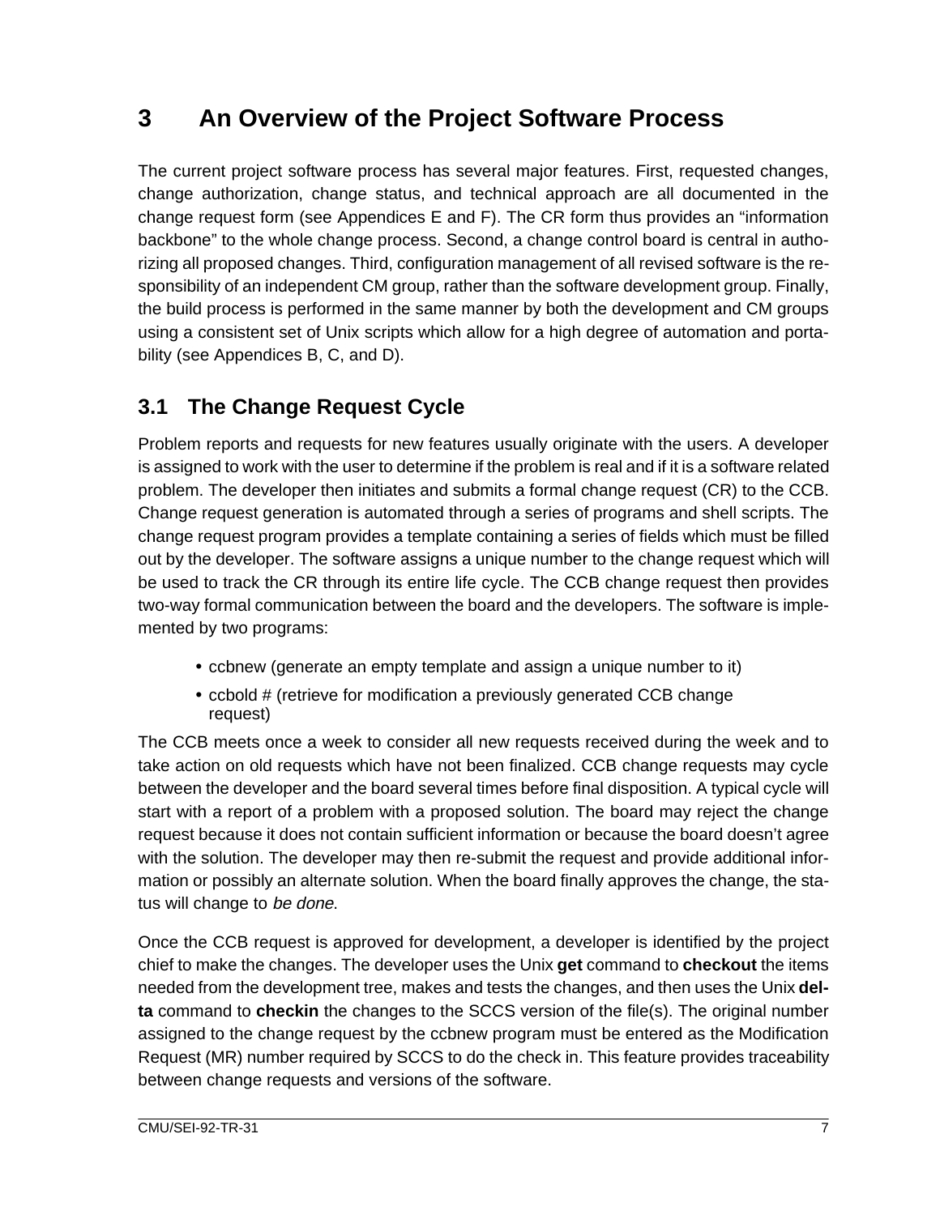# 3 An Overview of the Project Software Process

The current project software process has several major features. First, requested changes, change authorization, change status, and technical approach are all documented in the change request form (see Appendices E and F). The CR form thus provides an "information backbone" to the whole change process. Second, a change control board is central in authorizing all proposed changes. Third, configuration management of all revised software is the responsibility of an independent CM group, rather than the software development group. Finally, the build process is performed in the same manner by both the development and CM groups using a consistent set of Unix scripts which allow for a high degree of automation and portability (see Appendices B, C, and D).

## 3.1 The Change Request Cycle

Problem reports and requests for new features usually originate with the users. A developer is assigned to work with the user to determine if the problem is real and if it is a software related problem. The developer then initiates and submits a formal change request (CR) to the CCB. Change request generation is automated through a series of programs and shell scripts. The change request program provides a template containing a series of fields which must be filled out by the developer. The software assigns a unique number to the change request which will be used to track the CR through its entire life cycle. The CCB change request then provides two-way formal communication between the board and the developers. The software is implemented by two programs:

- ccbnew (generate an empty template and assign a unique number to it)
- ccbold # (retrieve for modification a previously generated CCB change request)

The CCB meets once a week to consider all new requests received during the week and to take action on old requests which have not been finalized. CCB change requests may cycle between the developer and the board several times before final disposition. A typical cycle will start with a report of a problem with a proposed solution. The board may reject the change request because it does not contain sufficient information or because the board doesn't agree with the solution. The developer may then re-submit the request and provide additional information or possibly an alternate solution. When the board finally approves the change, the status will change to *be done*.

Once the CCB request is approved for development, a developer is identified by the project chief to make the changes. The developer uses the Unix **get** command to **checkout** the items needed from the development tree, makes and tests the changes, and then uses the Unix **delta** command to **checkin** the changes to the SCCS version of the file(s). The original number assigned to the change request by the ccbnew program must be entered as the Modification Request (MR) number required by SCCS to do the check in. This feature provides traceability between change requests and versions of the software.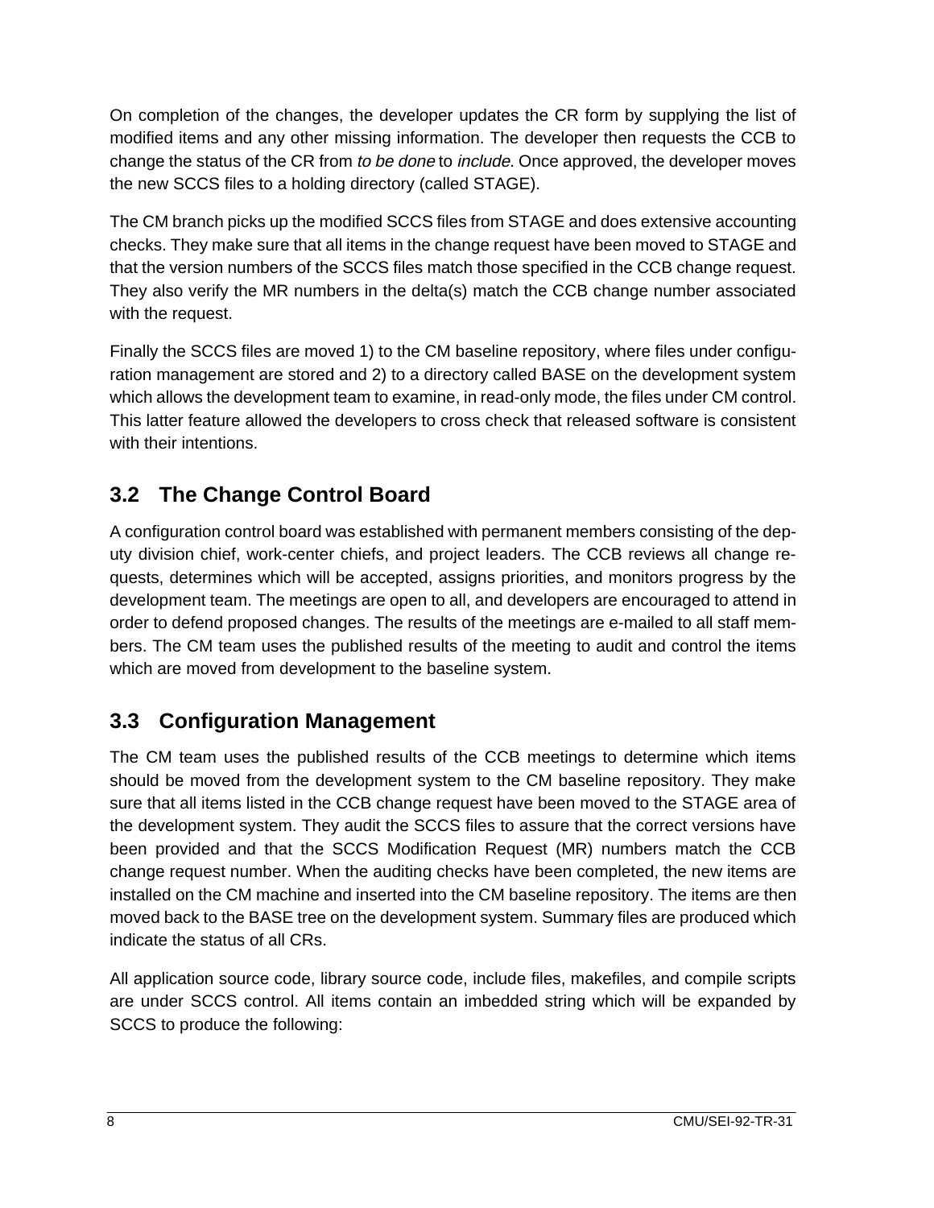On completion of the changes, the developer updates the CR form by supplying the list of modified items and any other missing information. The developer then requests the CCB to change the status of the CR from *to be done* to *include*. Once approved, the developer moves the new SCCS files to a holding directory (called STAGE).

The CM branch picks up the modified SCCS files from STAGE and does extensive accounting checks. They make sure that all items in the change request have been moved to STAGE and that the version numbers of the SCCS files match those specified in the CCB change request. They also verify the MR numbers in the delta(s) match the CCB change number associated with the request.

Finally the SCCS files are moved 1) to the CM baseline repository, where files under configuration management are stored and 2) to a directory called BASE on the development system which allows the development team to examine, in read-only mode, the files under CM control. This latter feature allowed the developers to cross check that released software is consistent with their intentions.

## 3.2 The Change Control Board

A configuration control board was established with permanent members consisting of the deputy division chief, work-center chiefs, and project leaders. The CCB reviews all change requests, determines which will be accepted, assigns priorities, and monitors progress by the development team. The meetings are open to all, and developers are encouraged to attend in order to defend proposed changes. The results of the meetings are e-mailed to all staff members. The CM team uses the published results of the meeting to audit and control the items which are moved from development to the baseline system.

## 3.3 Configuration Management

The CM team uses the published results of the CCB meetings to determine which items should be moved from the development system to the CM baseline repository. They make sure that all items listed in the CCB change request have been moved to the STAGE area of the development system. They audit the SCCS files to assure that the correct versions have been provided and that the SCCS Modification Request (MR) numbers match the CCB change request number. When the auditing checks have been completed, the new items are installed on the CM machine and inserted into the CM baseline repository. The items are then moved back to the BASE tree on the development system. Summary files are produced which indicate the status of all CRs.

All application source code, library source code, include files, makefiles, and compile scripts are under SCCS control. All items contain an imbedded string which will be expanded by SCCS to produce the following: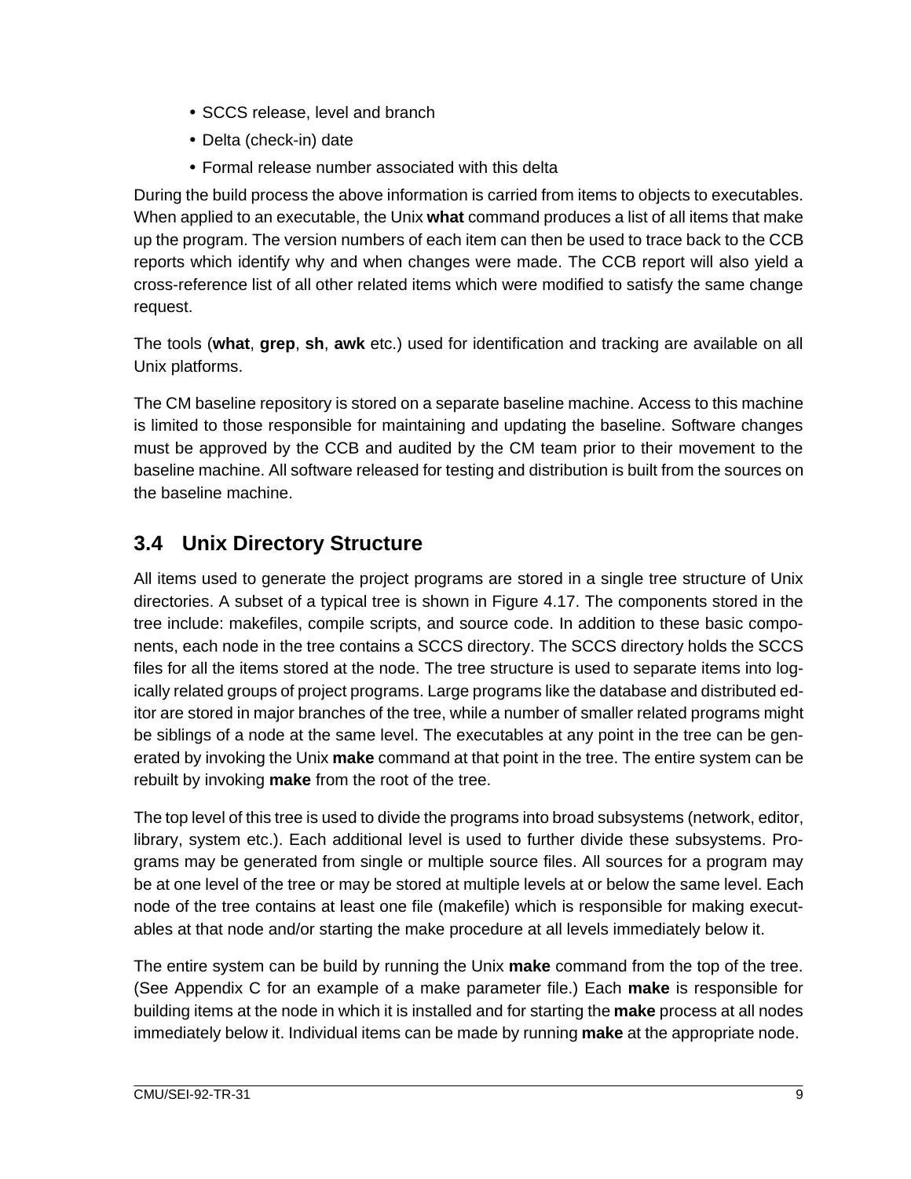- SCCS release, level and branch
- Delta (check-in) date
- Formal release number associated with this delta

During the build process the above information is carried from items to objects to executables. When applied to an executable, the Unix **what** command produces a list of all items that make up the program. The version numbers of each item can then be used to trace back to the CCB reports which identify why and when changes were made. The CCB report will also yield a cross-reference list of all other related items which were modified to satisfy the same change request.

The tools (**what**, **grep**, **sh**, **awk** etc.) used for identification and tracking are available on all Unix platforms.

The CM baseline repository is stored on a separate baseline machine. Access to this machine is limited to those responsible for maintaining and updating the baseline. Software changes must be approved by the CCB and audited by the CM team prior to their movement to the baseline machine. All software released for testing and distribution is built from the sources on the baseline machine.

## 3.4 Unix Directory Structure

All items used to generate the project programs are stored in a single tree structure of Unix directories. A subset of a typical tree is shown in Figure 4.17. The components stored in the tree include: makefiles, compile scripts, and source code. In addition to these basic components, each node in the tree contains a SCCS directory. The SCCS directory holds the SCCS files for all the items stored at the node. The tree structure is used to separate items into logically related groups of project programs. Large programs like the database and distributed editor are stored in major branches of the tree, while a number of smaller related programs might be siblings of a node at the same level. The executables at any point in the tree can be generated by invoking the Unix **make** command at that point in the tree. The entire system can be rebuilt by invoking **make** from the root of the tree.

The top level of this tree is used to divide the programs into broad subsystems (network, editor, library, system etc.). Each additional level is used to further divide these subsystems. Programs may be generated from single or multiple source files. All sources for a program may be at one level of the tree or may be stored at multiple levels at or below the same level. Each node of the tree contains at least one file (makefile) which is responsible for making executables at that node and/or starting the make procedure at all levels immediately below it.

The entire system can be build by running the Unix **make** command from the top of the tree. (See Appendix C for an example of a make parameter file.) Each **make** is responsible for building items at the node in which it is installed and for starting the **make** process at all nodes immediately below it. Individual items can be made by running **make** at the appropriate node.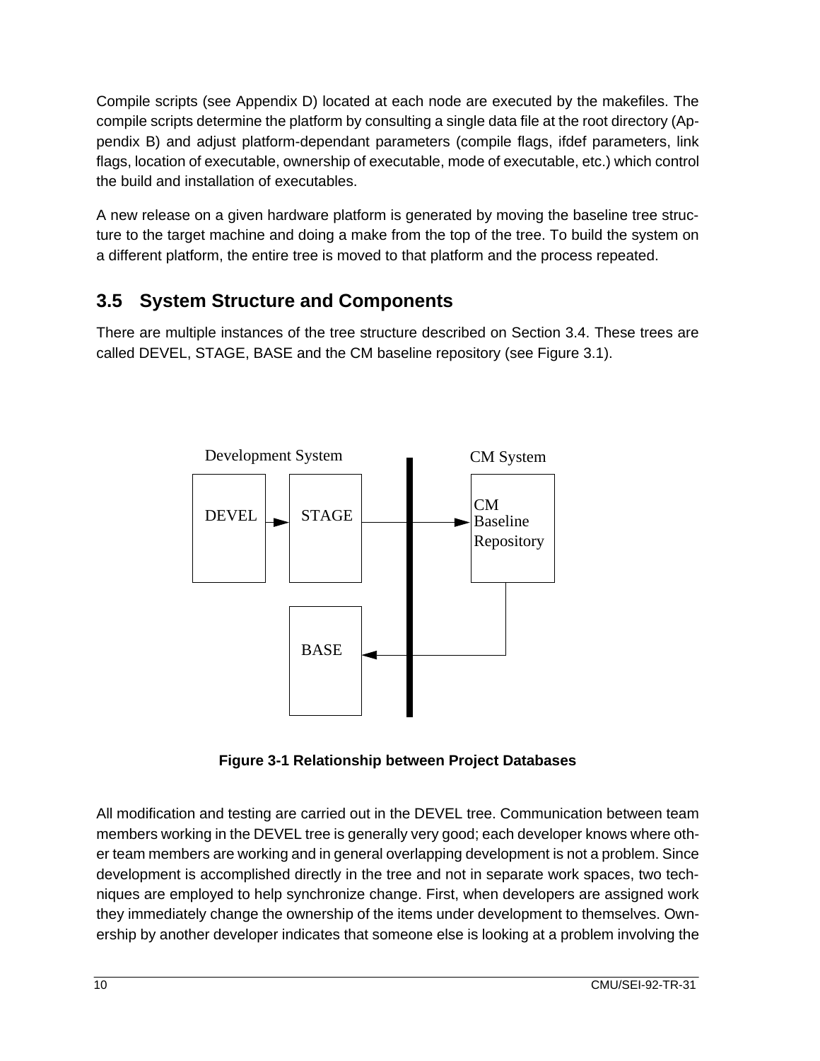Compile scripts (see Appendix D) located at each node are executed by the makefiles. The compile scripts determine the platform by consulting a single data file at the root directory (Appendix B) and adjust platform-dependant parameters (compile flags, ifdef parameters, link flags, location of executable, ownership of executable, mode of executable, etc.) which control the build and installation of executables.

A new release on a given hardware platform is generated by moving the baseline tree structure to the target machine and doing a make from the top of the tree. To build the system on a different platform, the entire tree is moved to that platform and the process repeated.

## 3.5 System Structure and Components

There are multiple instances of the tree structure described on Section 3.4. These trees are called DEVEL, STAGE, BASE and the CM baseline repository (see Figure 3.1).

Development System

DEVEL

STAGE

BASE

CM System

CM Baseline Repository

**Figure 3-1 Relationship between Project Databases**

All modification and testing are carried out in the DEVEL tree. Communication between team members working in the DEVEL tree is generally very good; each developer knows where other team members are working and in general overlapping development is not a problem. Since development is accomplished directly in the tree and not in separate work spaces, two techniques are employed to help synchronize change. First, when developers are assigned work they immediately change the ownership of the items under development to themselves. Ownership by another developer indicates that someone else is looking at a problem involving the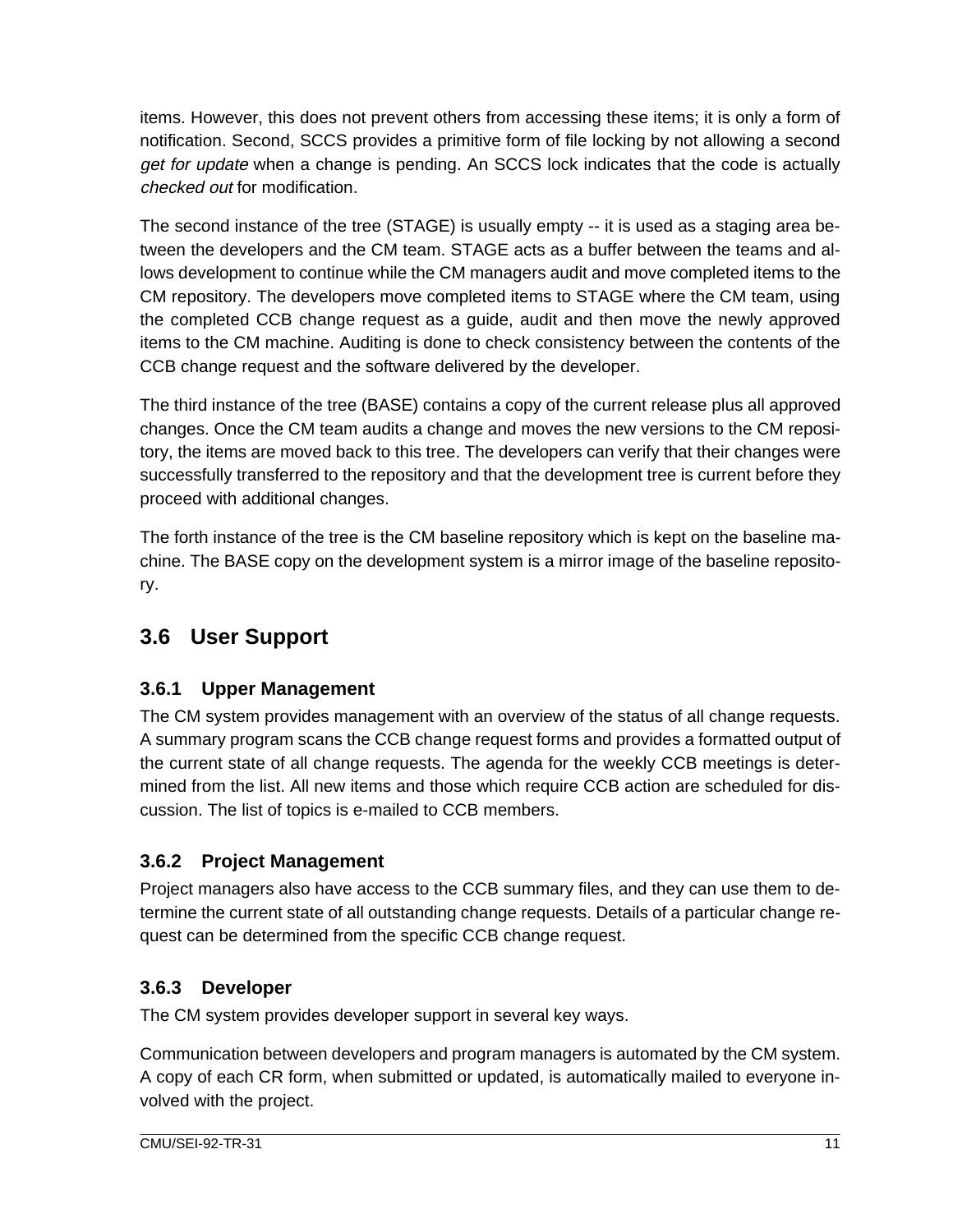items. However, this does not prevent others from accessing these items; it is only a form of notification. Second, SCCS provides a primitive form of file locking by not allowing a second *get for update* when a change is pending. An SCCS lock indicates that the code is actually *checked out* for modification.

The second instance of the tree (STAGE) is usually empty -- it is used as a staging area between the developers and the CM team. STAGE acts as a buffer between the teams and allows development to continue while the CM managers audit and move completed items to the CM repository. The developers move completed items to STAGE where the CM team, using the completed CCB change request as a guide, audit and then move the newly approved items to the CM machine. Auditing is done to check consistency between the contents of the CCB change request and the software delivered by the developer.

The third instance of the tree (BASE) contains a copy of the current release plus all approved changes. Once the CM team audits a change and moves the new versions to the CM repository, the items are moved back to this tree. The developers can verify that their changes were successfully transferred to the repository and that the development tree is current before they proceed with additional changes.

The forth instance of the tree is the CM baseline repository which is kept on the baseline machine. The BASE copy on the development system is a mirror image of the baseline repository.

## 3.6 User Support

### 3.6.1 Upper Management

The CM system provides management with an overview of the status of all change requests. A summary program scans the CCB change request forms and provides a formatted output of the current state of all change requests. The agenda for the weekly CCB meetings is determined from the list. All new items and those which require CCB action are scheduled for discussion. The list of topics is e-mailed to CCB members.

### 3.6.2 Project Management

Project managers also have access to the CCB summary files, and they can use them to determine the current state of all outstanding change requests. Details of a particular change request can be determined from the specific CCB change request.

### 3.6.3 Developer

The CM system provides developer support in several key ways.

Communication between developers and program managers is automated by the CM system. A copy of each CR form, when submitted or updated, is automatically mailed to everyone involved with the project.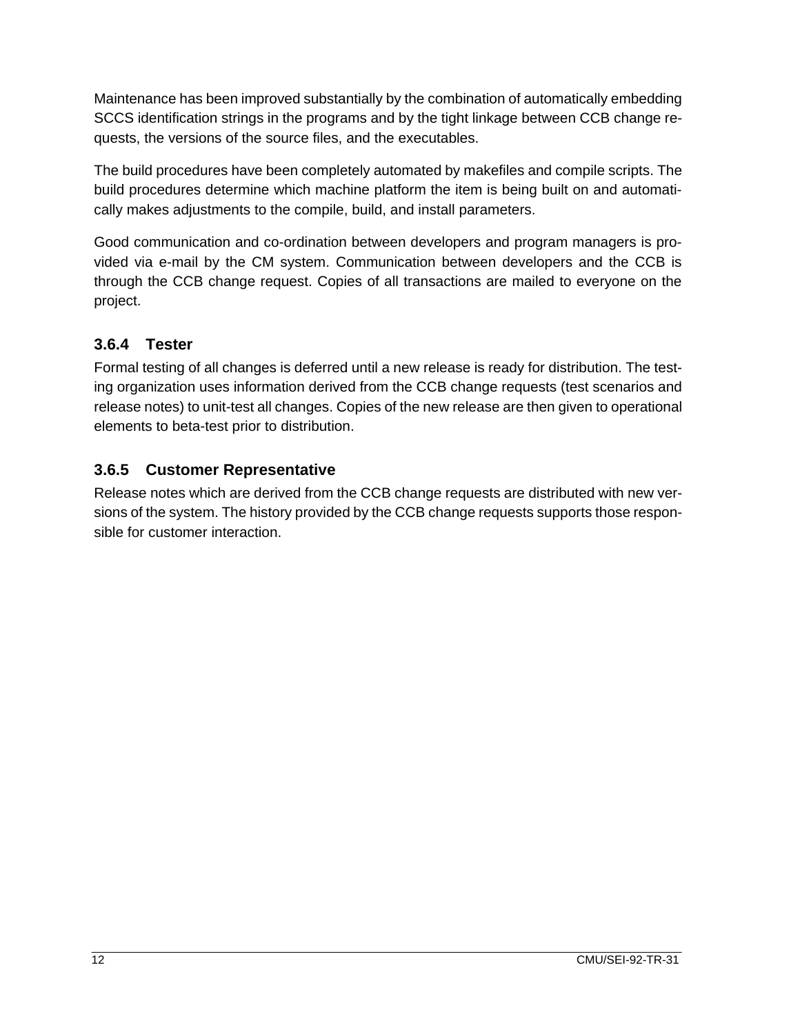Maintenance has been improved substantially by the combination of automatically embedding SCCS identification strings in the programs and by the tight linkage between CCB change requests, the versions of the source files, and the executables.

The build procedures have been completely automated by makefiles and compile scripts. The build procedures determine which machine platform the item is being built on and automatically makes adjustments to the compile, build, and install parameters.

Good communication and co-ordination between developers and program managers is provided via e-mail by the CM system. Communication between developers and the CCB is through the CCB change request. Copies of all transactions are mailed to everyone on the project.

### 3.6.4 Tester

Formal testing of all changes is deferred until a new release is ready for distribution. The testing organization uses information derived from the CCB change requests (test scenarios and release notes) to unit-test all changes. Copies of the new release are then given to operational elements to beta-test prior to distribution.

### 3.6.5 Customer Representative

Release notes which are derived from the CCB change requests are distributed with new versions of the system. The history provided by the CCB change requests supports those responsible for customer interaction.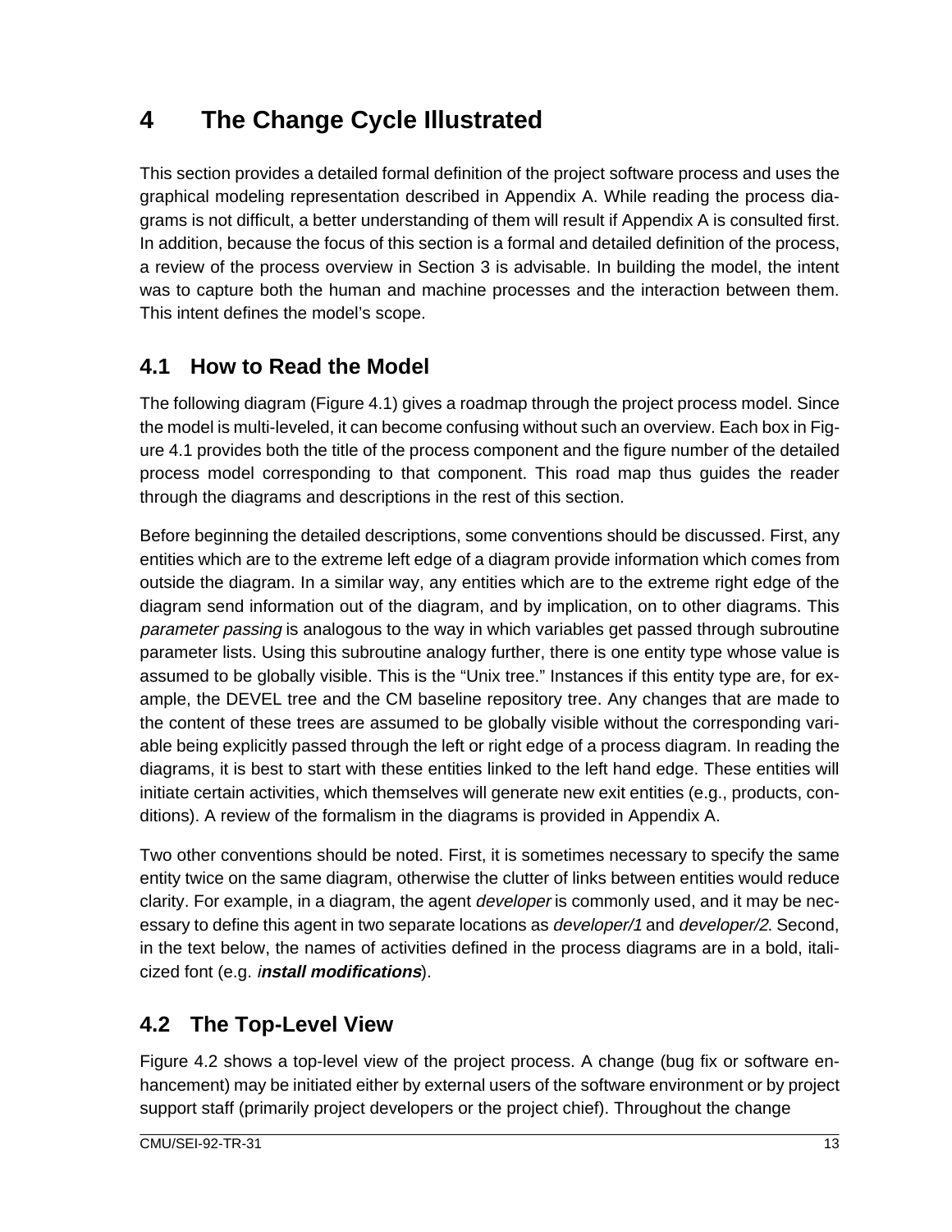# 4 The Change Cycle Illustrated

This section provides a detailed formal definition of the project software process and uses the graphical modeling representation described in Appendix A. While reading the process diagrams is not difficult, a better understanding of them will result if Appendix A is consulted first. In addition, because the focus of this section is a formal and detailed definition of the process, a review of the process overview in Section 3 is advisable. In building the model, the intent was to capture both the human and machine processes and the interaction between them. This intent defines the model's scope.

## 4.1 How to Read the Model

The following diagram (Figure 4.1) gives a roadmap through the project process model. Since the model is multi-leveled, it can become confusing without such an overview. Each box in Figure 4.1 provides both the title of the process component and the figure number of the detailed process model corresponding to that component. This road map thus guides the reader through the diagrams and descriptions in the rest of this section.

Before beginning the detailed descriptions, some conventions should be discussed. First, any entities which are to the extreme left edge of a diagram provide information which comes from outside the diagram. In a similar way, any entities which are to the extreme right edge of the diagram send information out of the diagram, and by implication, on to other diagrams. This *parameter passing* is analogous to the way in which variables get passed through subroutine parameter lists. Using this subroutine analogy further, there is one entity type whose value is assumed to be globally visible. This is the "Unix tree." Instances if this entity type are, for example, the DEVEL tree and the CM baseline repository tree. Any changes that are made to the content of these trees are assumed to be globally visible without the corresponding variable being explicitly passed through the left or right edge of a process diagram. In reading the diagrams, it is best to start with these entities linked to the left hand edge. These entities will initiate certain activities, which themselves will generate new exit entities (e.g., products, conditions). A review of the formalism in the diagrams is provided in Appendix A.

Two other conventions should be noted. First, it is sometimes necessary to specify the same entity twice on the same diagram, otherwise the clutter of links between entities would reduce clarity. For example, in a diagram, the agent *developer* is commonly used, and it may be necessary to define this agent in two separate locations as *developer/1* and *developer/2.* Second, in the text below, the names of activities defined in the process diagrams are in a bold, italicized font (e.g. *i****nstall modifications***).

## 4.2 The Top-Level View

Figure 4.2 shows a top-level view of the project process. A change (bug fix or software enhancement) may be initiated either by external users of the software environment or by project support staff (primarily project developers or the project chief). Throughout the change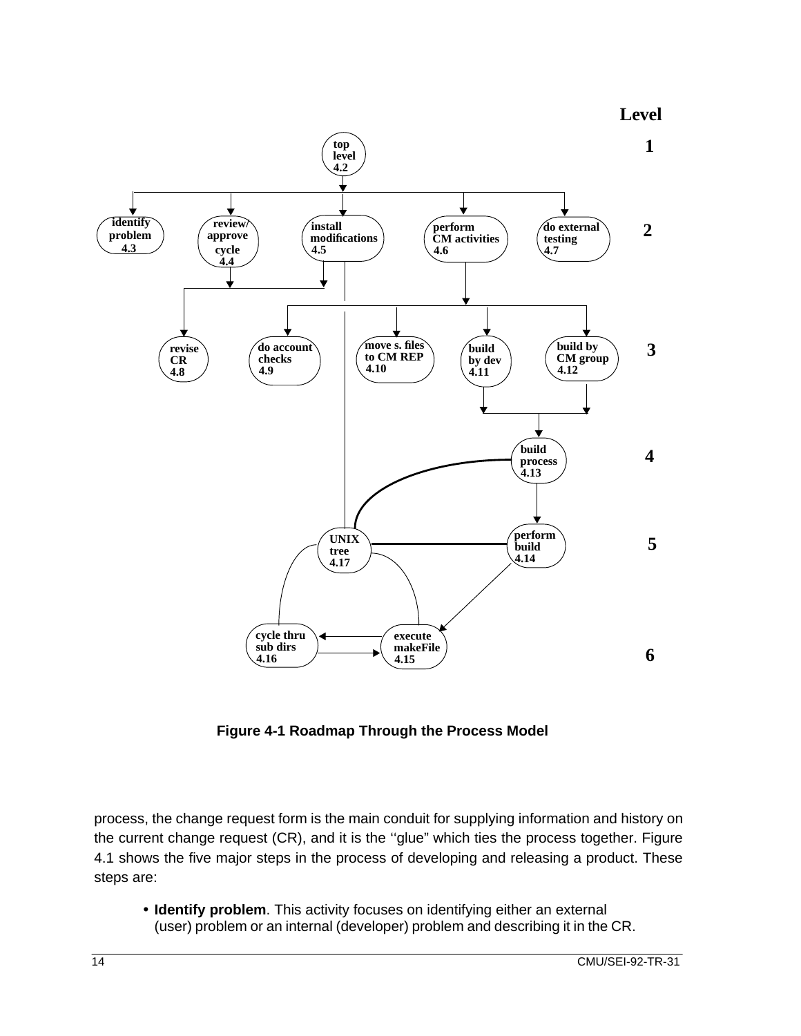Figure 4-1 Roadmap Through the Process Model

process, the change request form is the main conduit for supplying information and history on the current change request (CR), and it is the ''glue" which ties the process together. Figure 4.1 shows the five major steps in the process of developing and releasing a product. These steps are:

- **Identify problem**. This activity focuses on identifying either an external (user) problem or an internal (developer) problem and describing it in the CR.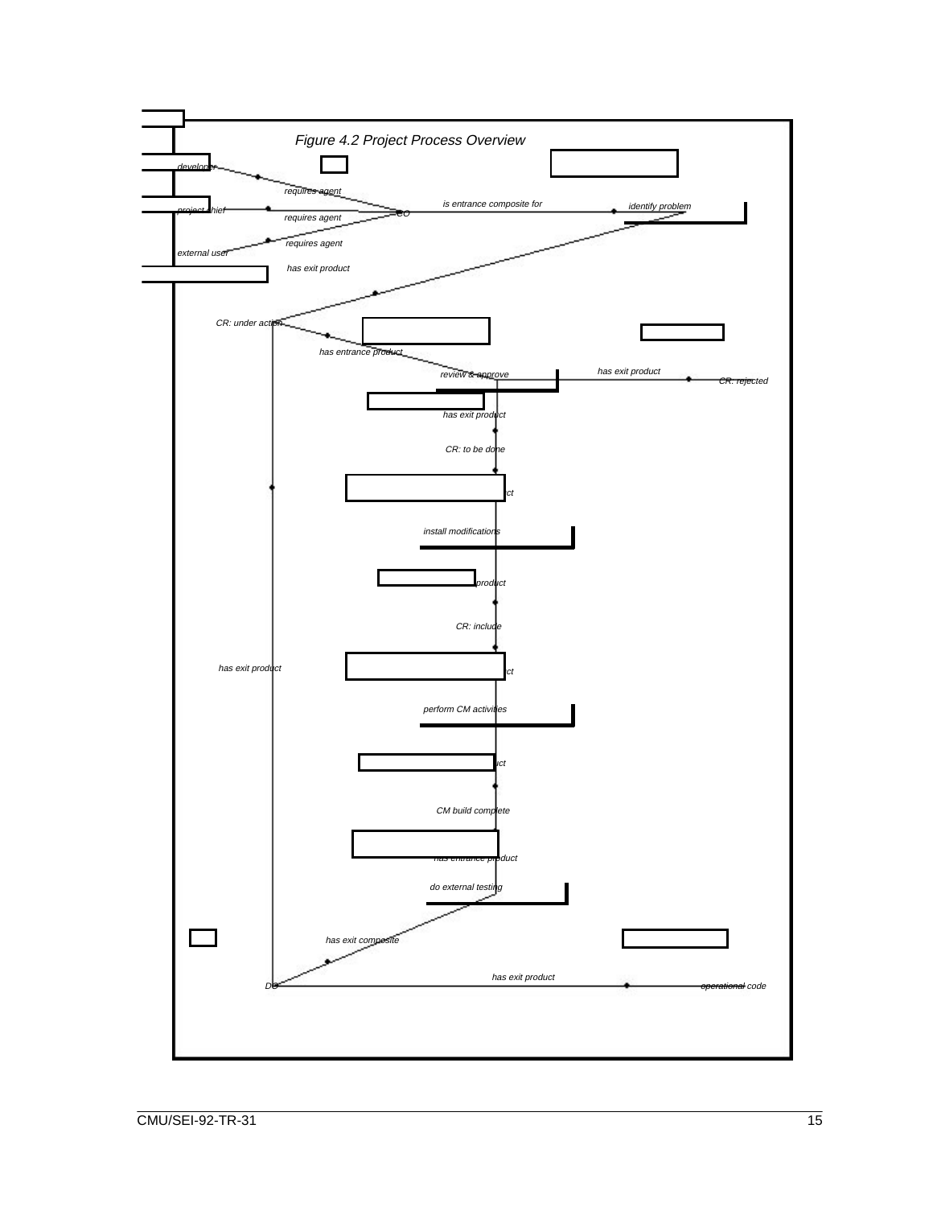*Figure 4.2 Project Process Overview*

developer

requires agent

project chief

requires agent

is entrance composite for

CO

identify problem

requires agent

external user

has exit product

CR: under action

has entrance product

review & approve

has exit product

CR: rejected

has exit product

CR: to be done

ct

install modifications

product

CR: include

has exit product

ct

perform CM activities

uct

CM build complete

has entrance product

do external testing

has exit composite

has exit product

DO

operational code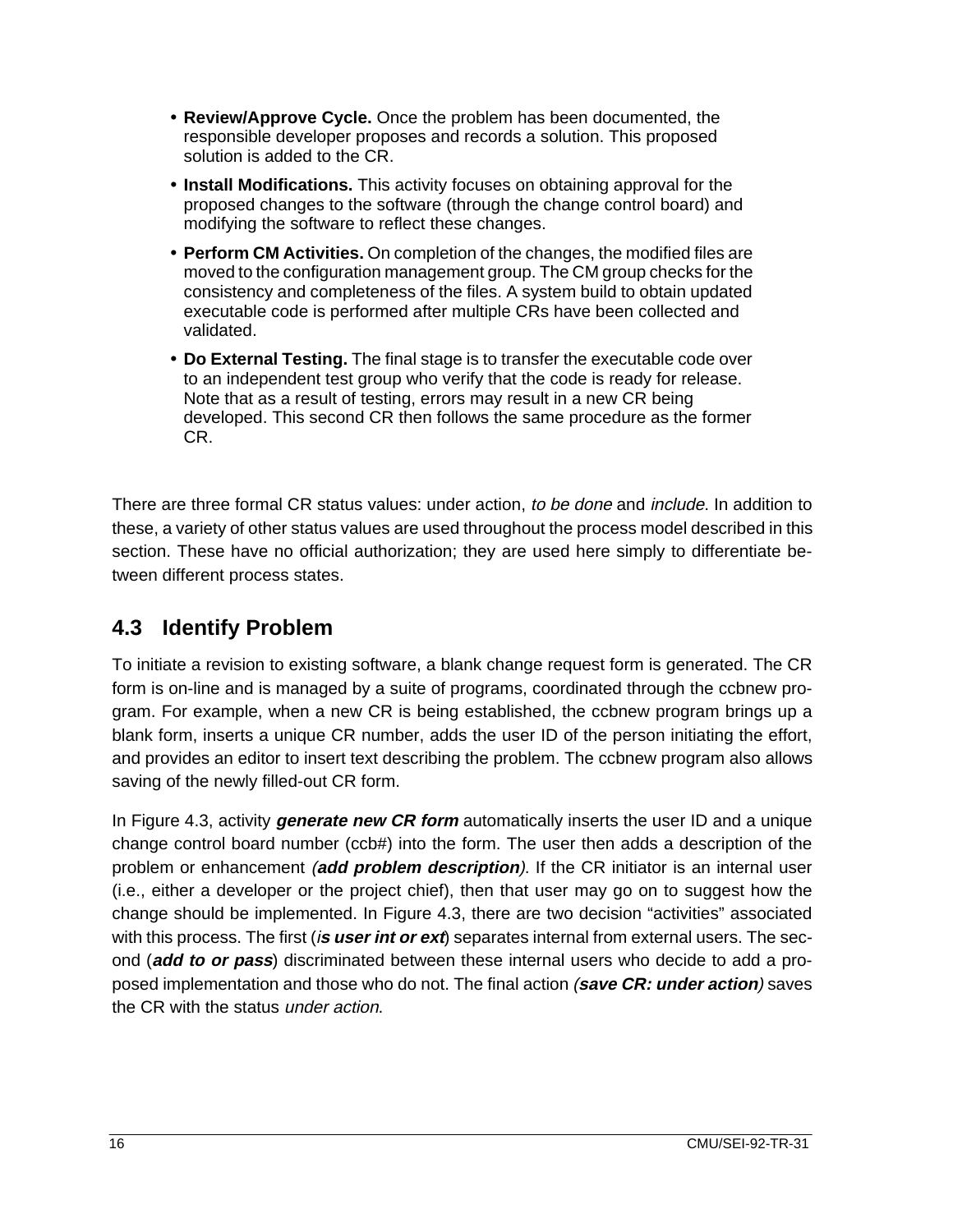- **Review/Approve Cycle.** Once the problem has been documented, the responsible developer proposes and records a solution. This proposed solution is added to the CR.
- **Install Modifications.** This activity focuses on obtaining approval for the proposed changes to the software (through the change control board) and modifying the software to reflect these changes.
- **Perform CM Activities.** On completion of the changes, the modified files are moved to the configuration management group. The CM group checks for the consistency and completeness of the files. A system build to obtain updated executable code is performed after multiple CRs have been collected and validated.
- **Do External Testing.** The final stage is to transfer the executable code over to an independent test group who verify that the code is ready for release. Note that as a result of testing, errors may result in a new CR being developed. This second CR then follows the same procedure as the former CR.

There are three formal CR status values: under action, *to be done* and *include*. In addition to these, a variety of other status values are used throughout the process model described in this section. These have no official authorization; they are used here simply to differentiate between different process states.

## 4.3 Identify Problem

To initiate a revision to existing software, a blank change request form is generated. The CR form is on-line and is managed by a suite of programs, coordinated through the ccbnew program. For example, when a new CR is being established, the ccbnew program brings up a blank form, inserts a unique CR number, adds the user ID of the person initiating the effort, and provides an editor to insert text describing the problem. The ccbnew program also allows saving of the newly filled-out CR form.

In Figure 4.3, activity ***generate new CR form*** automatically inserts the user ID and a unique change control board number (ccb#) into the form. The user then adds a description of the problem or enhancement *(**add problem description**)*. If the CR initiator is an internal user (i.e., either a developer or the project chief), then that user may go on to suggest how the change should be implemented. In Figure 4.3, there are two decision "activities" associated with this process. The first (***is user int or ext***) separates internal from external users. The second (***add to or pass***) discriminated between these internal users who decide to add a proposed implementation and those who do not. The final action *(**save CR: under action**)* saves the CR with the status *under action*.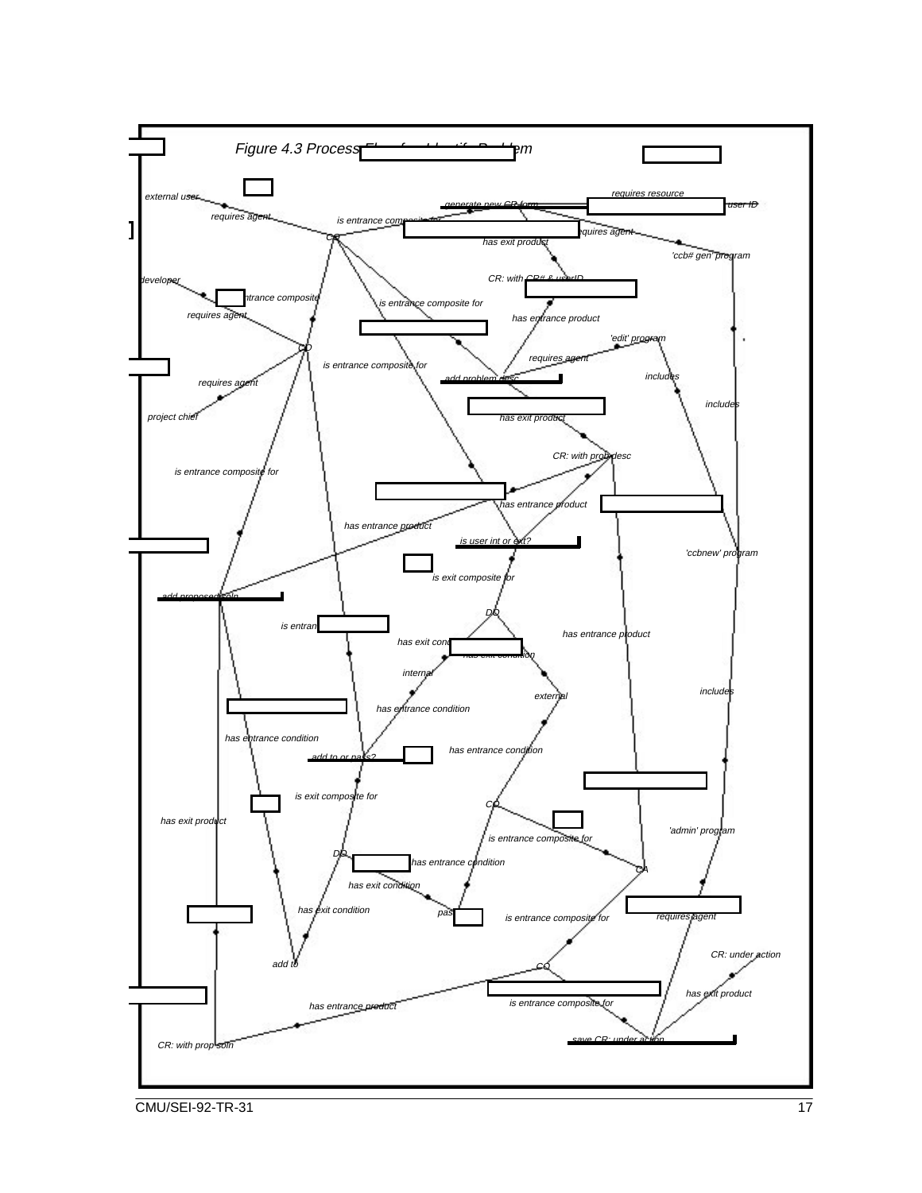Figure 4.3 Process Flow for Identify Problem

external user

requires agent

is entrance composite for

generate new CR form

requires resource

user ID

requires agent

has exit product

'ccb# gen' program

CO

developer

is entrance composite for

is entrance composite for

requires agent

CR: with CR# & userID

has entrance product

'edit' program

CO

requires agent

is entrance composite for

add problem desc

includes

requires agent

includes

project chief

has exit product

CR: with prob desc

is entrance composite for

has entrance product

has entrance product

is user int or ext?

'ccbnew' program

is exit composite for

add proposed soln

DO

is entrance composite for

has exit condition

has exit condition

has entrance product

internal

includes

external

has entrance condition

has entrance condition

has entrance condition

add to or pass?

is exit composite for

CO

has exit product

'admin' program

is entrance composite for

DO

has entrance condition

CA

has exit condition

has exit condition

pass

is entrance composite for

requires agent

CR: under action

add to

CO

has exit product

is entrance composite for

has entrance product

save CR: under action

CR: with prop soln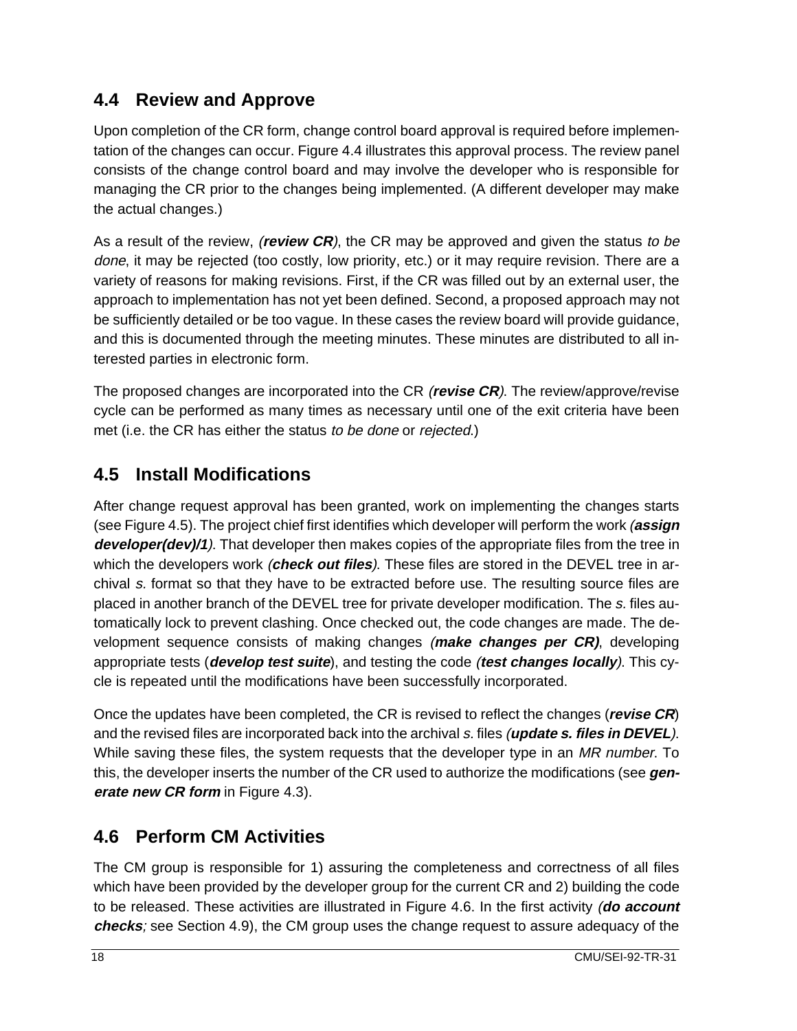## 4.4 Review and Approve

Upon completion of the CR form, change control board approval is required before implementation of the changes can occur. Figure 4.4 illustrates this approval process. The review panel consists of the change control board and may involve the developer who is responsible for managing the CR prior to the changes being implemented. (A different developer may make the actual changes.)

As a result of the review, *(**review CR**)*, the CR may be approved and given the status *to be done*, it may be rejected (too costly, low priority, etc.) or it may require revision. There are a variety of reasons for making revisions. First, if the CR was filled out by an external user, the approach to implementation has not yet been defined. Second, a proposed approach may not be sufficiently detailed or be too vague. In these cases the review board will provide guidance, and this is documented through the meeting minutes. These minutes are distributed to all interested parties in electronic form.

The proposed changes are incorporated into the CR *(**revise CR**)*. The review/approve/revise cycle can be performed as many times as necessary until one of the exit criteria have been met (i.e. the CR has either the status *to be done* or *rejected*.)

## 4.5 Install Modifications

After change request approval has been granted, work on implementing the changes starts (see Figure 4.5). The project chief first identifies which developer will perform the work *(**assign developer(dev)/1**)*. That developer then makes copies of the appropriate files from the tree in which the developers work *(**check out files**)*. These files are stored in the DEVEL tree in archival *s.* format so that they have to be extracted before use. The resulting source files are placed in another branch of the DEVEL tree for private developer modification. The *s.* files automatically lock to prevent clashing. Once checked out, the code changes are made. The development sequence consists of making changes *(**make changes per CR)***, developing appropriate tests (***develop test suite***), and testing the code *(**test changes locally**)*. This cycle is repeated until the modifications have been successfully incorporated.

Once the updates have been completed, the CR is revised to reflect the changes (***revise CR***) and the revised files are incorporated back into the archival *s.* files *(**update s. files in DEVEL**)*. While saving these files, the system requests that the developer type in an *MR number*. To this, the developer inserts the number of the CR used to authorize the modifications (see ***generate new CR form*** in Figure 4.3).

## 4.6 Perform CM Activities

The CM group is responsible for 1) assuring the completeness and correctness of all files which have been provided by the developer group for the current CR and 2) building the code to be released. These activities are illustrated in Figure 4.6. In the first activity *(**do account checks**;* see Section 4.9), the CM group uses the change request to assure adequacy of the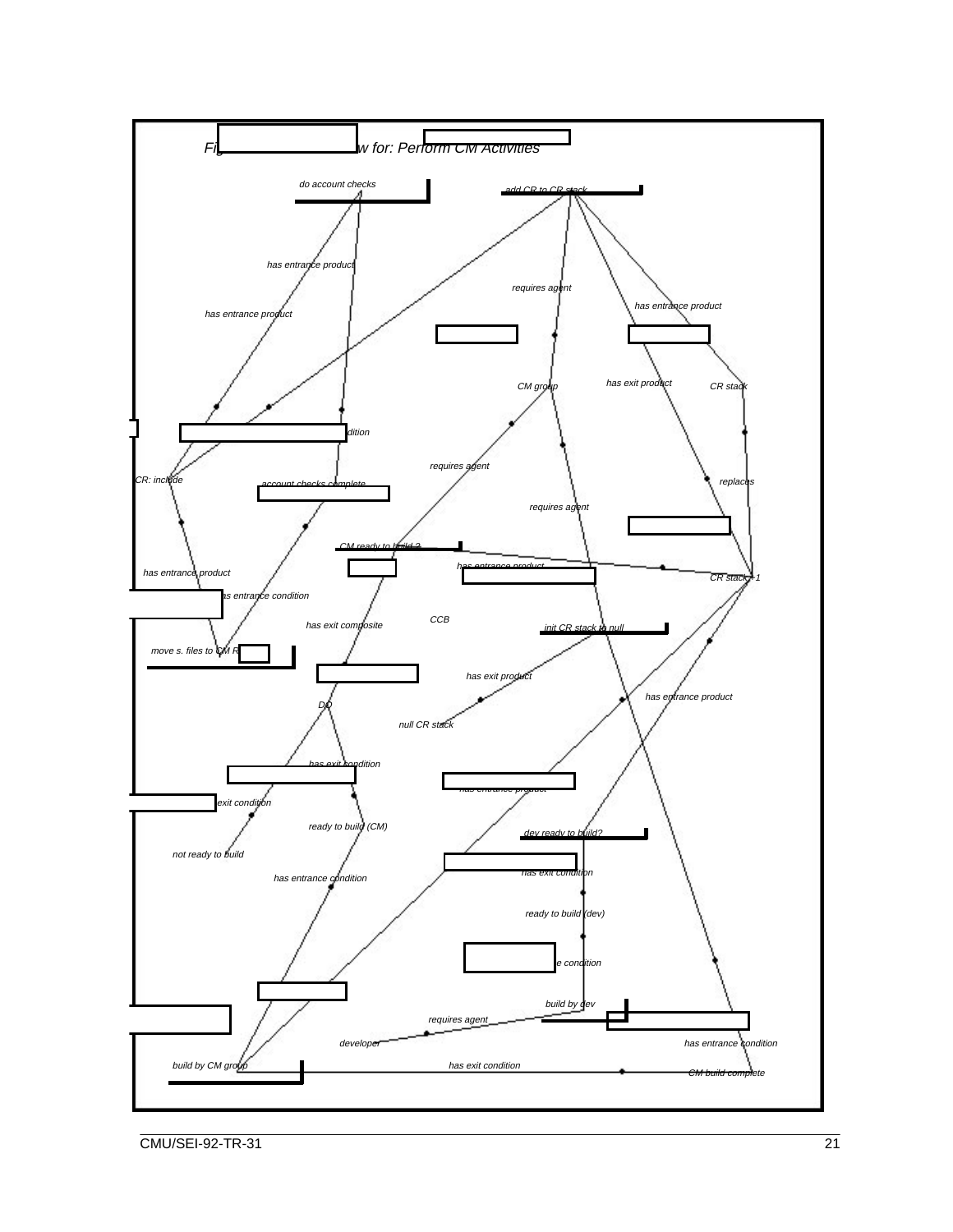Figure ... w for: Perform CM Activities

do account checks

add CR to CR stack

has entrance product

requires agent

has entrance product

has entrance product

CM group

has exit product

CR stack

...dition

requires agent

CR: include

account checks complete

replaces

requires agent

CM ready to build ?

has entrance product

has entrance product

CR stack + 1

has entrance condition

CCB

has exit composite

init CR stack to null

move s. files to CM R...

has exit product

has entrance product

DO

null CR stack

has exit condition

has entrance product

...exit condition

ready to build (CM)

dev ready to build?

not ready to build

has exit condition

has entrance condition

ready to build (dev)

...e condition

build by dev

requires agent

developer

has entrance condition

build by CM group

has exit condition

CM build complete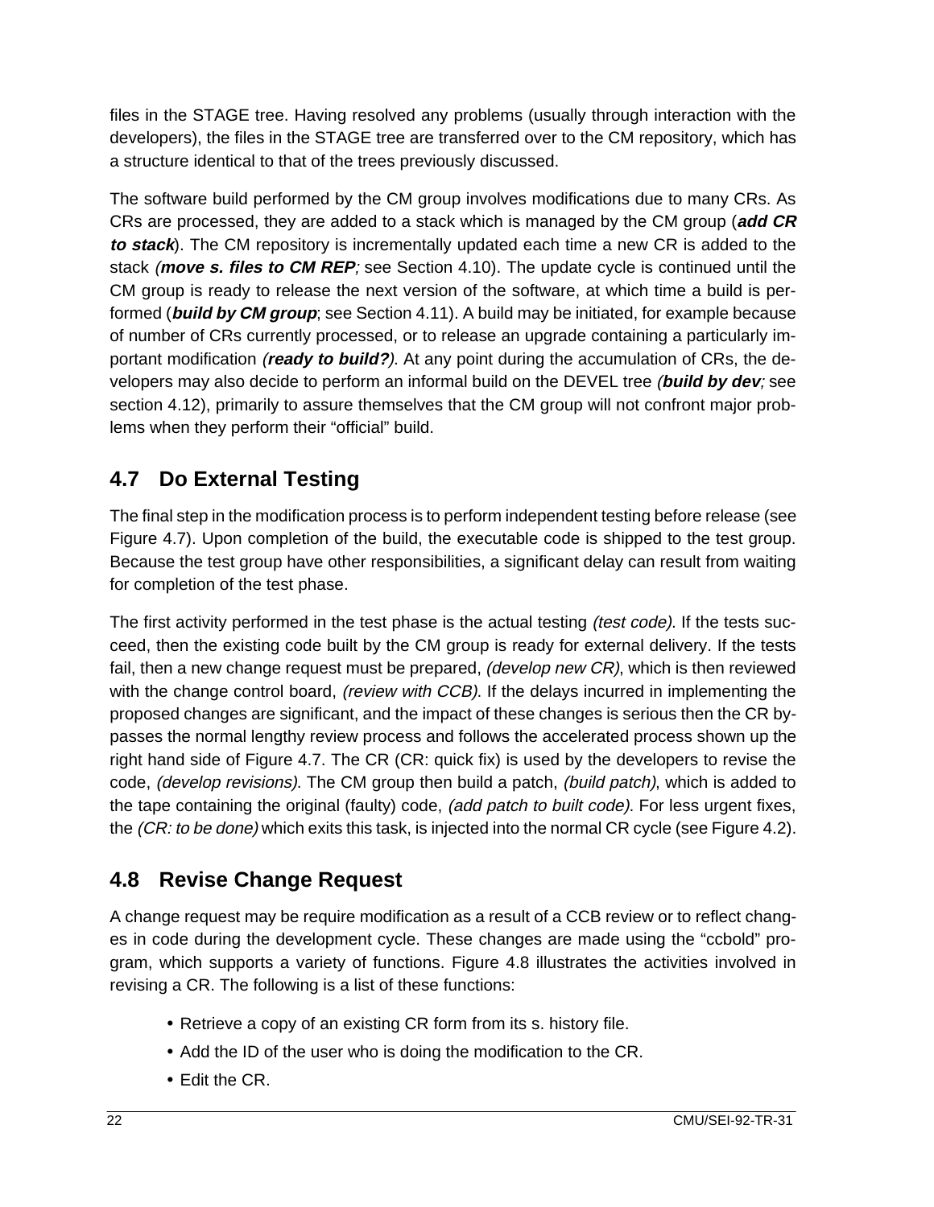files in the STAGE tree. Having resolved any problems (usually through interaction with the developers), the files in the STAGE tree are transferred over to the CM repository, which has a structure identical to that of the trees previously discussed.

The software build performed by the CM group involves modifications due to many CRs. As CRs are processed, they are added to a stack which is managed by the CM group (***add CR to stack***). The CM repository is incrementally updated each time a new CR is added to the stack *(**move s. files to CM REP**;* see Section 4.10). The update cycle is continued until the CM group is ready to release the next version of the software, at which time a build is performed (***build by CM group***; see Section 4.11). A build may be initiated, for example because of number of CRs currently processed, or to release an upgrade containing a particularly important modification *(**ready to build?**)*. At any point during the accumulation of CRs, the developers may also decide to perform an informal build on the DEVEL tree *(**build by dev**;* see section 4.12), primarily to assure themselves that the CM group will not confront major problems when they perform their "official" build.

## 4.7 Do External Testing

The final step in the modification process is to perform independent testing before release (see Figure 4.7). Upon completion of the build, the executable code is shipped to the test group. Because the test group have other responsibilities, a significant delay can result from waiting for completion of the test phase.

The first activity performed in the test phase is the actual testing *(test code)*. If the tests succeed, then the existing code built by the CM group is ready for external delivery. If the tests fail, then a new change request must be prepared, *(develop new CR)*, which is then reviewed with the change control board, *(review with CCB)*. If the delays incurred in implementing the proposed changes are significant, and the impact of these changes is serious then the CR bypasses the normal lengthy review process and follows the accelerated process shown up the right hand side of Figure 4.7. The CR (CR: quick fix) is used by the developers to revise the code, *(develop revisions)*. The CM group then build a patch, *(build patch)*, which is added to the tape containing the original (faulty) code, *(add patch to built code)*. For less urgent fixes, the *(CR: to be done)* which exits this task, is injected into the normal CR cycle (see Figure 4.2).

## 4.8 Revise Change Request

A change request may be require modification as a result of a CCB review or to reflect changes in code during the development cycle. These changes are made using the "ccbold" program, which supports a variety of functions. Figure 4.8 illustrates the activities involved in revising a CR. The following is a list of these functions:

- Retrieve a copy of an existing CR form from its s. history file.
- Add the ID of the user who is doing the modification to the CR.
- Edit the CR.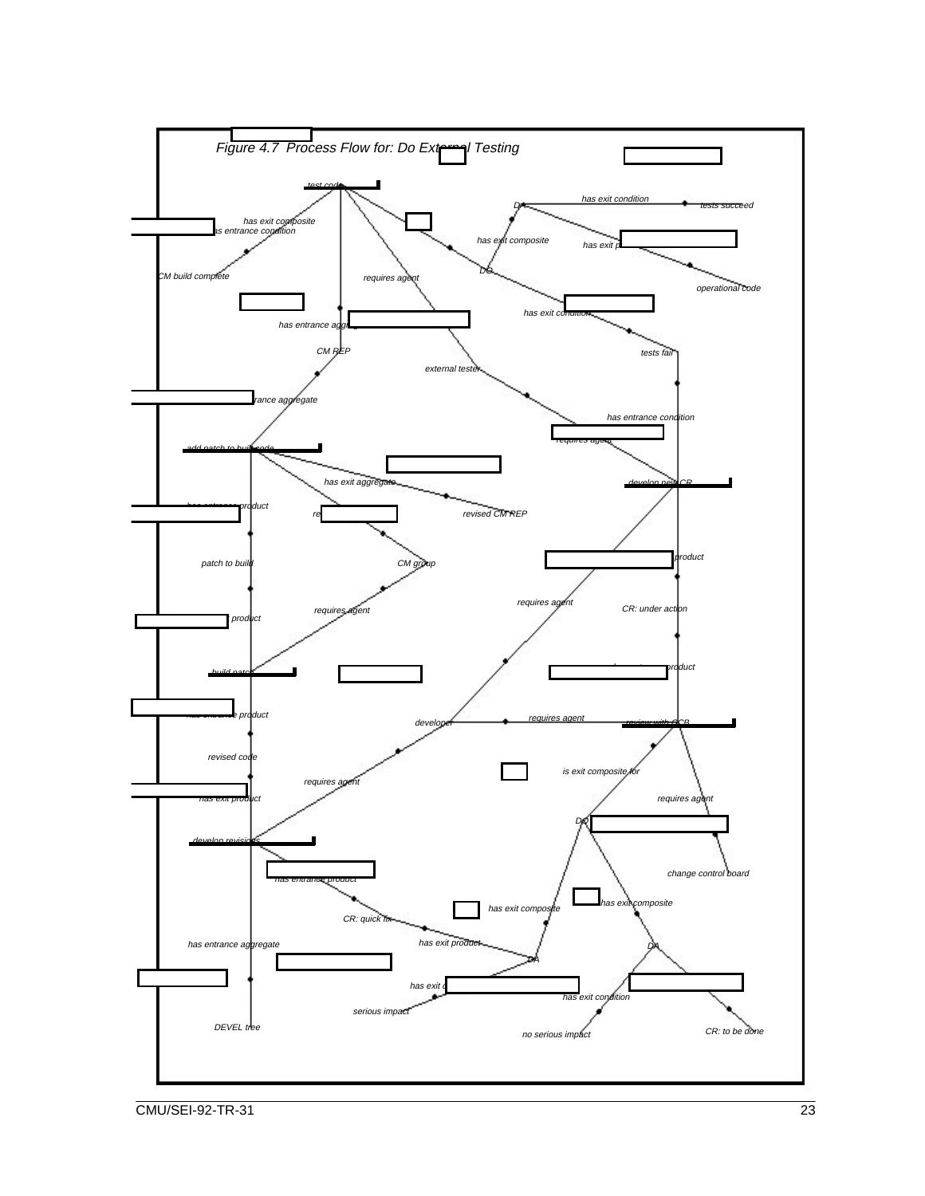*Figure 4.7 Process Flow for: Do External Testing*

test code

has exit condition

tests succeed

has exit composite

has entrance condition

has exit composite

has exit p

CM build complete

requires agent

operational code

has exit condition

has entrance agg

CM REP

tests fail

external tester

rance aggregate

has entrance condition

requires agent

add patch to build code

has exit aggregate

develop new CR

has entrance product

revised CM REP

product

patch to build

CM group

requires agent

CR: under action

requires agent

product

product

build patch

has entrance product

developer

requires agent

review with CCB

revised code

is exit composite for

requires agent

has exit product

requires agent

develop revisions

change control board

has entrance product

has exit composite

has exit composite

CR: quick fix

has entrance aggregate

has exit product

has exit c

has exit condition

serious impact

DEVEL tree

no serious impact

CR: to be done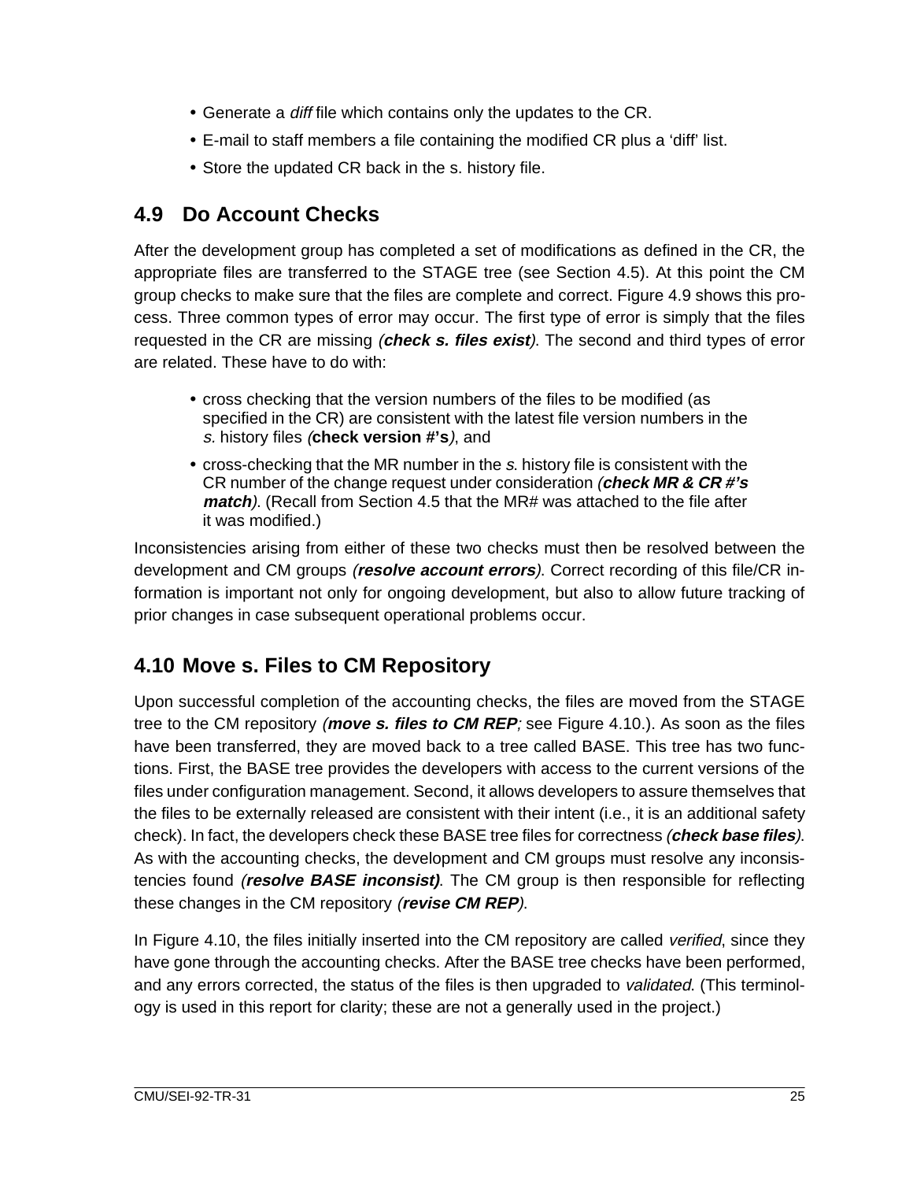- Generate a *diff* file which contains only the updates to the CR.
- E-mail to staff members a file containing the modified CR plus a 'diff' list.
- Store the updated CR back in the s. history file.

## 4.9 Do Account Checks

After the development group has completed a set of modifications as defined in the CR, the appropriate files are transferred to the STAGE tree (see Section 4.5). At this point the CM group checks to make sure that the files are complete and correct. Figure 4.9 shows this process. Three common types of error may occur. The first type of error is simply that the files requested in the CR are missing *(**check s. files exist**)*. The second and third types of error are related. These have to do with:

- cross checking that the version numbers of the files to be modified (as specified in the CR) are consistent with the latest file version numbers in the *s.* history files *(***check version #'s***)*, and
- cross-checking that the MR number in the *s.* history file is consistent with the CR number of the change request under consideration *(**check MR & CR #'s match**)*. (Recall from Section 4.5 that the MR# was attached to the file after it was modified.)

Inconsistencies arising from either of these two checks must then be resolved between the development and CM groups *(**resolve account errors**)*. Correct recording of this file/CR information is important not only for ongoing development, but also to allow future tracking of prior changes in case subsequent operational problems occur.

## 4.10 Move s. Files to CM Repository

Upon successful completion of the accounting checks, the files are moved from the STAGE tree to the CM repository *(**move s. files to CM REP**;* see Figure 4.10.). As soon as the files have been transferred, they are moved back to a tree called BASE. This tree has two functions. First, the BASE tree provides the developers with access to the current versions of the files under configuration management. Second, it allows developers to assure themselves that the files to be externally released are consistent with their intent (i.e., it is an additional safety check). In fact, the developers check these BASE tree files for correctness *(**check base files**)*. As with the accounting checks, the development and CM groups must resolve any inconsistencies found *(**resolve BASE inconsist)***. The CM group is then responsible for reflecting these changes in the CM repository *(**revise CM REP**)*.

In Figure 4.10, the files initially inserted into the CM repository are called *verified*, since they have gone through the accounting checks. After the BASE tree checks have been performed, and any errors corrected, the status of the files is then upgraded to *validated*. (This terminology is used in this report for clarity; these are not a generally used in the project.)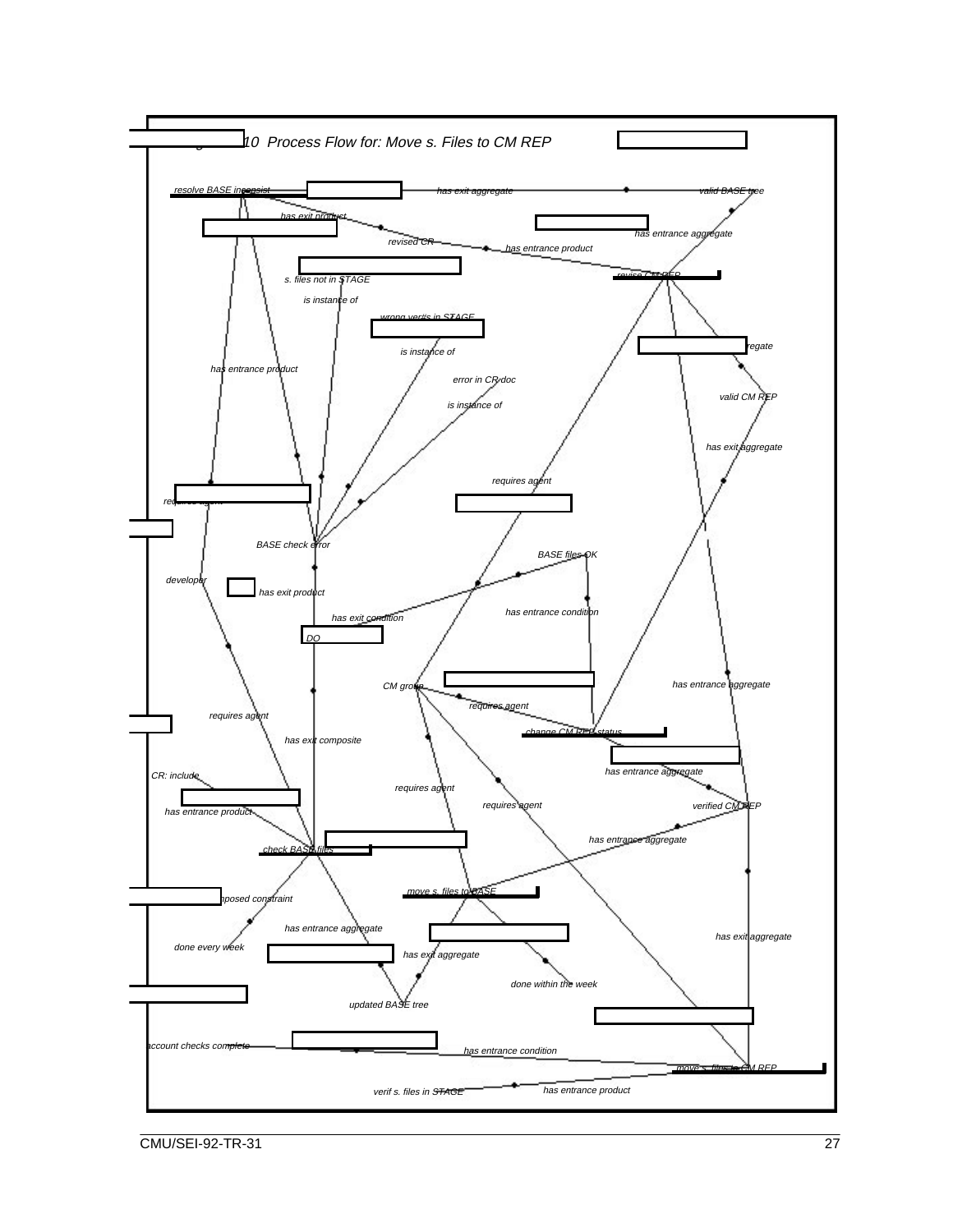10 Process Flow for: Move s. Files to CM REP

resolve BASE inconsist

has exit aggregate

valid BASE tree

has exit product

has entrance aggregate

revised CR

has entrance product

s. files not in STAGE

revise CM REP

is instance of

wrong ver/s in STAGE

is instance of

regate

has entrance product

error in CR doc

valid CM REP

is instance of

has exit aggregate

requires agent

requires agent

BASE check error

BASE files OK

developer

has exit product

has entrance condition

has exit condition

DO

CM group

has entrance aggregate

requires agent

requires agent

change CM REP status

has exit composite

has entrance aggregate

CR: include

requires agent

requires agent

verified CM REP

has entrance product

has entrance aggregate

check BASE files

move s. files to BASE

posed constraint

has entrance aggregate

has exit aggregate

done every week

has exit aggregate

done within the week

updated BASE tree

account checks complete

has entrance condition

move s. files to CM REP

verif s. files in STAGE

has entrance product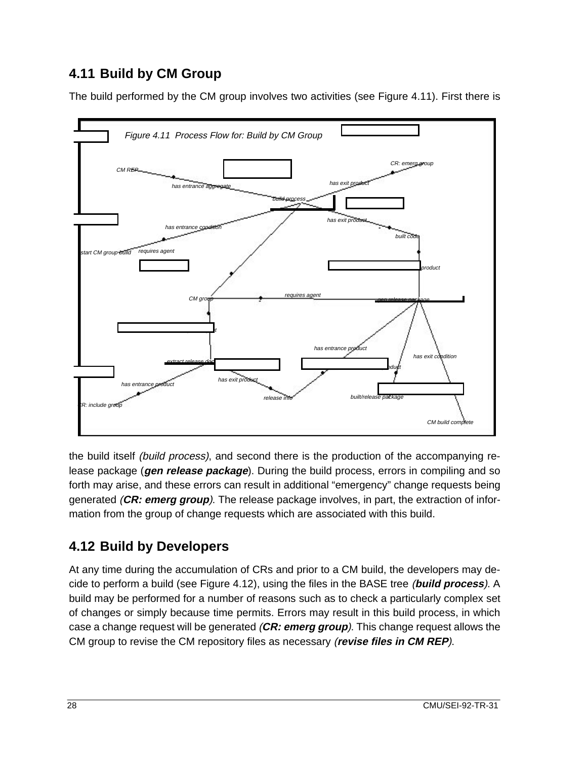## 4.11 Build by CM Group

The build performed by the CM group involves two activities (see Figure 4.11). First there is

Figure 4.11 Process Flow for: Build by CM Group

the build itself *(build process)*, and second there is the production of the accompanying release package (***gen release package***). During the build process, errors in compiling and so forth may arise, and these errors can result in additional “emergency” change requests being generated *(**CR: emerg group**)*. The release package involves, in part, the extraction of information from the group of change requests which are associated with this build.

## 4.12 Build by Developers

At any time during the accumulation of CRs and prior to a CM build, the developers may decide to perform a build (see Figure 4.12), using the files in the BASE tree *(**build process**)*. A build may be performed for a number of reasons such as to check a particularly complex set of changes or simply because time permits. Errors may result in this build process, in which case a change request will be generated *(**CR: emerg group**)*. This change request allows the CM group to revise the CM repository files as necessary *(**revise files in CM REP**)*.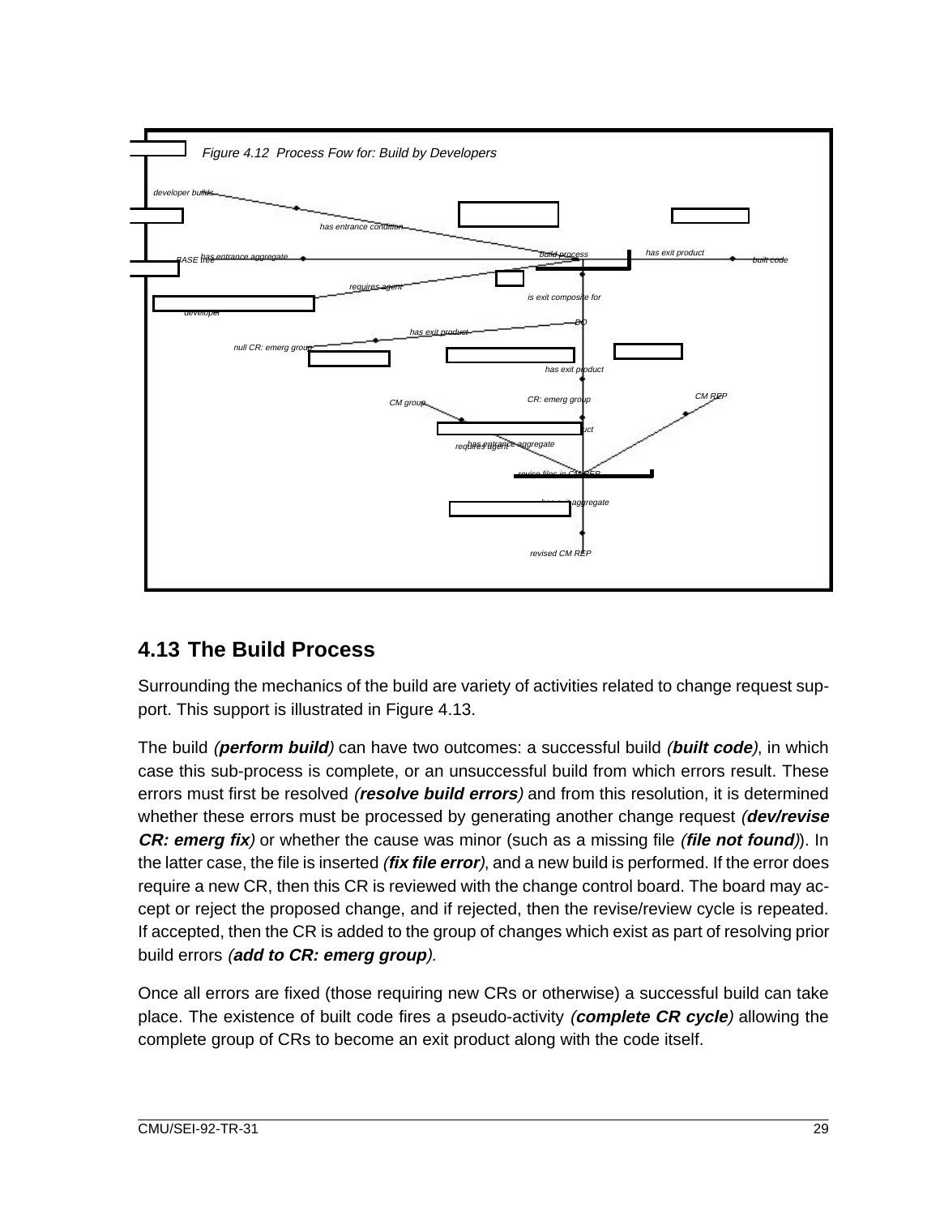Figure 4.12 Process Fow for: Build by Developers

## 4.13 The Build Process

Surrounding the mechanics of the build are variety of activities related to change request support. This support is illustrated in Figure 4.13.

The build *(**perform build**)* can have two outcomes: a successful build *(**built code**)*, in which case this sub-process is complete, or an unsuccessful build from which errors result. These errors must first be resolved *(**resolve build errors**)* and from this resolution, it is determined whether these errors must be processed by generating another change request *(**dev/revise CR: emerg fix**)* or whether the cause was minor (such as a missing file *(**file not found**)*). In the latter case, the file is inserted *(**fix file error**)*, and a new build is performed. If the error does require a new CR, then this CR is reviewed with the change control board. The board may accept or reject the proposed change, and if rejected, then the revise/review cycle is repeated. If accepted, then the CR is added to the group of changes which exist as part of resolving prior build errors *(**add to CR: emerg group**)*.

Once all errors are fixed (those requiring new CRs or otherwise) a successful build can take place. The existence of built code fires a pseudo-activity *(**complete CR cycle**)* allowing the complete group of CRs to become an exit product along with the code itself.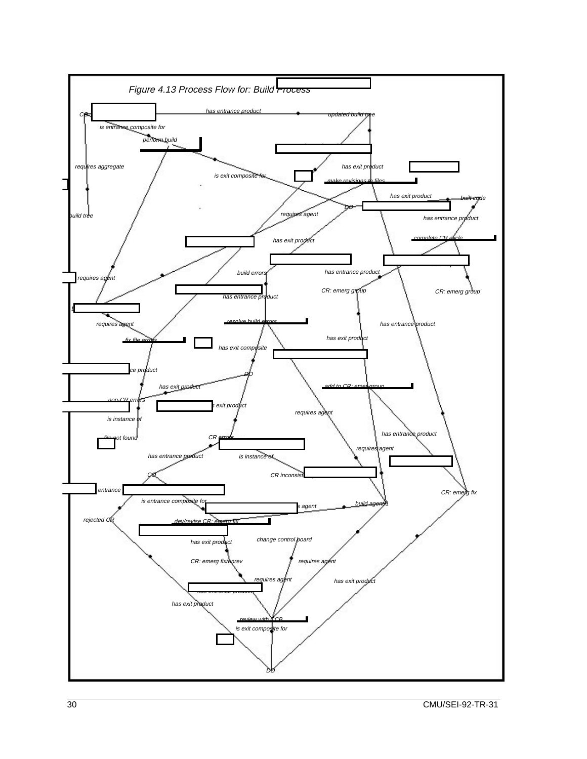*Figure 4.13 Process Flow for: Build Process*

CO

has entrance product

updated build tree

is entrance composite for

perform build

requires aggregate

has exit product

is exit composite for

make revisions to files

has exit product

built code

DO

build tree

requires agent

has entrance product

complete CR cycle

has exit product

build errors

has entrance product

requires agent

CR: emerg group

CR: emerg group'

has entrance product

requires agent

resolve build errors

has entrance product

has exit product

fix file errors

has exit composite

ce product

DO

has exit product

add to CR: emerg group

non-CR errors

s exit product

requires agent

is instance of

has entrance product

file not found

CR errors

requires agent

has entrance product

is instance of

CO

CR inconsist

entrance

CR: emerg fix

is entrance composite for

build agent1

s agent

rejected CR

dev/revise CR: emerg fix

change control board

has exit product

CR: emerg fix/unrev

requires agent

requires agent

has exit product

has entrance product

has exit product

review with CCB

is exit composite for

DO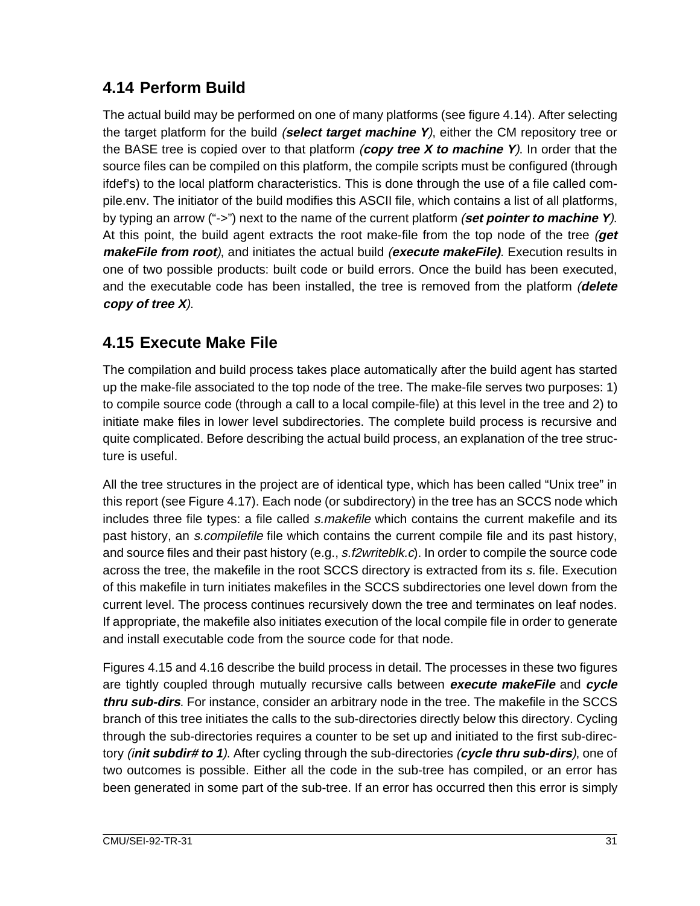## 4.14 Perform Build

The actual build may be performed on one of many platforms (see figure 4.14). After selecting the target platform for the build ***(select target machine Y)***, either the CM repository tree or the BASE tree is copied over to that platform ***(copy tree X to machine Y)***. In order that the source files can be compiled on this platform, the compile scripts must be configured (through ifdef's) to the local platform characteristics. This is done through the use of a file called compile.env. The initiator of the build modifies this ASCII file, which contains a list of all platforms, by typing an arrow ("->") next to the name of the current platform ***(set pointer to machine Y)***. At this point, the build agent extracts the root make-file from the top node of the tree ***(get makeFile from root)***, and initiates the actual build ***(execute makeFile)***. Execution results in one of two possible products: built code or build errors. Once the build has been executed, and the executable code has been installed, the tree is removed from the platform ***(delete copy of tree X)***.

## 4.15 Execute Make File

The compilation and build process takes place automatically after the build agent has started up the make-file associated to the top node of the tree. The make-file serves two purposes: 1) to compile source code (through a call to a local compile-file) at this level in the tree and 2) to initiate make files in lower level subdirectories. The complete build process is recursive and quite complicated. Before describing the actual build process, an explanation of the tree structure is useful.

All the tree structures in the project are of identical type, which has been called "Unix tree" in this report (see Figure 4.17). Each node (or subdirectory) in the tree has an SCCS node which includes three file types: a file called *s.makefile* which contains the current makefile and its past history, an *s.compilefile* file which contains the current compile file and its past history, and source files and their past history (e.g., *s.f2writeblk.c*). In order to compile the source code across the tree, the makefile in the root SCCS directory is extracted from its *s.* file. Execution of this makefile in turn initiates makefiles in the SCCS subdirectories one level down from the current level. The process continues recursively down the tree and terminates on leaf nodes. If appropriate, the makefile also initiates execution of the local compile file in order to generate and install executable code from the source code for that node.

Figures 4.15 and 4.16 describe the build process in detail. The processes in these two figures are tightly coupled through mutually recursive calls between ***execute makeFile*** and ***cycle thru sub-dirs***. For instance, consider an arbitrary node in the tree. The makefile in the SCCS branch of this tree initiates the calls to the sub-directories directly below this directory. Cycling through the sub-directories requires a counter to be set up and initiated to the first sub-directory ***(init subdir# to 1)***. After cycling through the sub-directories ***(cycle thru sub-dirs)***, one of two outcomes is possible. Either all the code in the sub-tree has compiled, or an error has been generated in some part of the sub-tree. If an error has occurred then this error is simply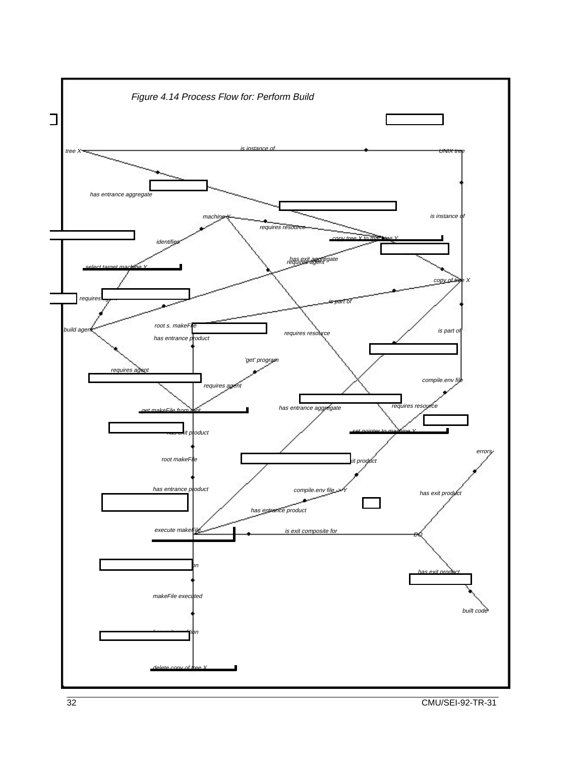Figure 4.14 Process Flow for: Perform Build

tree X — is instance of — UNIX tree

has entrance aggregate

machine Y

is instance of

requires resource

copy tree X to machine Y

identifies

has exit aggregate

requires agent

select target machine Y

copy of tree X

requires agent

is part of

root s. makeFile

build agent

is part of

requires resource

has entrance product

'get' program

requires agent

compile.env file

requires agent

requires resource

has entrance aggregate

get makeFile from root

set pointer to machine Y

has exit product

errors

root makeFile

has exit product

has entrance product

compile.env file -> Y

has exit product

has entrance product

execute makeFile

is exit composite for

DO

has exit condition

has exit product

makeFile executed

built code

has exit condition

delete copy of tree X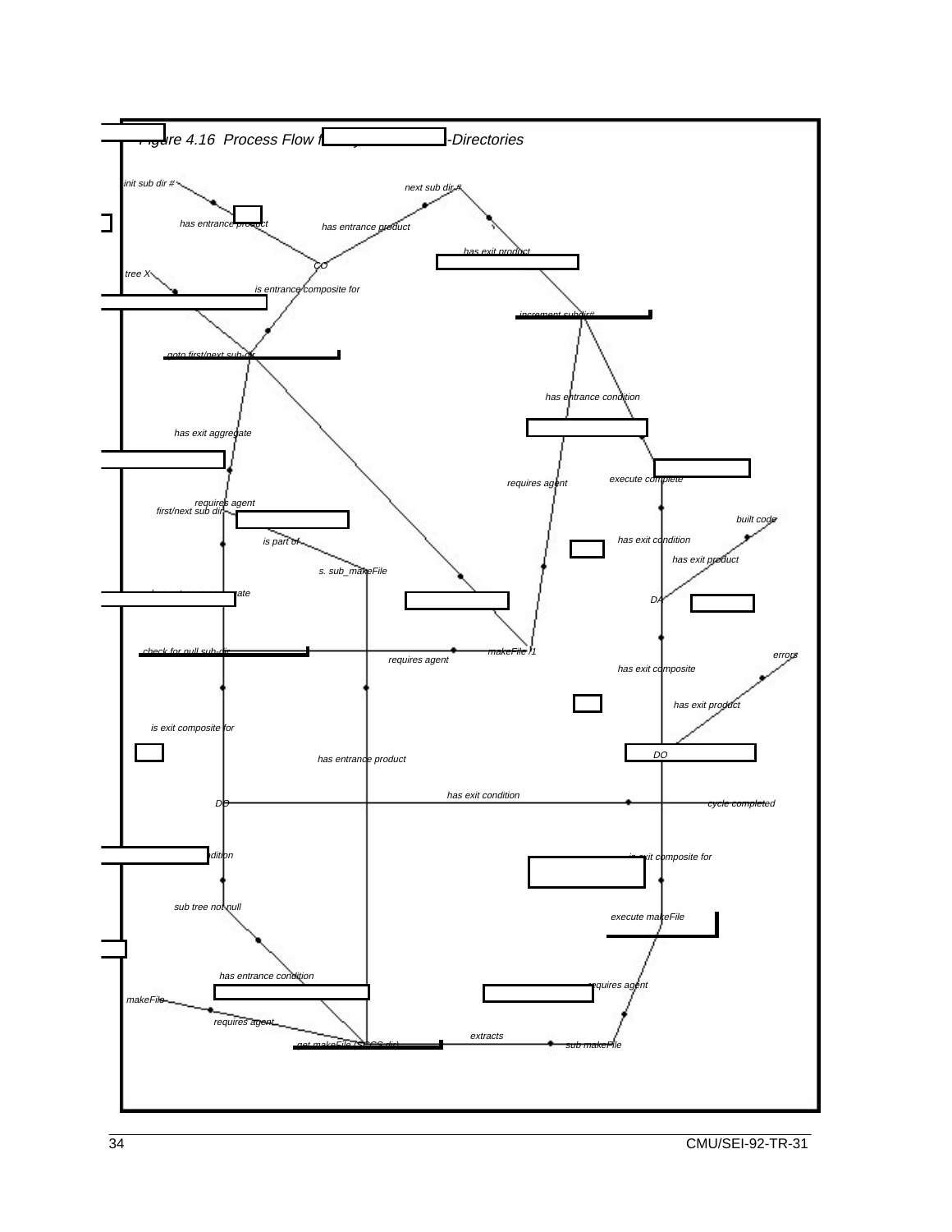Figure 4.16 Process Flow for Build of Sub-Directories

init sub dir #

next sub dir #

has entrance product

has entrance product

has exit product

CO

tree X

is entrance composite for

increment subdir#

goto first/next sub dir

has entrance condition

has exit aggregate

requires agent

execute complete

requires agent

first/next sub dir

built code

is part of

has exit condition

has exit product

s. sub_makeFile

DA

check for null sub dir

makeFile /1

requires agent

errors

has exit composite

has exit product

is exit composite for

DO

has entrance product

has exit condition

DO

cycle completed

is exit composite for

sub tree not null

execute makeFile

has entrance condition

requires agent

makeFile

requires agent

extracts

get makeFile (SCCS dir)

sub makeFile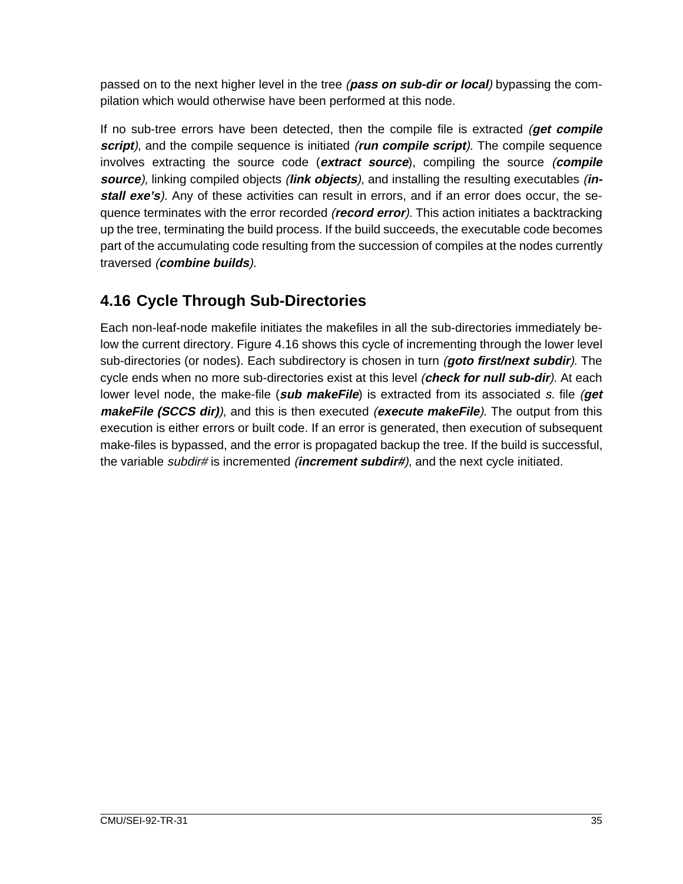passed on to the next higher level in the tree *(**pass on sub-dir or local**)* bypassing the compilation which would otherwise have been performed at this node.

If no sub-tree errors have been detected, then the compile file is extracted *(**get compile script**)*, and the compile sequence is initiated *(**run compile script**)*. The compile sequence involves extracting the source code (***extract source***), compiling the source *(**compile source**)*, linking compiled objects *(**link objects**)*, and installing the resulting executables *(**install exe's**)*. Any of these activities can result in errors, and if an error does occur, the sequence terminates with the error recorded *(**record error**)*. This action initiates a backtracking up the tree, terminating the build process. If the build succeeds, the executable code becomes part of the accumulating code resulting from the succession of compiles at the nodes currently traversed *(**combine builds**)*.

## 4.16 Cycle Through Sub-Directories

Each non-leaf-node makefile initiates the makefiles in all the sub-directories immediately below the current directory. Figure 4.16 shows this cycle of incrementing through the lower level sub-directories (or nodes). Each subdirectory is chosen in turn *(**goto first/next subdir**)*. The cycle ends when no more sub-directories exist at this level *(**check for null sub-dir**)*. At each lower level node, the make-file (***sub makeFile***) is extracted from its associated *s.* file *(**get makeFile (SCCS dir)**)*, and this is then executed *(**execute makeFile**)*. The output from this execution is either errors or built code. If an error is generated, then execution of subsequent make-files is bypassed, and the error is propagated backup the tree. If the build is successful, the variable *subdir#* is incremented *(**increment subdir#**)*, and the next cycle initiated.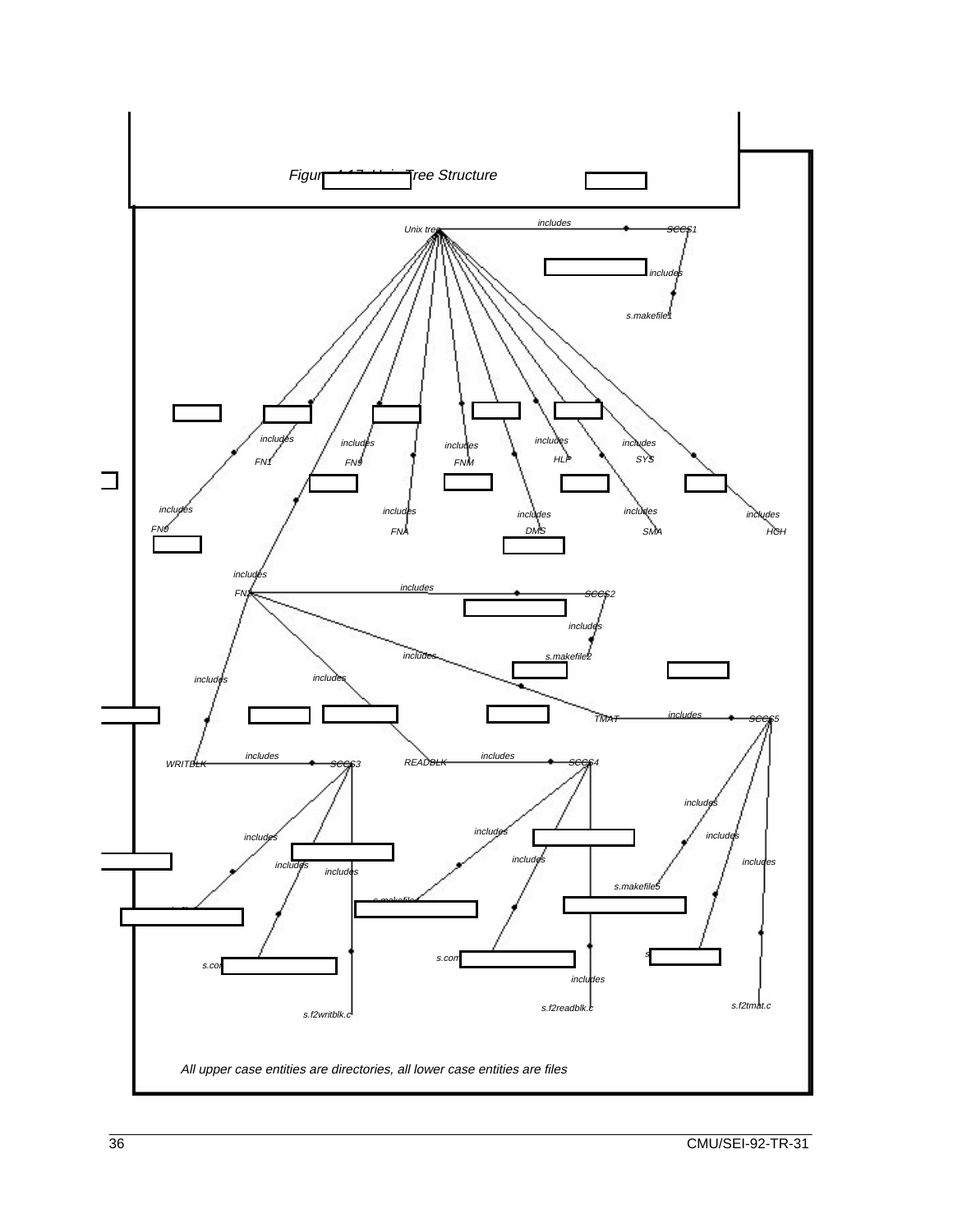Figure 4-17: Unix Tree Structure

Unix tree — includes → SCCS1 — includes → s.makefile1

Unix tree — includes → FN0, FN1, FN2, FN9, FNA, FNM, DMS, HLP, SYS, SMA, HCH

FN2 — includes → SCCS2 — includes → s.makefile2

FN2 — includes → WRITBLK, READBLK, TMAT

TMAT — includes → SCCS5

WRITBLK — includes → SCCS3

READBLK — includes → SCCS4

SCCS3 — includes → s.makefile, s.com, s.f2writblk.c

SCCS4 — includes → s.makefile, s.com, s.f2readblk.c

SCCS5 — includes → s.makefile5, s..., s.f2tmat.c

All upper case entities are directories, all lower case entities are files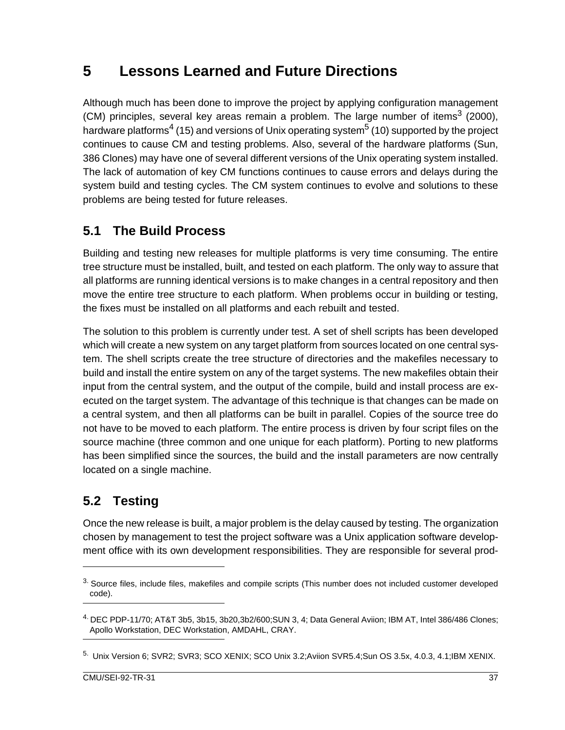# 5 Lessons Learned and Future Directions

Although much has been done to improve the project by applying configuration management (CM) principles, several key areas remain a problem. The large number of items[3] (2000), hardware platforms[4] (15) and versions of Unix operating system[5] (10) supported by the project continues to cause CM and testing problems. Also, several of the hardware platforms (Sun, 386 Clones) may have one of several different versions of the Unix operating system installed. The lack of automation of key CM functions continues to cause errors and delays during the system build and testing cycles. The CM system continues to evolve and solutions to these problems are being tested for future releases.

## 5.1 The Build Process

Building and testing new releases for multiple platforms is very time consuming. The entire tree structure must be installed, built, and tested on each platform. The only way to assure that all platforms are running identical versions is to make changes in a central repository and then move the entire tree structure to each platform. When problems occur in building or testing, the fixes must be installed on all platforms and each rebuilt and tested.

The solution to this problem is currently under test. A set of shell scripts has been developed which will create a new system on any target platform from sources located on one central system. The shell scripts create the tree structure of directories and the makefiles necessary to build and install the entire system on any of the target systems. The new makefiles obtain their input from the central system, and the output of the compile, build and install process are executed on the target system. The advantage of this technique is that changes can be made on a central system, and then all platforms can be built in parallel. Copies of the source tree do not have to be moved to each platform. The entire process is driven by four script files on the source machine (three common and one unique for each platform). Porting to new platforms has been simplified since the sources, the build and the install parameters are now centrally located on a single machine.

## 5.2 Testing

Once the new release is built, a major problem is the delay caused by testing. The organization chosen by management to test the project software was a Unix application software development office with its own development responsibilities. They are responsible for several prod-

---

[3] Source files, include files, makefiles and compile scripts (This number does not included customer developed code).

[4] DEC PDP-11/70; AT&T 3b5, 3b15, 3b20,3b2/600;SUN 3, 4; Data General Aviion; IBM AT, Intel 386/486 Clones; Apollo Workstation, DEC Workstation, AMDAHL, CRAY.

[5] Unix Version 6; SVR2; SVR3; SCO XENIX; SCO Unix 3.2;Aviion SVR5.4;Sun OS 3.5x, 4.0.3, 4.1;IBM XENIX.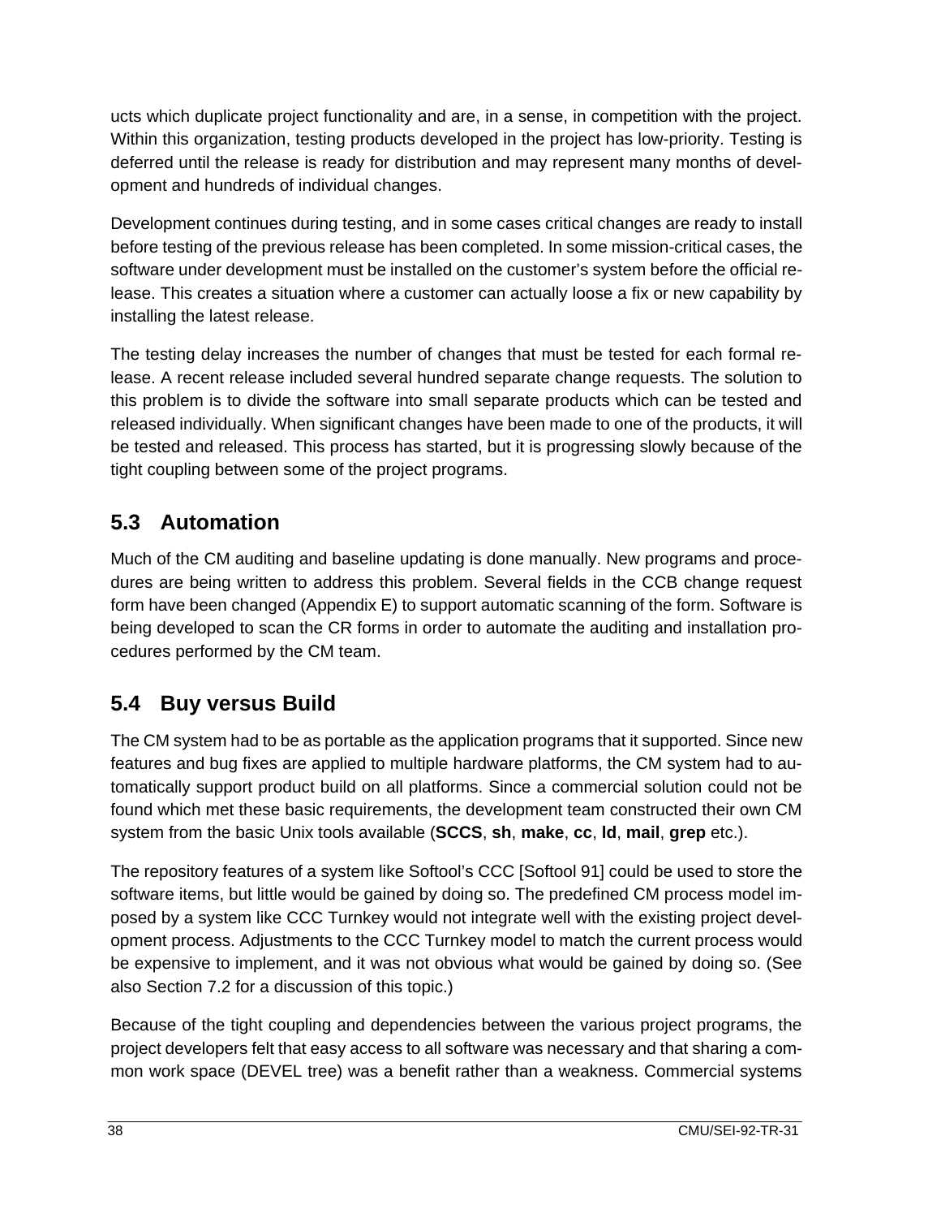ucts which duplicate project functionality and are, in a sense, in competition with the project. Within this organization, testing products developed in the project has low-priority. Testing is deferred until the release is ready for distribution and may represent many months of development and hundreds of individual changes.

Development continues during testing, and in some cases critical changes are ready to install before testing of the previous release has been completed. In some mission-critical cases, the software under development must be installed on the customer's system before the official release. This creates a situation where a customer can actually loose a fix or new capability by installing the latest release.

The testing delay increases the number of changes that must be tested for each formal release. A recent release included several hundred separate change requests. The solution to this problem is to divide the software into small separate products which can be tested and released individually. When significant changes have been made to one of the products, it will be tested and released. This process has started, but it is progressing slowly because of the tight coupling between some of the project programs.

## 5.3 Automation

Much of the CM auditing and baseline updating is done manually. New programs and procedures are being written to address this problem. Several fields in the CCB change request form have been changed (Appendix E) to support automatic scanning of the form. Software is being developed to scan the CR forms in order to automate the auditing and installation procedures performed by the CM team.

## 5.4 Buy versus Build

The CM system had to be as portable as the application programs that it supported. Since new features and bug fixes are applied to multiple hardware platforms, the CM system had to automatically support product build on all platforms. Since a commercial solution could not be found which met these basic requirements, the development team constructed their own CM system from the basic Unix tools available (**SCCS**, **sh**, **make**, **cc**, **ld**, **mail**, **grep** etc.).

The repository features of a system like Softool's CCC [Softool 91] could be used to store the software items, but little would be gained by doing so. The predefined CM process model imposed by a system like CCC Turnkey would not integrate well with the existing project development process. Adjustments to the CCC Turnkey model to match the current process would be expensive to implement, and it was not obvious what would be gained by doing so. (See also Section 7.2 for a discussion of this topic.)

Because of the tight coupling and dependencies between the various project programs, the project developers felt that easy access to all software was necessary and that sharing a common work space (DEVEL tree) was a benefit rather than a weakness. Commercial systems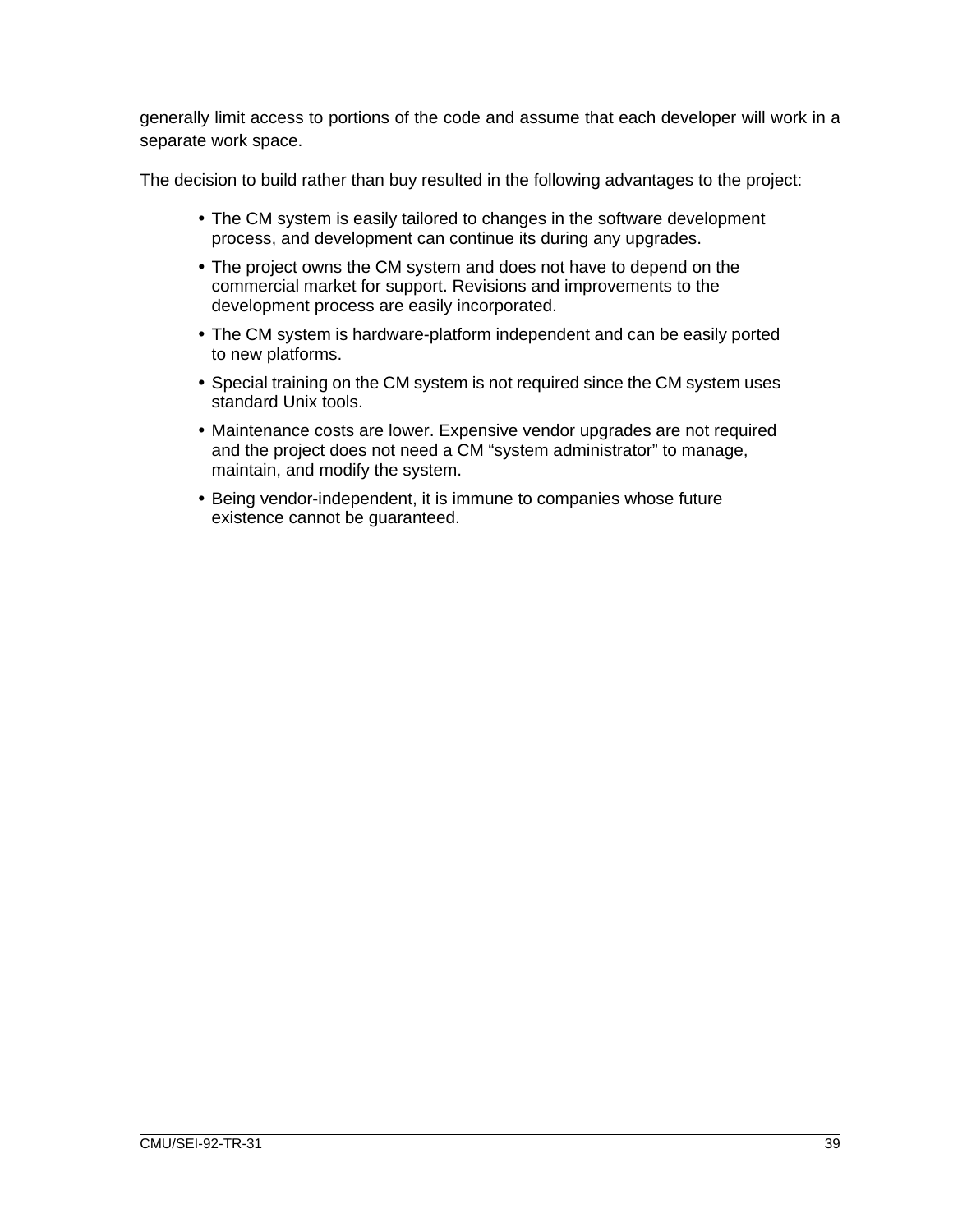generally limit access to portions of the code and assume that each developer will work in a separate work space.

The decision to build rather than buy resulted in the following advantages to the project:

- The CM system is easily tailored to changes in the software development process, and development can continue its during any upgrades.
- The project owns the CM system and does not have to depend on the commercial market for support. Revisions and improvements to the development process are easily incorporated.
- The CM system is hardware-platform independent and can be easily ported to new platforms.
- Special training on the CM system is not required since the CM system uses standard Unix tools.
- Maintenance costs are lower. Expensive vendor upgrades are not required and the project does not need a CM "system administrator" to manage, maintain, and modify the system.
- Being vendor-independent, it is immune to companies whose future existence cannot be guaranteed.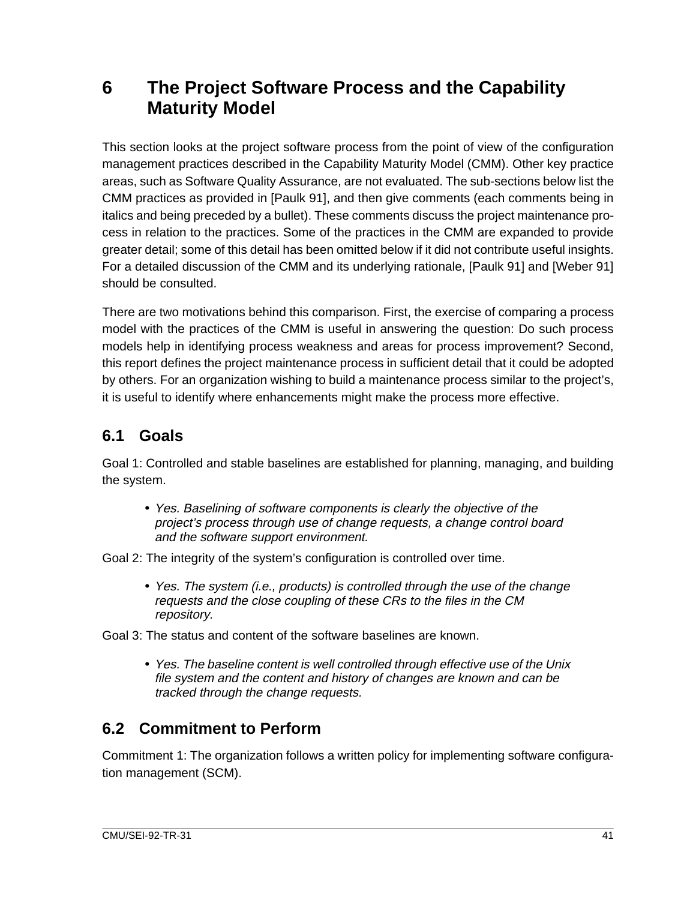# 6 The Project Software Process and the Capability Maturity Model

This section looks at the project software process from the point of view of the configuration management practices described in the Capability Maturity Model (CMM). Other key practice areas, such as Software Quality Assurance, are not evaluated. The sub-sections below list the CMM practices as provided in [Paulk 91], and then give comments (each comments being in italics and being preceded by a bullet). These comments discuss the project maintenance process in relation to the practices. Some of the practices in the CMM are expanded to provide greater detail; some of this detail has been omitted below if it did not contribute useful insights. For a detailed discussion of the CMM and its underlying rationale, [Paulk 91] and [Weber 91] should be consulted.

There are two motivations behind this comparison. First, the exercise of comparing a process model with the practices of the CMM is useful in answering the question: Do such process models help in identifying process weakness and areas for process improvement? Second, this report defines the project maintenance process in sufficient detail that it could be adopted by others. For an organization wishing to build a maintenance process similar to the project's, it is useful to identify where enhancements might make the process more effective.

## 6.1 Goals

Goal 1: Controlled and stable baselines are established for planning, managing, and building the system.

- *Yes. Baselining of software components is clearly the objective of the project's process through use of change requests, a change control board and the software support environment.*

Goal 2: The integrity of the system's configuration is controlled over time.

- *Yes. The system (i.e., products) is controlled through the use of the change requests and the close coupling of these CRs to the files in the CM repository.*

Goal 3: The status and content of the software baselines are known.

- *Yes. The baseline content is well controlled through effective use of the Unix file system and the content and history of changes are known and can be tracked through the change requests.*

## 6.2 Commitment to Perform

Commitment 1: The organization follows a written policy for implementing software configuration management (SCM).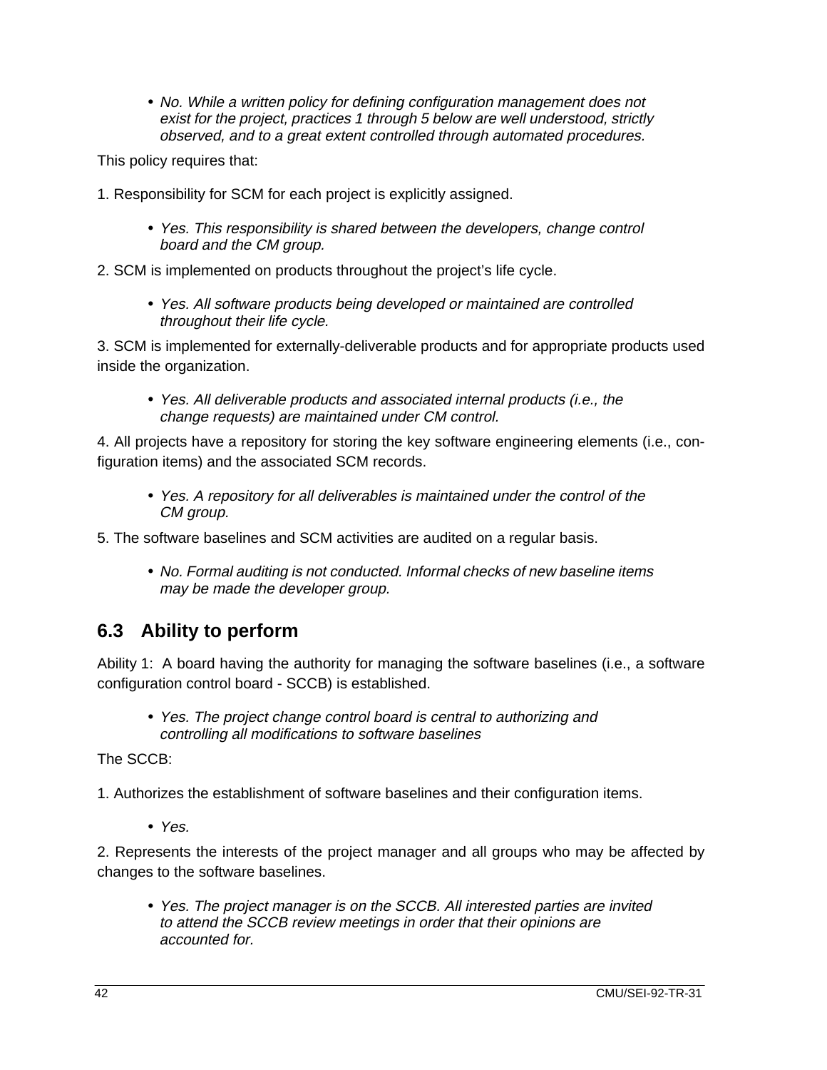- *No. While a written policy for defining configuration management does not exist for the project, practices 1 through 5 below are well understood, strictly observed, and to a great extent controlled through automated procedures.*

This policy requires that:

1. Responsibility for SCM for each project is explicitly assigned.

    - *Yes. This responsibility is shared between the developers, change control board and the CM group.*

2. SCM is implemented on products throughout the project's life cycle.

    - *Yes. All software products being developed or maintained are controlled throughout their life cycle.*

3. SCM is implemented for externally-deliverable products and for appropriate products used inside the organization.

    - *Yes. All deliverable products and associated internal products (i.e., the change requests) are maintained under CM control.*

4. All projects have a repository for storing the key software engineering elements (i.e., configuration items) and the associated SCM records.

    - *Yes. A repository for all deliverables is maintained under the control of the CM group.*

5. The software baselines and SCM activities are audited on a regular basis.

    - *No. Formal auditing is not conducted. Informal checks of new baseline items may be made the developer group.*

## 6.3 Ability to perform

Ability 1: A board having the authority for managing the software baselines (i.e., a software configuration control board - SCCB) is established.

- *Yes. The project change control board is central to authorizing and controlling all modifications to software baselines*

The SCCB:

1. Authorizes the establishment of software baselines and their configuration items.

    - *Yes.*

2. Represents the interests of the project manager and all groups who may be affected by changes to the software baselines.

    - *Yes. The project manager is on the SCCB. All interested parties are invited to attend the SCCB review meetings in order that their opinions are accounted for.*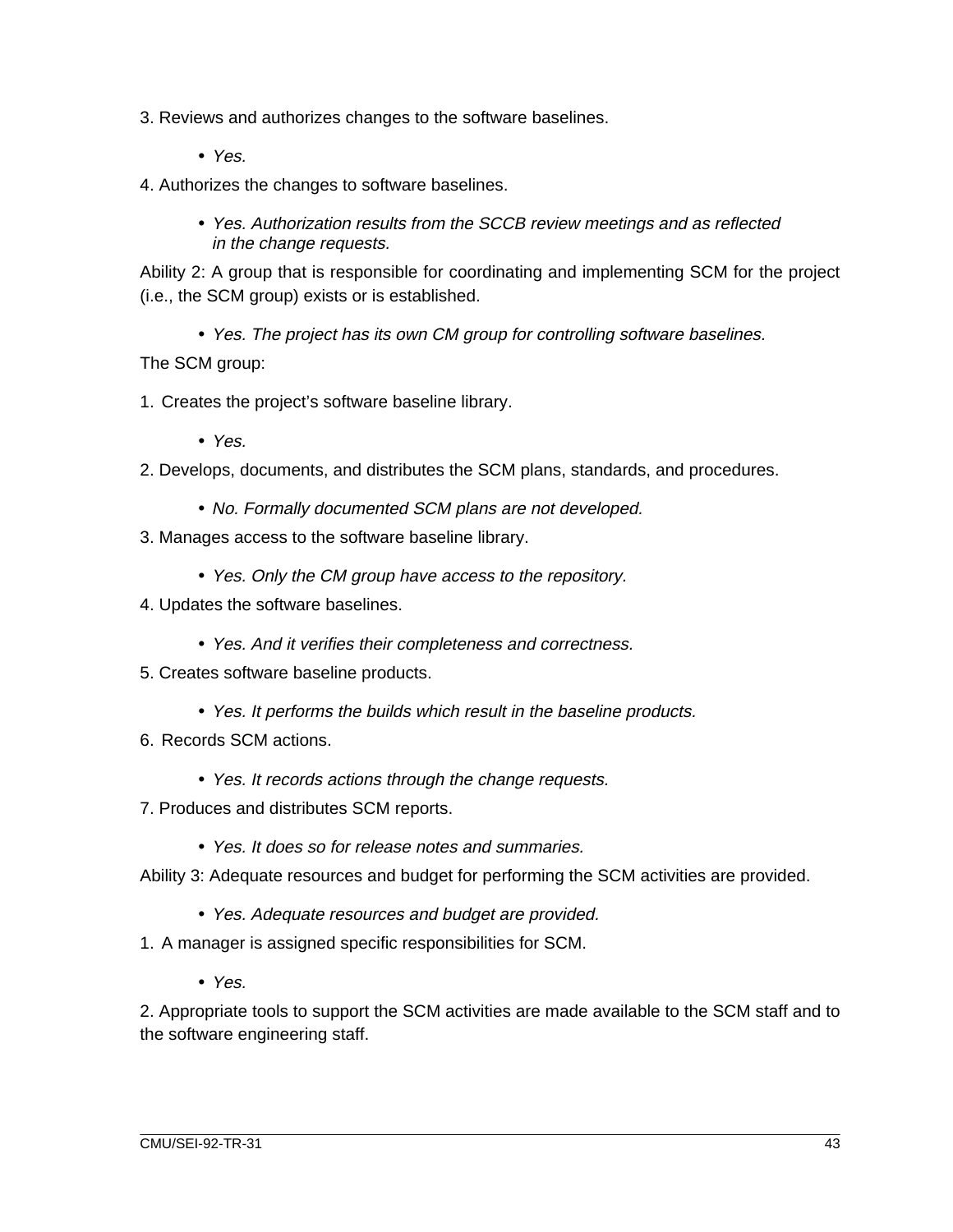3. Reviews and authorizes changes to the software baselines.

- *Yes.*

4. Authorizes the changes to software baselines.

- *Yes. Authorization results from the SCCB review meetings and as reflected in the change requests.*

Ability 2: A group that is responsible for coordinating and implementing SCM for the project (i.e., the SCM group) exists or is established.

- *Yes. The project has its own CM group for controlling software baselines.*

The SCM group:

1. Creates the project's software baseline library.

- *Yes.*

2. Develops, documents, and distributes the SCM plans, standards, and procedures.

- *No. Formally documented SCM plans are not developed.*

3. Manages access to the software baseline library.

- *Yes. Only the CM group have access to the repository.*

4. Updates the software baselines.

- *Yes. And it verifies their completeness and correctness.*

5. Creates software baseline products.

- *Yes. It performs the builds which result in the baseline products.*

6. Records SCM actions.

- *Yes. It records actions through the change requests.*

7. Produces and distributes SCM reports.

- *Yes. It does so for release notes and summaries.*

Ability 3: Adequate resources and budget for performing the SCM activities are provided.

- *Yes. Adequate resources and budget are provided.*

1. A manager is assigned specific responsibilities for SCM.

- *Yes.*

2. Appropriate tools to support the SCM activities are made available to the SCM staff and to the software engineering staff.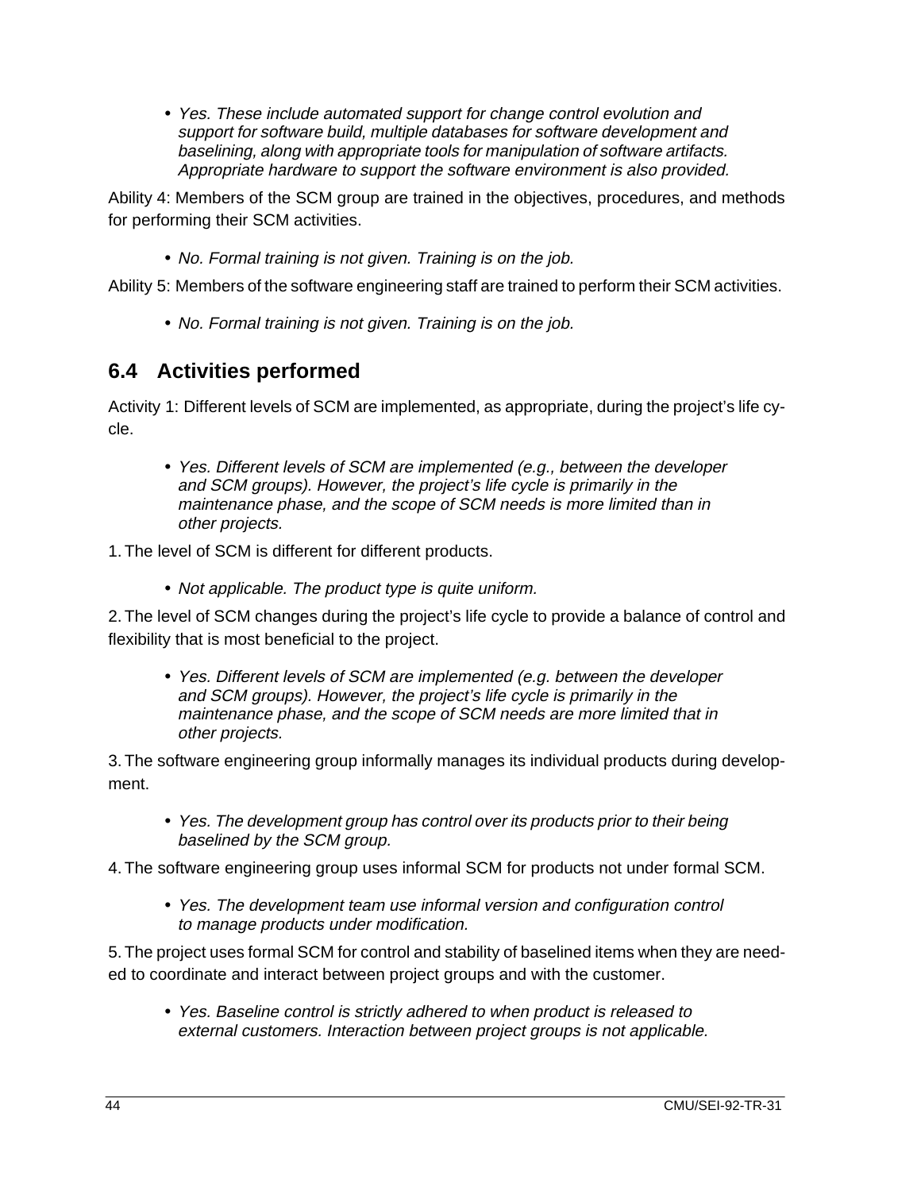- *Yes. These include automated support for change control evolution and support for software build, multiple databases for software development and baselining, along with appropriate tools for manipulation of software artifacts. Appropriate hardware to support the software environment is also provided.*

Ability 4: Members of the SCM group are trained in the objectives, procedures, and methods for performing their SCM activities.

- *No. Formal training is not given. Training is on the job.*

Ability 5: Members of the software engineering staff are trained to perform their SCM activities.

- *No. Formal training is not given. Training is on the job.*

## 6.4 Activities performed

Activity 1: Different levels of SCM are implemented, as appropriate, during the project's life cycle.

- *Yes. Different levels of SCM are implemented (e.g., between the developer and SCM groups). However, the project's life cycle is primarily in the maintenance phase, and the scope of SCM needs is more limited than in other projects.*

1. The level of SCM is different for different products.

- *Not applicable. The product type is quite uniform.*

2. The level of SCM changes during the project's life cycle to provide a balance of control and flexibility that is most beneficial to the project.

- *Yes. Different levels of SCM are implemented (e.g. between the developer and SCM groups). However, the project's life cycle is primarily in the maintenance phase, and the scope of SCM needs are more limited that in other projects.*

3. The software engineering group informally manages its individual products during development.

- *Yes. The development group has control over its products prior to their being baselined by the SCM group.*

4. The software engineering group uses informal SCM for products not under formal SCM.

- *Yes. The development team use informal version and configuration control to manage products under modification.*

5. The project uses formal SCM for control and stability of baselined items when they are needed to coordinate and interact between project groups and with the customer.

- *Yes. Baseline control is strictly adhered to when product is released to external customers. Interaction between project groups is not applicable.*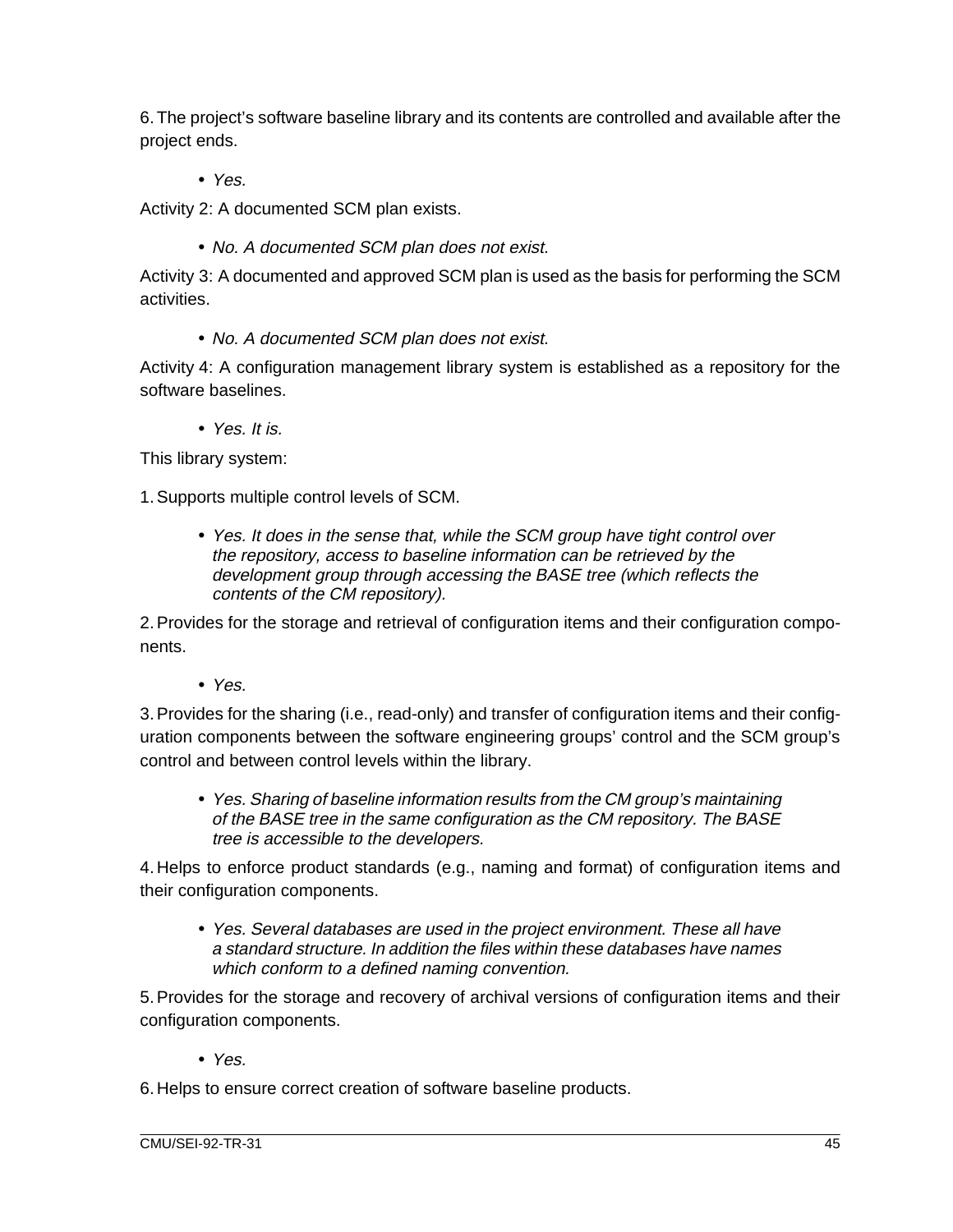6. The project's software baseline library and its contents are controlled and available after the project ends.

- *Yes.*

Activity 2: A documented SCM plan exists.

- *No. A documented SCM plan does not exist.*

Activity 3: A documented and approved SCM plan is used as the basis for performing the SCM activities.

- *No. A documented SCM plan does not exist.*

Activity 4: A configuration management library system is established as a repository for the software baselines.

- *Yes. It is.*

This library system:

1. Supports multiple control levels of SCM.

- *Yes. It does in the sense that, while the SCM group have tight control over the repository, access to baseline information can be retrieved by the development group through accessing the BASE tree (which reflects the contents of the CM repository).*

2. Provides for the storage and retrieval of configuration items and their configuration components.

- *Yes.*

3. Provides for the sharing (i.e., read-only) and transfer of configuration items and their configuration components between the software engineering groups' control and the SCM group's control and between control levels within the library.

- *Yes. Sharing of baseline information results from the CM group's maintaining of the BASE tree in the same configuration as the CM repository. The BASE tree is accessible to the developers.*

4. Helps to enforce product standards (e.g., naming and format) of configuration items and their configuration components.

- *Yes. Several databases are used in the project environment. These all have a standard structure. In addition the files within these databases have names which conform to a defined naming convention.*

5. Provides for the storage and recovery of archival versions of configuration items and their configuration components.

- *Yes.*

6. Helps to ensure correct creation of software baseline products.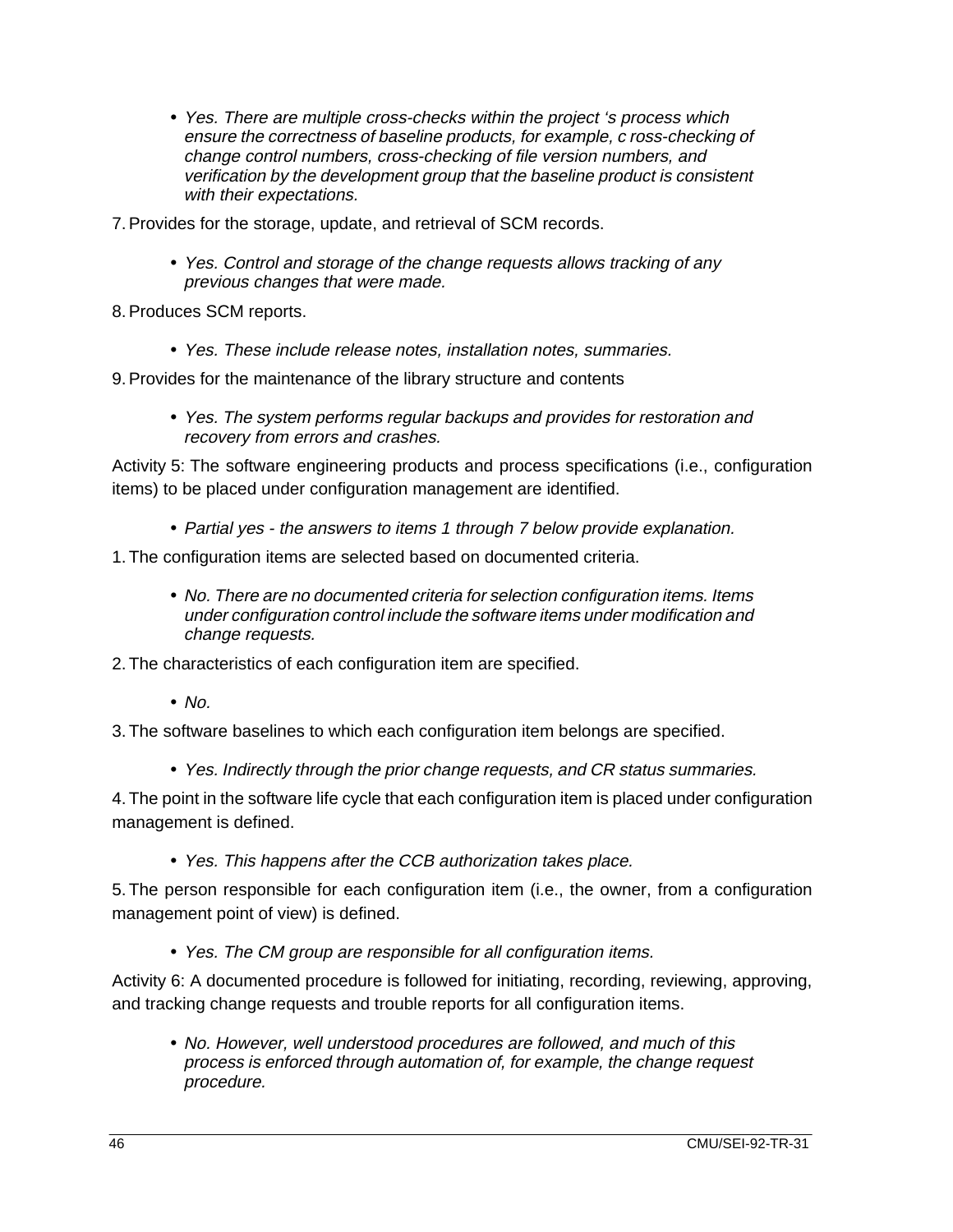- *Yes. There are multiple cross-checks within the project 's process which ensure the correctness of baseline products, for example, c ross-checking of change control numbers, cross-checking of file version numbers, and verification by the development group that the baseline product is consistent with their expectations.*

7. Provides for the storage, update, and retrieval of SCM records.

   - *Yes. Control and storage of the change requests allows tracking of any previous changes that were made.*

8. Produces SCM reports.

   - *Yes. These include release notes, installation notes, summaries.*

9. Provides for the maintenance of the library structure and contents

   - *Yes. The system performs regular backups and provides for restoration and recovery from errors and crashes.*

Activity 5: The software engineering products and process specifications (i.e., configuration items) to be placed under configuration management are identified.

- *Partial yes - the answers to items 1 through 7 below provide explanation.*

1. The configuration items are selected based on documented criteria.

   - *No. There are no documented criteria for selection configuration items. Items under configuration control include the software items under modification and change requests.*

2. The characteristics of each configuration item are specified.

   - *No.*

3. The software baselines to which each configuration item belongs are specified.

   - *Yes. Indirectly through the prior change requests, and CR status summaries.*

4. The point in the software life cycle that each configuration item is placed under configuration management is defined.

   - *Yes. This happens after the CCB authorization takes place.*

5. The person responsible for each configuration item (i.e., the owner, from a configuration management point of view) is defined.

   - *Yes. The CM group are responsible for all configuration items.*

Activity 6: A documented procedure is followed for initiating, recording, reviewing, approving, and tracking change requests and trouble reports for all configuration items.

- *No. However, well understood procedures are followed, and much of this process is enforced through automation of, for example, the change request procedure.*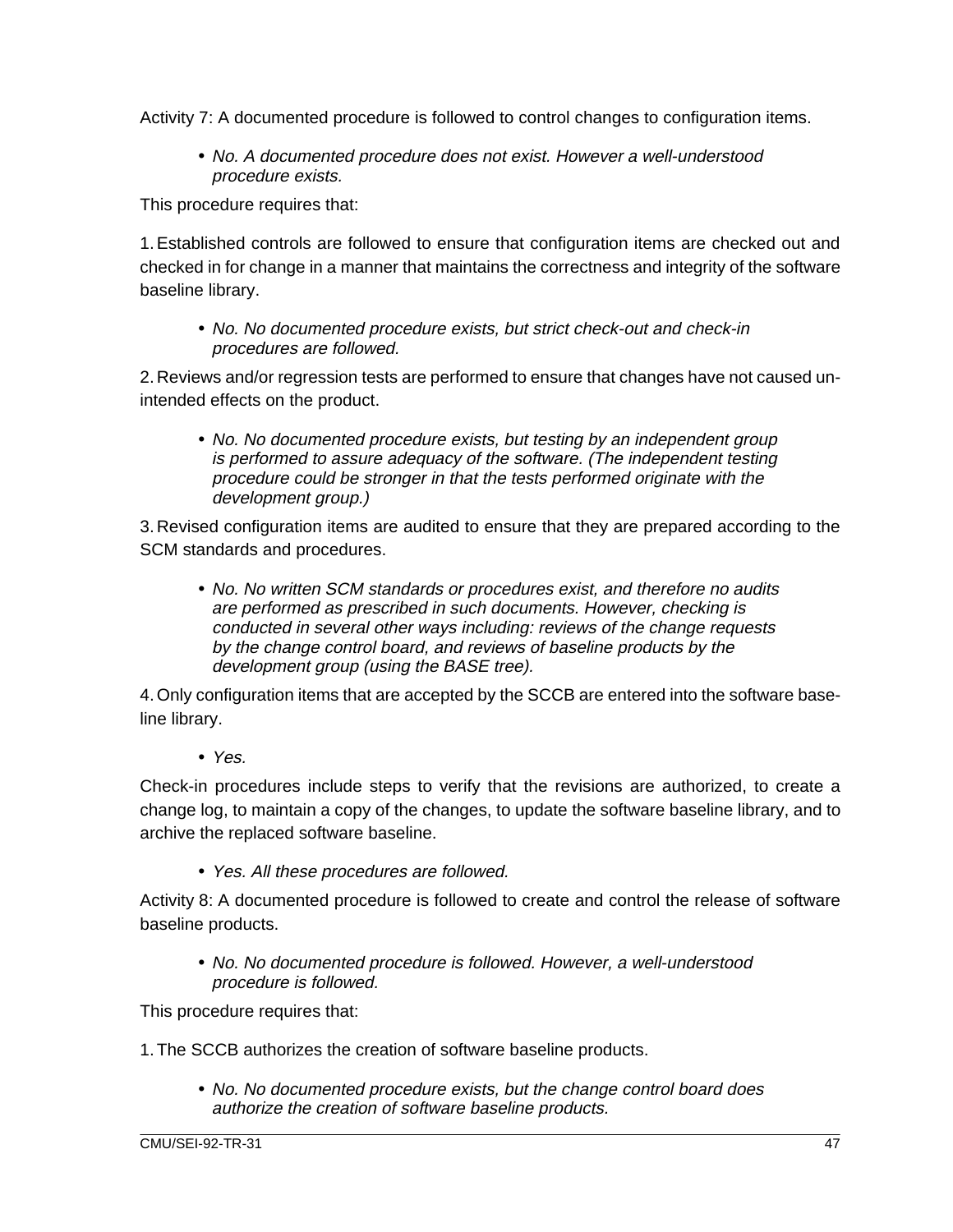Activity 7: A documented procedure is followed to control changes to configuration items.

- *No. A documented procedure does not exist. However a well-understood procedure exists.*

This procedure requires that:

1. Established controls are followed to ensure that configuration items are checked out and checked in for change in a manner that maintains the correctness and integrity of the software baseline library.

   - *No. No documented procedure exists, but strict check-out and check-in procedures are followed.*

2. Reviews and/or regression tests are performed to ensure that changes have not caused unintended effects on the product.

   - *No. No documented procedure exists, but testing by an independent group is performed to assure adequacy of the software. (The independent testing procedure could be stronger in that the tests performed originate with the development group.)*

3. Revised configuration items are audited to ensure that they are prepared according to the SCM standards and procedures.

   - *No. No written SCM standards or procedures exist, and therefore no audits are performed as prescribed in such documents. However, checking is conducted in several other ways including: reviews of the change requests by the change control board, and reviews of baseline products by the development group (using the BASE tree).*

4. Only configuration items that are accepted by the SCCB are entered into the software baseline library.

   - *Yes.*

Check-in procedures include steps to verify that the revisions are authorized, to create a change log, to maintain a copy of the changes, to update the software baseline library, and to archive the replaced software baseline.

- *Yes. All these procedures are followed.*

Activity 8: A documented procedure is followed to create and control the release of software baseline products.

- *No. No documented procedure is followed. However, a well-understood procedure is followed.*

This procedure requires that:

1. The SCCB authorizes the creation of software baseline products.

   - *No. No documented procedure exists, but the change control board does authorize the creation of software baseline products.*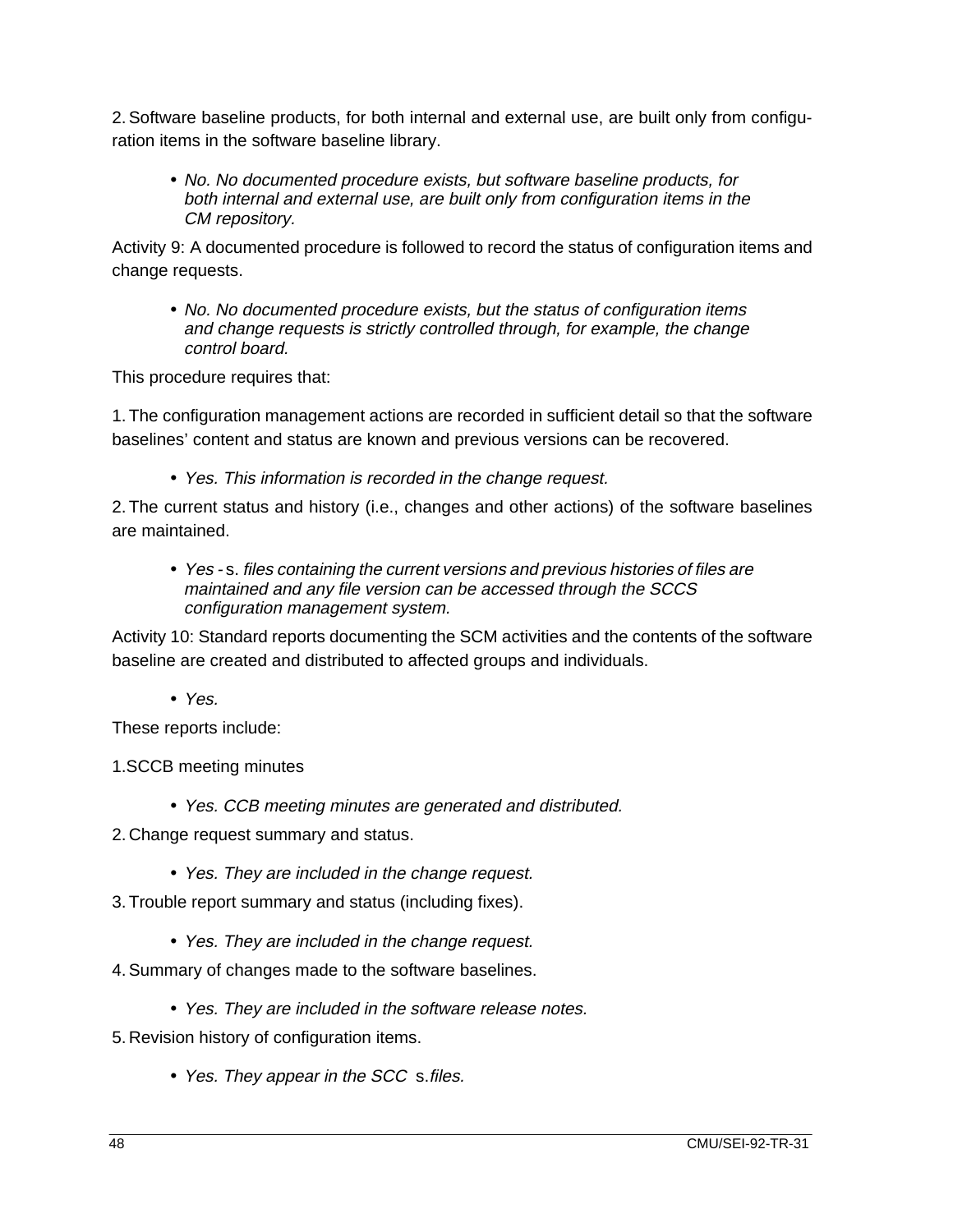2. Software baseline products, for both internal and external use, are built only from configuration items in the software baseline library.

- *No. No documented procedure exists, but software baseline products, for both internal and external use, are built only from configuration items in the CM repository.*

Activity 9: A documented procedure is followed to record the status of configuration items and change requests.

- *No. No documented procedure exists, but the status of configuration items and change requests is strictly controlled through, for example, the change control board.*

This procedure requires that:

1. The configuration management actions are recorded in sufficient detail so that the software baselines' content and status are known and previous versions can be recovered.

- *Yes. This information is recorded in the change request.*

2. The current status and history (i.e., changes and other actions) of the software baselines are maintained.

- *Yes* - s. *files containing the current versions and previous histories of files are maintained and any file version can be accessed through the SCCS configuration management system.*

Activity 10: Standard reports documenting the SCM activities and the contents of the software baseline are created and distributed to affected groups and individuals.

- *Yes.*

These reports include:

1. SCCB meeting minutes

- *Yes. CCB meeting minutes are generated and distributed.*

2. Change request summary and status.

- *Yes. They are included in the change request.*

3. Trouble report summary and status (including fixes).

- *Yes. They are included in the change request.*

4. Summary of changes made to the software baselines.

- *Yes. They are included in the software release notes.*

5. Revision history of configuration items.

- *Yes. They appear in the SCC* s.*files.*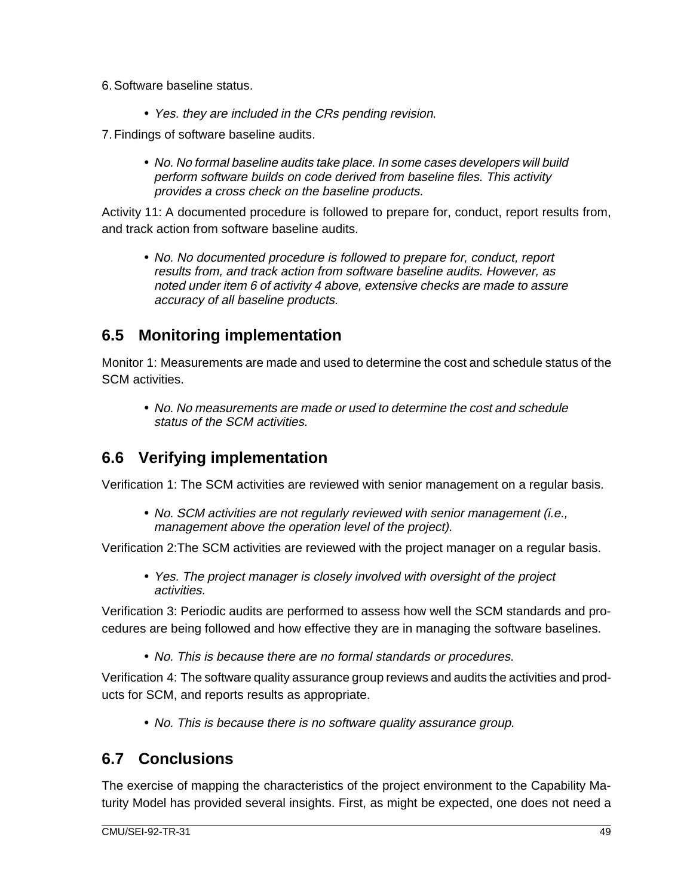6. Software baseline status.

- *Yes. they are included in the CRs pending revision.*

7. Findings of software baseline audits.

- *No. No formal baseline audits take place. In some cases developers will build perform software builds on code derived from baseline files. This activity provides a cross check on the baseline products.*

Activity 11: A documented procedure is followed to prepare for, conduct, report results from, and track action from software baseline audits.

- *No. No documented procedure is followed to prepare for, conduct, report results from, and track action from software baseline audits. However, as noted under item 6 of activity 4 above, extensive checks are made to assure accuracy of all baseline products.*

## 6.5 Monitoring implementation

Monitor 1: Measurements are made and used to determine the cost and schedule status of the SCM activities.

- *No. No measurements are made or used to determine the cost and schedule status of the SCM activities.*

## 6.6 Verifying implementation

Verification 1: The SCM activities are reviewed with senior management on a regular basis.

- *No. SCM activities are not regularly reviewed with senior management (i.e., management above the operation level of the project).*

Verification 2:The SCM activities are reviewed with the project manager on a regular basis.

- *Yes. The project manager is closely involved with oversight of the project activities.*

Verification 3: Periodic audits are performed to assess how well the SCM standards and procedures are being followed and how effective they are in managing the software baselines.

- *No. This is because there are no formal standards or procedures.*

Verification 4: The software quality assurance group reviews and audits the activities and products for SCM, and reports results as appropriate.

- *No. This is because there is no software quality assurance group.*

## 6.7 Conclusions

The exercise of mapping the characteristics of the project environment to the Capability Maturity Model has provided several insights. First, as might be expected, one does not need a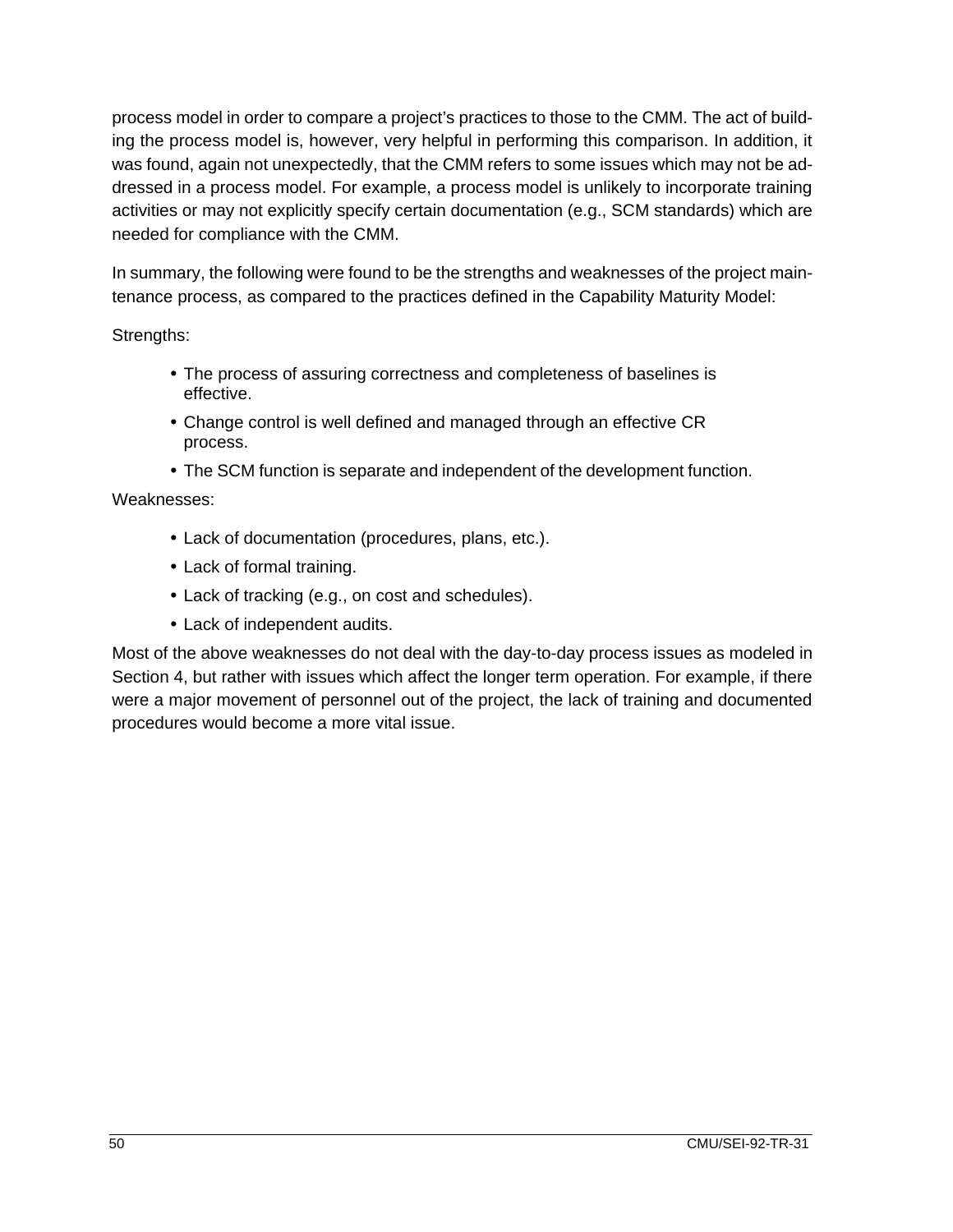process model in order to compare a project's practices to those to the CMM. The act of building the process model is, however, very helpful in performing this comparison. In addition, it was found, again not unexpectedly, that the CMM refers to some issues which may not be addressed in a process model. For example, a process model is unlikely to incorporate training activities or may not explicitly specify certain documentation (e.g., SCM standards) which are needed for compliance with the CMM.

In summary, the following were found to be the strengths and weaknesses of the project maintenance process, as compared to the practices defined in the Capability Maturity Model:

Strengths:

- The process of assuring correctness and completeness of baselines is effective.
- Change control is well defined and managed through an effective CR process.
- The SCM function is separate and independent of the development function.

Weaknesses:

- Lack of documentation (procedures, plans, etc.).
- Lack of formal training.
- Lack of tracking (e.g., on cost and schedules).
- Lack of independent audits.

Most of the above weaknesses do not deal with the day-to-day process issues as modeled in Section 4, but rather with issues which affect the longer term operation. For example, if there were a major movement of personnel out of the project, the lack of training and documented procedures would become a more vital issue.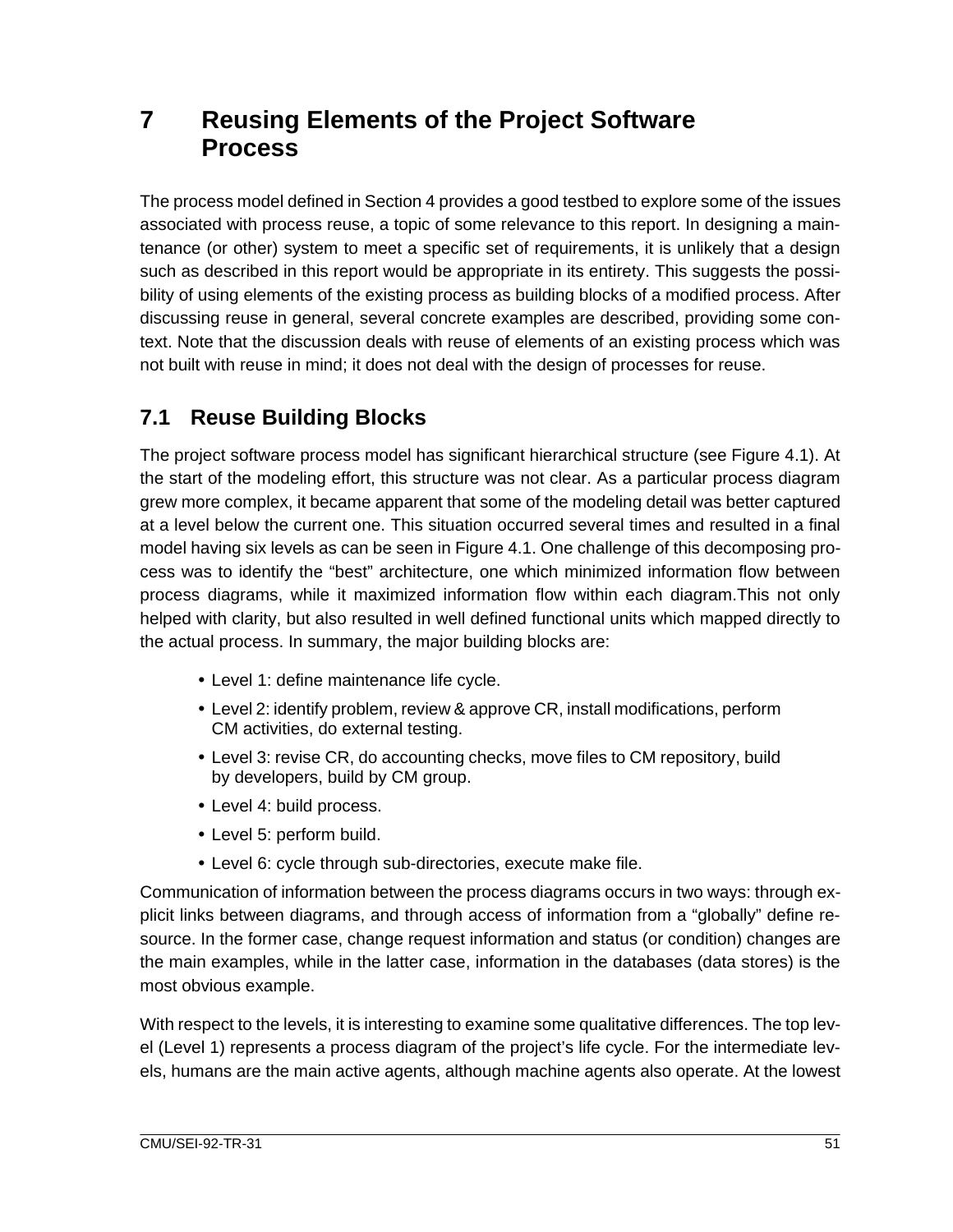# 7 Reusing Elements of the Project Software Process

The process model defined in Section 4 provides a good testbed to explore some of the issues associated with process reuse, a topic of some relevance to this report. In designing a maintenance (or other) system to meet a specific set of requirements, it is unlikely that a design such as described in this report would be appropriate in its entirety. This suggests the possibility of using elements of the existing process as building blocks of a modified process. After discussing reuse in general, several concrete examples are described, providing some context. Note that the discussion deals with reuse of elements of an existing process which was not built with reuse in mind; it does not deal with the design of processes for reuse.

## 7.1 Reuse Building Blocks

The project software process model has significant hierarchical structure (see Figure 4.1). At the start of the modeling effort, this structure was not clear. As a particular process diagram grew more complex, it became apparent that some of the modeling detail was better captured at a level below the current one. This situation occurred several times and resulted in a final model having six levels as can be seen in Figure 4.1. One challenge of this decomposing process was to identify the "best" architecture, one which minimized information flow between process diagrams, while it maximized information flow within each diagram.This not only helped with clarity, but also resulted in well defined functional units which mapped directly to the actual process. In summary, the major building blocks are:

- Level 1: define maintenance life cycle.
- Level 2: identify problem, review & approve CR, install modifications, perform CM activities, do external testing.
- Level 3: revise CR, do accounting checks, move files to CM repository, build by developers, build by CM group.
- Level 4: build process.
- Level 5: perform build.
- Level 6: cycle through sub-directories, execute make file.

Communication of information between the process diagrams occurs in two ways: through explicit links between diagrams, and through access of information from a "globally" define resource. In the former case, change request information and status (or condition) changes are the main examples, while in the latter case, information in the databases (data stores) is the most obvious example.

With respect to the levels, it is interesting to examine some qualitative differences. The top level (Level 1) represents a process diagram of the project's life cycle. For the intermediate levels, humans are the main active agents, although machine agents also operate. At the lowest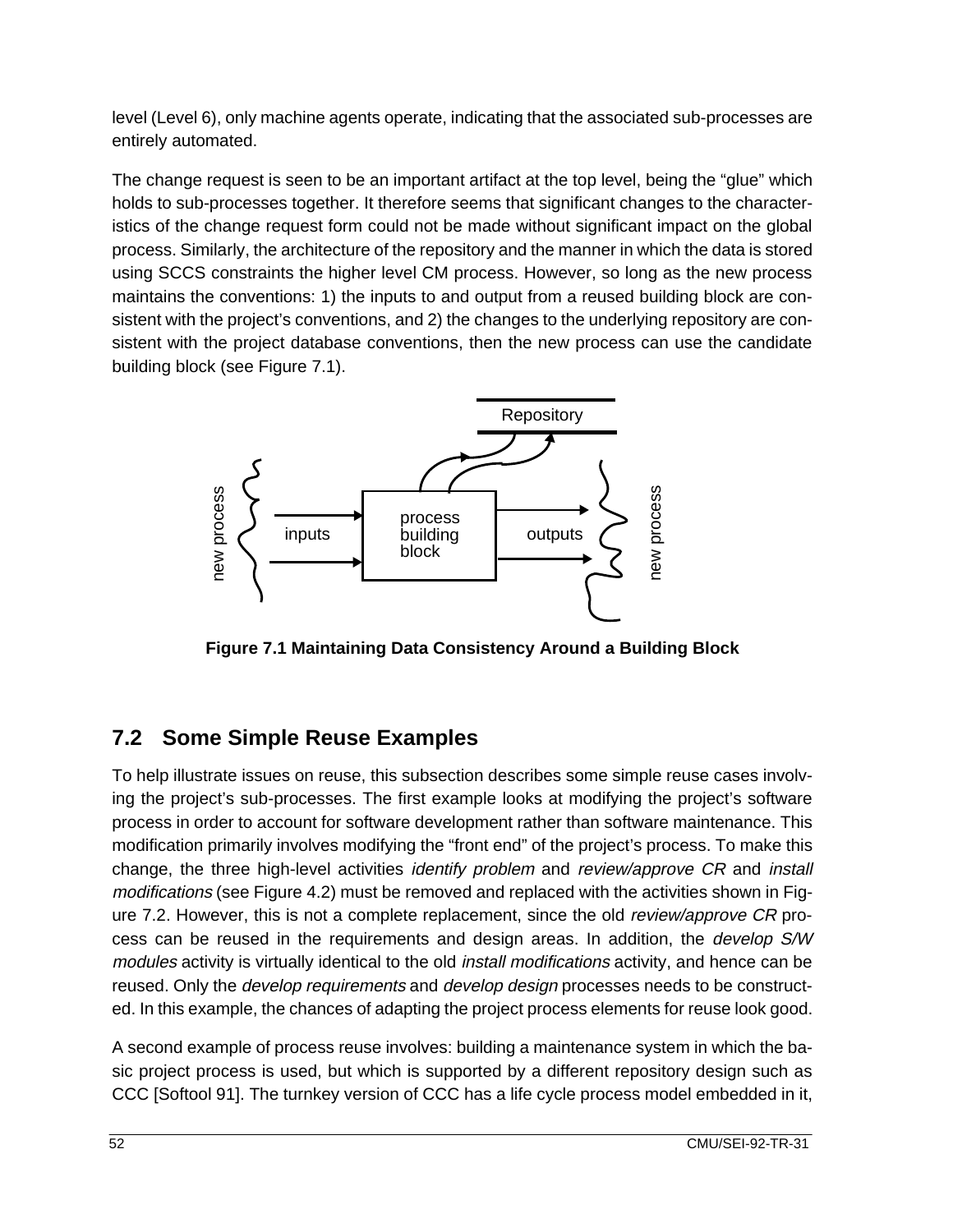level (Level 6), only machine agents operate, indicating that the associated sub-processes are entirely automated.

The change request is seen to be an important artifact at the top level, being the “glue” which holds to sub-processes together. It therefore seems that significant changes to the characteristics of the change request form could not be made without significant impact on the global process. Similarly, the architecture of the repository and the manner in which the data is stored using SCCS constraints the higher level CM process. However, so long as the new process maintains the conventions: 1) the inputs to and output from a reused building block are consistent with the project’s conventions, and 2) the changes to the underlying repository are consistent with the project database conventions, then the new process can use the candidate building block (see Figure 7.1).

**Figure 7.1 Maintaining Data Consistency Around a Building Block**

## 7.2 Some Simple Reuse Examples

To help illustrate issues on reuse, this subsection describes some simple reuse cases involving the project’s sub-processes. The first example looks at modifying the project’s software process in order to account for software development rather than software maintenance. This modification primarily involves modifying the “front end” of the project’s process. To make this change, the three high-level activities *identify problem* and *review/approve CR* and *install modifications* (see Figure 4.2) must be removed and replaced with the activities shown in Figure 7.2. However, this is not a complete replacement, since the old *review/approve CR* process can be reused in the requirements and design areas. In addition, the *develop S/W modules* activity is virtually identical to the old *install modifications* activity, and hence can be reused. Only the *develop requirements* and *develop design* processes needs to be constructed. In this example, the chances of adapting the project process elements for reuse look good.

A second example of process reuse involves: building a maintenance system in which the basic project process is used, but which is supported by a different repository design such as CCC [Softool 91]. The turnkey version of CCC has a life cycle process model embedded in it,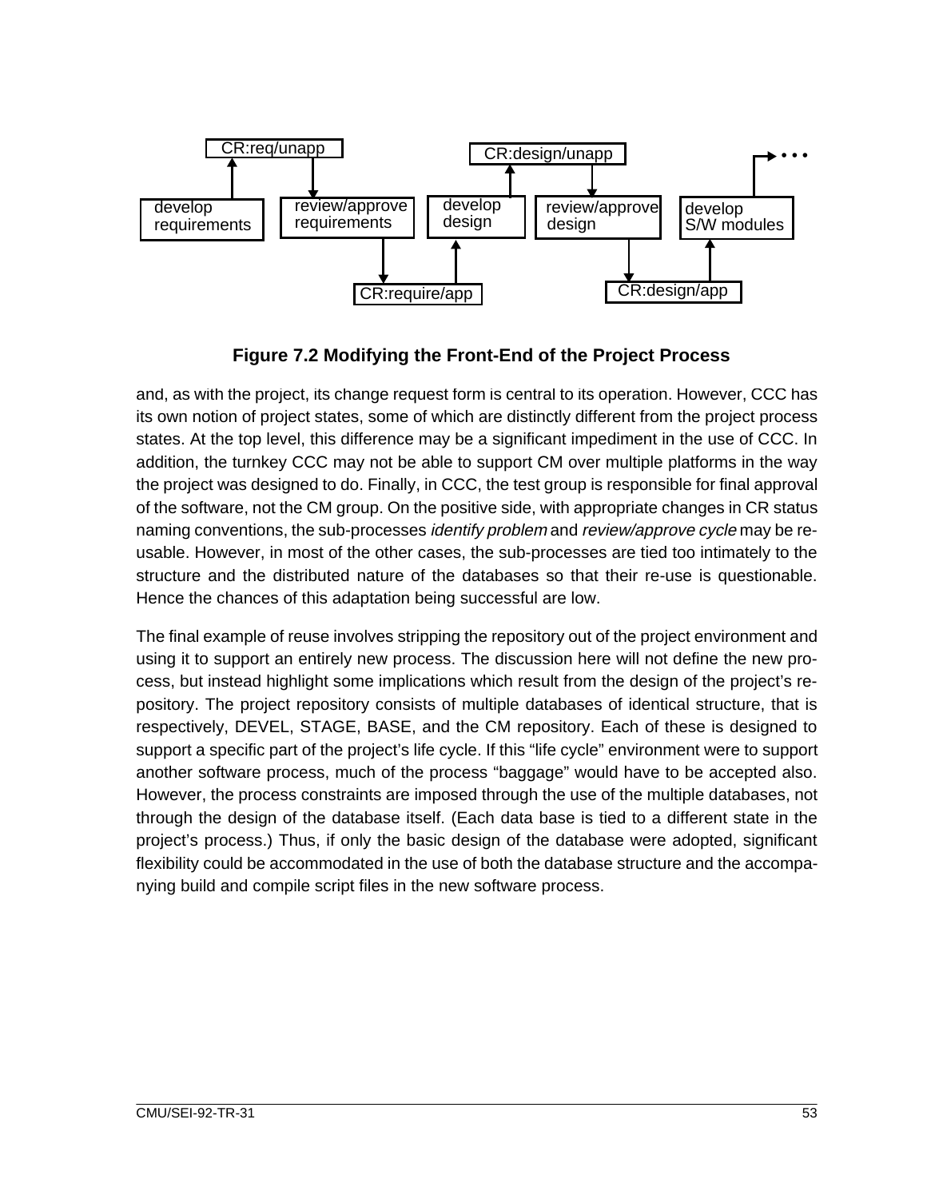**Figure 7.2 Modifying the Front-End of the Project Process**

and, as with the project, its change request form is central to its operation. However, CCC has its own notion of project states, some of which are distinctly different from the project process states. At the top level, this difference may be a significant impediment in the use of CCC. In addition, the turnkey CCC may not be able to support CM over multiple platforms in the way the project was designed to do. Finally, in CCC, the test group is responsible for final approval of the software, not the CM group. On the positive side, with appropriate changes in CR status naming conventions, the sub-processes *identify problem* and *review/approve cycle* may be re-usable. However, in most of the other cases, the sub-processes are tied too intimately to the structure and the distributed nature of the databases so that their re-use is questionable. Hence the chances of this adaptation being successful are low.

The final example of reuse involves stripping the repository out of the project environment and using it to support an entirely new process. The discussion here will not define the new process, but instead highlight some implications which result from the design of the project's repository. The project repository consists of multiple databases of identical structure, that is respectively, DEVEL, STAGE, BASE, and the CM repository. Each of these is designed to support a specific part of the project's life cycle. If this "life cycle" environment were to support another software process, much of the process "baggage" would have to be accepted also. However, the process constraints are imposed through the use of the multiple databases, not through the design of the database itself. (Each data base is tied to a different state in the project's process.) Thus, if only the basic design of the database were adopted, significant flexibility could be accommodated in the use of both the database structure and the accompanying build and compile script files in the new software process.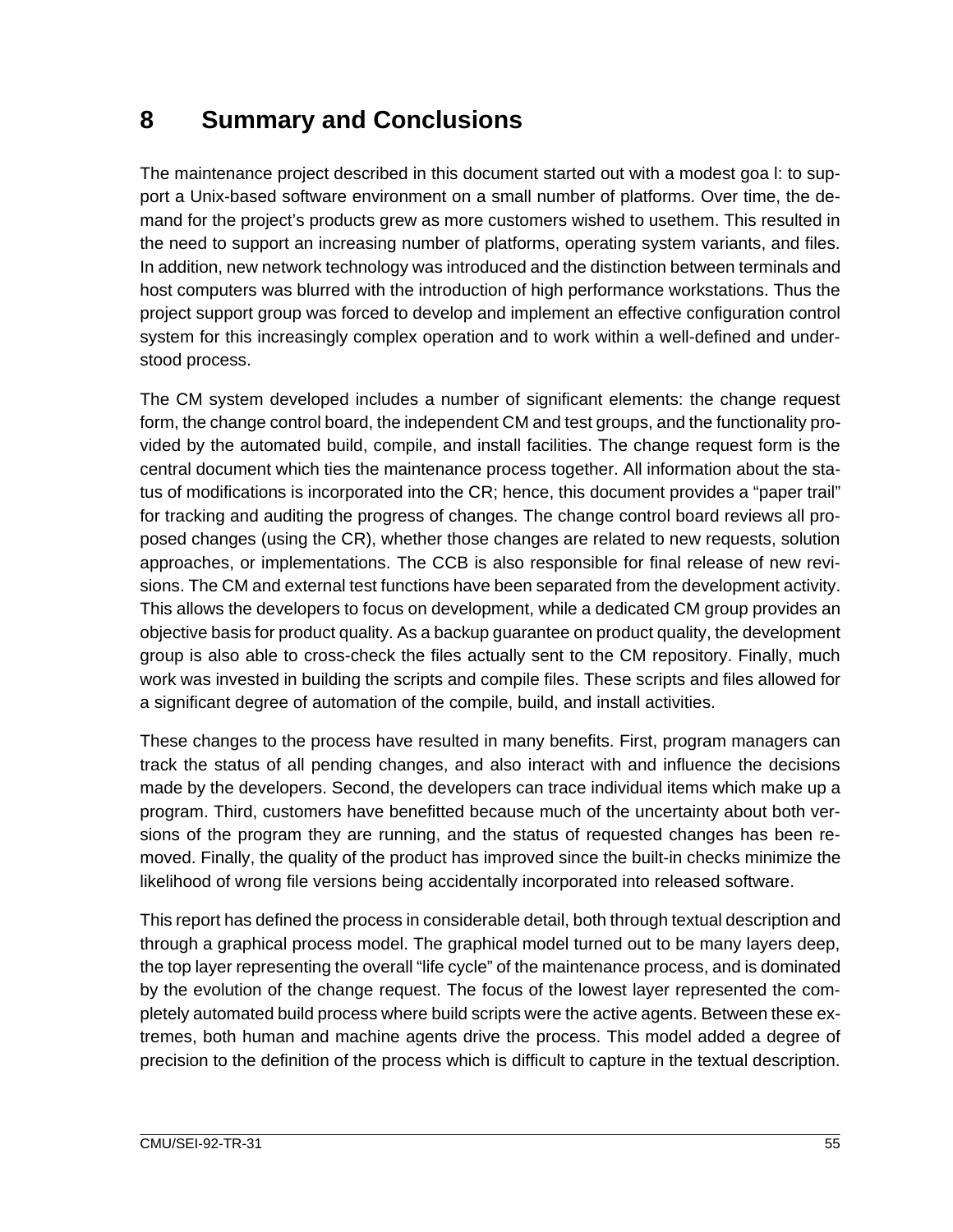# 8 Summary and Conclusions

The maintenance project described in this document started out with a modest goa l: to support a Unix-based software environment on a small number of platforms. Over time, the demand for the project's products grew as more customers wished to usethem. This resulted in the need to support an increasing number of platforms, operating system variants, and files. In addition, new network technology was introduced and the distinction between terminals and host computers was blurred with the introduction of high performance workstations. Thus the project support group was forced to develop and implement an effective configuration control system for this increasingly complex operation and to work within a well-defined and understood process.

The CM system developed includes a number of significant elements: the change request form, the change control board, the independent CM and test groups, and the functionality provided by the automated build, compile, and install facilities. The change request form is the central document which ties the maintenance process together. All information about the status of modifications is incorporated into the CR; hence, this document provides a "paper trail" for tracking and auditing the progress of changes. The change control board reviews all proposed changes (using the CR), whether those changes are related to new requests, solution approaches, or implementations. The CCB is also responsible for final release of new revisions. The CM and external test functions have been separated from the development activity. This allows the developers to focus on development, while a dedicated CM group provides an objective basis for product quality. As a backup guarantee on product quality, the development group is also able to cross-check the files actually sent to the CM repository. Finally, much work was invested in building the scripts and compile files. These scripts and files allowed for a significant degree of automation of the compile, build, and install activities.

These changes to the process have resulted in many benefits. First, program managers can track the status of all pending changes, and also interact with and influence the decisions made by the developers. Second, the developers can trace individual items which make up a program. Third, customers have benefitted because much of the uncertainty about both versions of the program they are running, and the status of requested changes has been removed. Finally, the quality of the product has improved since the built-in checks minimize the likelihood of wrong file versions being accidentally incorporated into released software.

This report has defined the process in considerable detail, both through textual description and through a graphical process model. The graphical model turned out to be many layers deep, the top layer representing the overall "life cycle" of the maintenance process, and is dominated by the evolution of the change request. The focus of the lowest layer represented the completely automated build process where build scripts were the active agents. Between these extremes, both human and machine agents drive the process. This model added a degree of precision to the definition of the process which is difficult to capture in the textual description.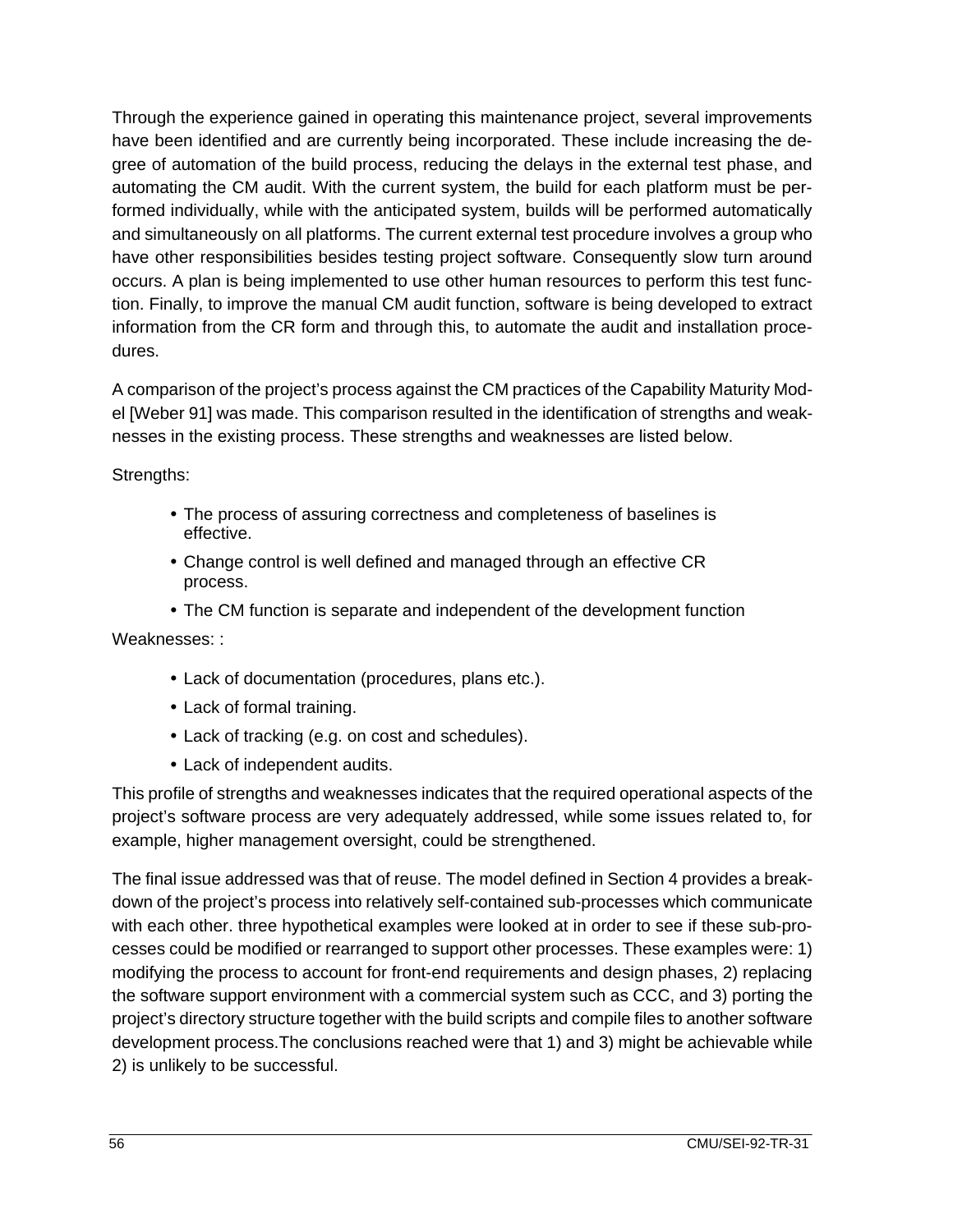Through the experience gained in operating this maintenance project, several improvements have been identified and are currently being incorporated. These include increasing the degree of automation of the build process, reducing the delays in the external test phase, and automating the CM audit. With the current system, the build for each platform must be performed individually, while with the anticipated system, builds will be performed automatically and simultaneously on all platforms. The current external test procedure involves a group who have other responsibilities besides testing project software. Consequently slow turn around occurs. A plan is being implemented to use other human resources to perform this test function. Finally, to improve the manual CM audit function, software is being developed to extract information from the CR form and through this, to automate the audit and installation procedures.

A comparison of the project's process against the CM practices of the Capability Maturity Model [Weber 91] was made. This comparison resulted in the identification of strengths and weaknesses in the existing process. These strengths and weaknesses are listed below.

Strengths:

- The process of assuring correctness and completeness of baselines is effective.
- Change control is well defined and managed through an effective CR process.
- The CM function is separate and independent of the development function

Weaknesses: :

- Lack of documentation (procedures, plans etc.).
- Lack of formal training.
- Lack of tracking (e.g. on cost and schedules).
- Lack of independent audits.

This profile of strengths and weaknesses indicates that the required operational aspects of the project's software process are very adequately addressed, while some issues related to, for example, higher management oversight, could be strengthened.

The final issue addressed was that of reuse. The model defined in Section 4 provides a breakdown of the project's process into relatively self-contained sub-processes which communicate with each other. three hypothetical examples were looked at in order to see if these sub-processes could be modified or rearranged to support other processes. These examples were: 1) modifying the process to account for front-end requirements and design phases, 2) replacing the software support environment with a commercial system such as CCC, and 3) porting the project's directory structure together with the build scripts and compile files to another software development process.The conclusions reached were that 1) and 3) might be achievable while 2) is unlikely to be successful.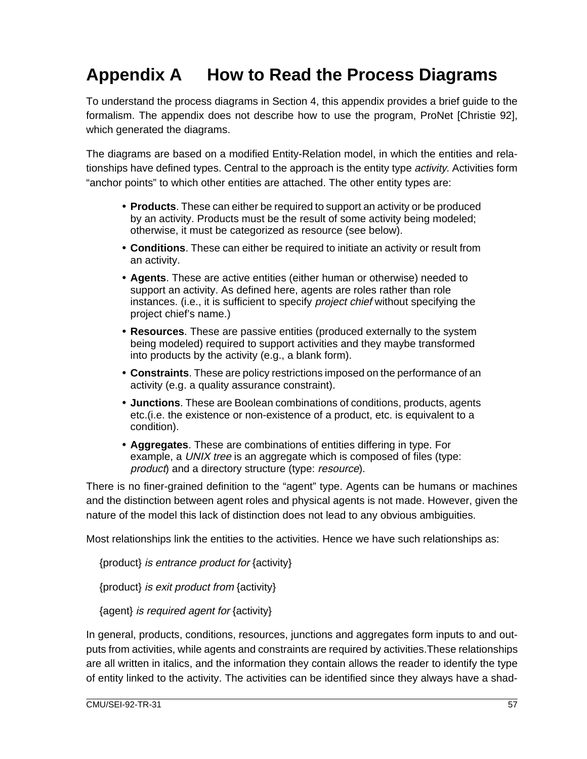# Appendix A How to Read the Process Diagrams

To understand the process diagrams in Section 4, this appendix provides a brief guide to the formalism. The appendix does not describe how to use the program, ProNet [Christie 92], which generated the diagrams.

The diagrams are based on a modified Entity-Relation model, in which the entities and relationships have defined types. Central to the approach is the entity type *activity*. Activities form “anchor points” to which other entities are attached. The other entity types are:

- **Products**. These can either be required to support an activity or be produced by an activity. Products must be the result of some activity being modeled; otherwise, it must be categorized as resource (see below).
- **Conditions**. These can either be required to initiate an activity or result from an activity.
- **Agents**. These are active entities (either human or otherwise) needed to support an activity. As defined here, agents are roles rather than role instances. (i.e., it is sufficient to specify *project chief* without specifying the project chief’s name.)
- **Resources**. These are passive entities (produced externally to the system being modeled) required to support activities and they maybe transformed into products by the activity (e.g., a blank form).
- **Constraints**. These are policy restrictions imposed on the performance of an activity (e.g. a quality assurance constraint).
- **Junctions**. These are Boolean combinations of conditions, products, agents etc.(i.e. the existence or non-existence of a product, etc. is equivalent to a condition).
- **Aggregates**. These are combinations of entities differing in type. For example, a *UNIX tree* is an aggregate which is composed of files (type: *product*) and a directory structure (type: *resource*).

There is no finer-grained definition to the “agent” type. Agents can be humans or machines and the distinction between agent roles and physical agents is not made. However, given the nature of the model this lack of distinction does not lead to any obvious ambiguities.

Most relationships link the entities to the activities. Hence we have such relationships as:

{product} *is entrance product for* {activity}

{product} *is exit product from* {activity}

{agent} *is required agent for* {activity}

In general, products, conditions, resources, junctions and aggregates form inputs to and outputs from activities, while agents and constraints are required by activities.These relationships are all written in italics, and the information they contain allows the reader to identify the type of entity linked to the activity. The activities can be identified since they always have a shad-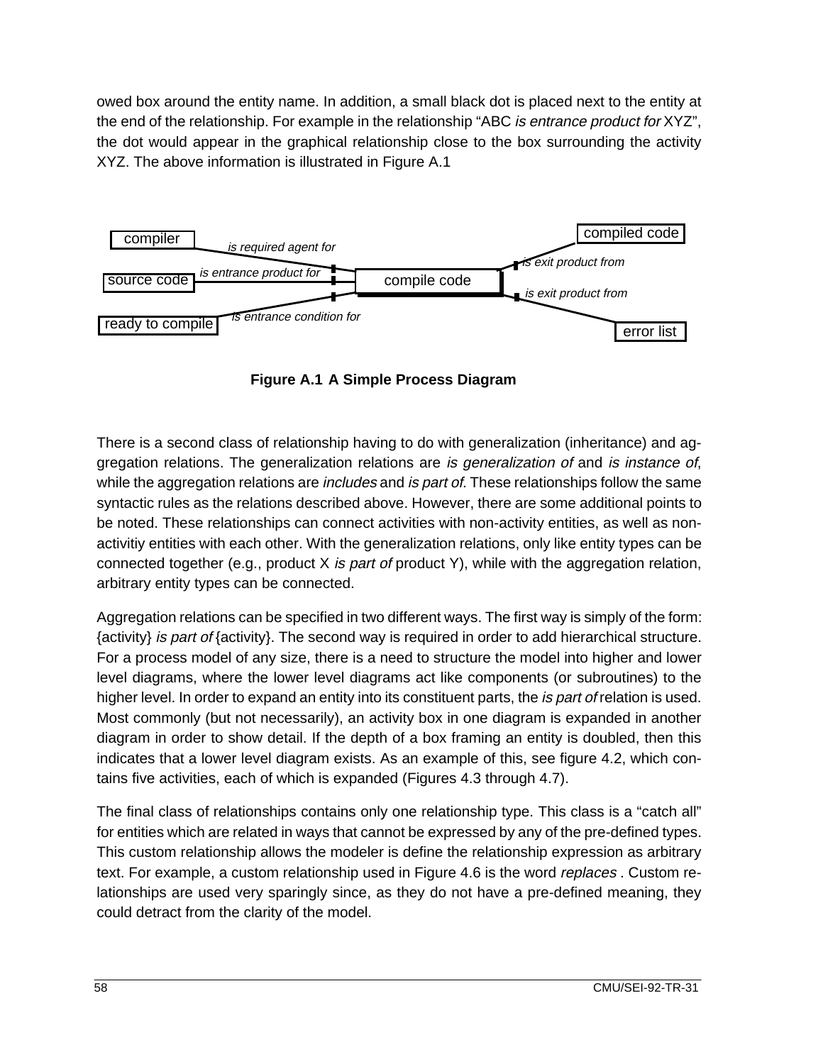owed box around the entity name. In addition, a small black dot is placed next to the entity at the end of the relationship. For example in the relationship “ABC *is entrance product for* XYZ”, the dot would appear in the graphical relationship close to the box surrounding the activity XYZ. The above information is illustrated in Figure A.1

compiler — *is required agent for* — compile code

source code — *is entrance product for* — compile code

ready to compile — *is entrance condition for* — compile code

compile code — *is exit product from* — compiled code

compile code — *is exit product from* — error list

**Figure A.1 A Simple Process Diagram**

There is a second class of relationship having to do with generalization (inheritance) and aggregation relations. The generalization relations are *is generalization of* and *is instance of*, while the aggregation relations are *includes* and *is part of*. These relationships follow the same syntactic rules as the relations described above. However, there are some additional points to be noted. These relationships can connect activities with non-activity entities, as well as non-activitiy entities with each other. With the generalization relations, only like entity types can be connected together (e.g., product X *is part of* product Y), while with the aggregation relation, arbitrary entity types can be connected.

Aggregation relations can be specified in two different ways. The first way is simply of the form: {activity} *is part of* {activity}. The second way is required in order to add hierarchical structure. For a process model of any size, there is a need to structure the model into higher and lower level diagrams, where the lower level diagrams act like components (or subroutines) to the higher level. In order to expand an entity into its constituent parts, the *is part of* relation is used. Most commonly (but not necessarily), an activity box in one diagram is expanded in another diagram in order to show detail. If the depth of a box framing an entity is doubled, then this indicates that a lower level diagram exists. As an example of this, see figure 4.2, which contains five activities, each of which is expanded (Figures 4.3 through 4.7).

The final class of relationships contains only one relationship type. This class is a “catch all” for entities which are related in ways that cannot be expressed by any of the pre-defined types. This custom relationship allows the modeler is define the relationship expression as arbitrary text. For example, a custom relationship used in Figure 4.6 is the word *replaces* . Custom relationships are used very sparingly since, as they do not have a pre-defined meaning, they could detract from the clarity of the model.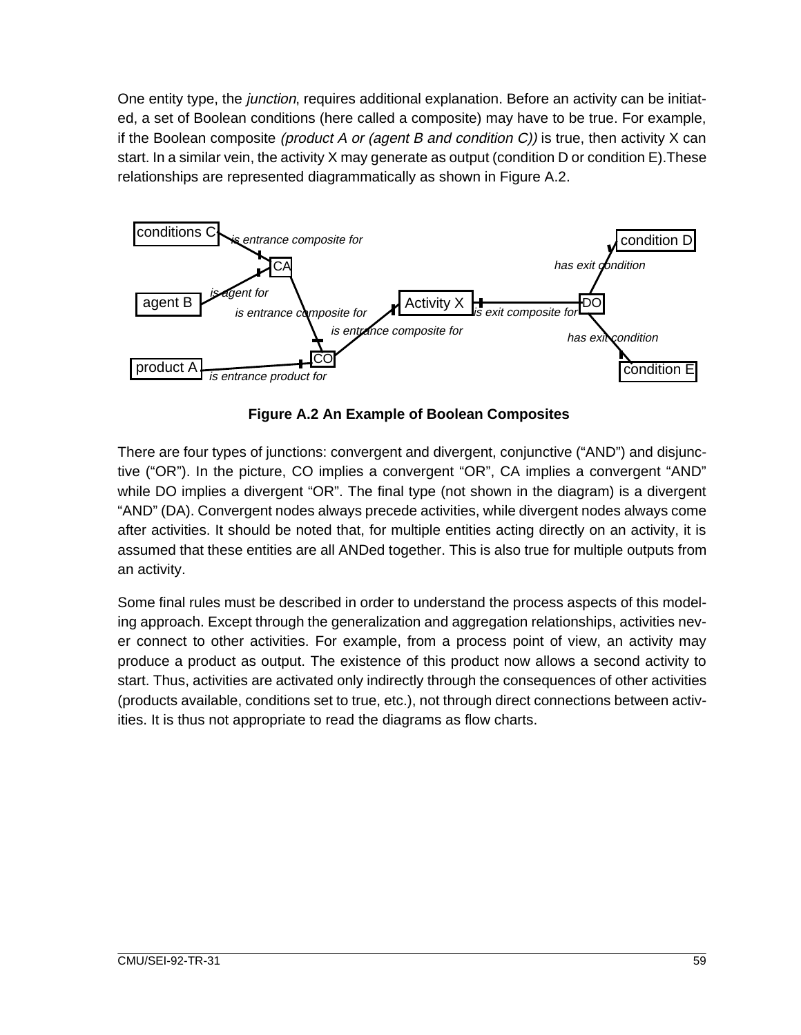One entity type, the *junction*, requires additional explanation. Before an activity can be initiated, a set of Boolean conditions (here called a composite) may have to be true. For example, if the Boolean composite *(product A or (agent B and condition C))* is true, then activity X can start. In a similar vein, the activity X may generate as output (condition D or condition E).These relationships are represented diagrammatically as shown in Figure A.2.

**Figure A.2 An Example of Boolean Composites**

There are four types of junctions: convergent and divergent, conjunctive (“AND”) and disjunctive (“OR”). In the picture, CO implies a convergent “OR”, CA implies a convergent “AND” while DO implies a divergent “OR”. The final type (not shown in the diagram) is a divergent “AND” (DA). Convergent nodes always precede activities, while divergent nodes always come after activities. It should be noted that, for multiple entities acting directly on an activity, it is assumed that these entities are all ANDed together. This is also true for multiple outputs from an activity.

Some final rules must be described in order to understand the process aspects of this modeling approach. Except through the generalization and aggregation relationships, activities never connect to other activities. For example, from a process point of view, an activity may produce a product as output. The existence of this product now allows a second activity to start. Thus, activities are activated only indirectly through the consequences of other activities (products available, conditions set to true, etc.), not through direct connections between activities. It is thus not appropriate to read the diagrams as flow charts.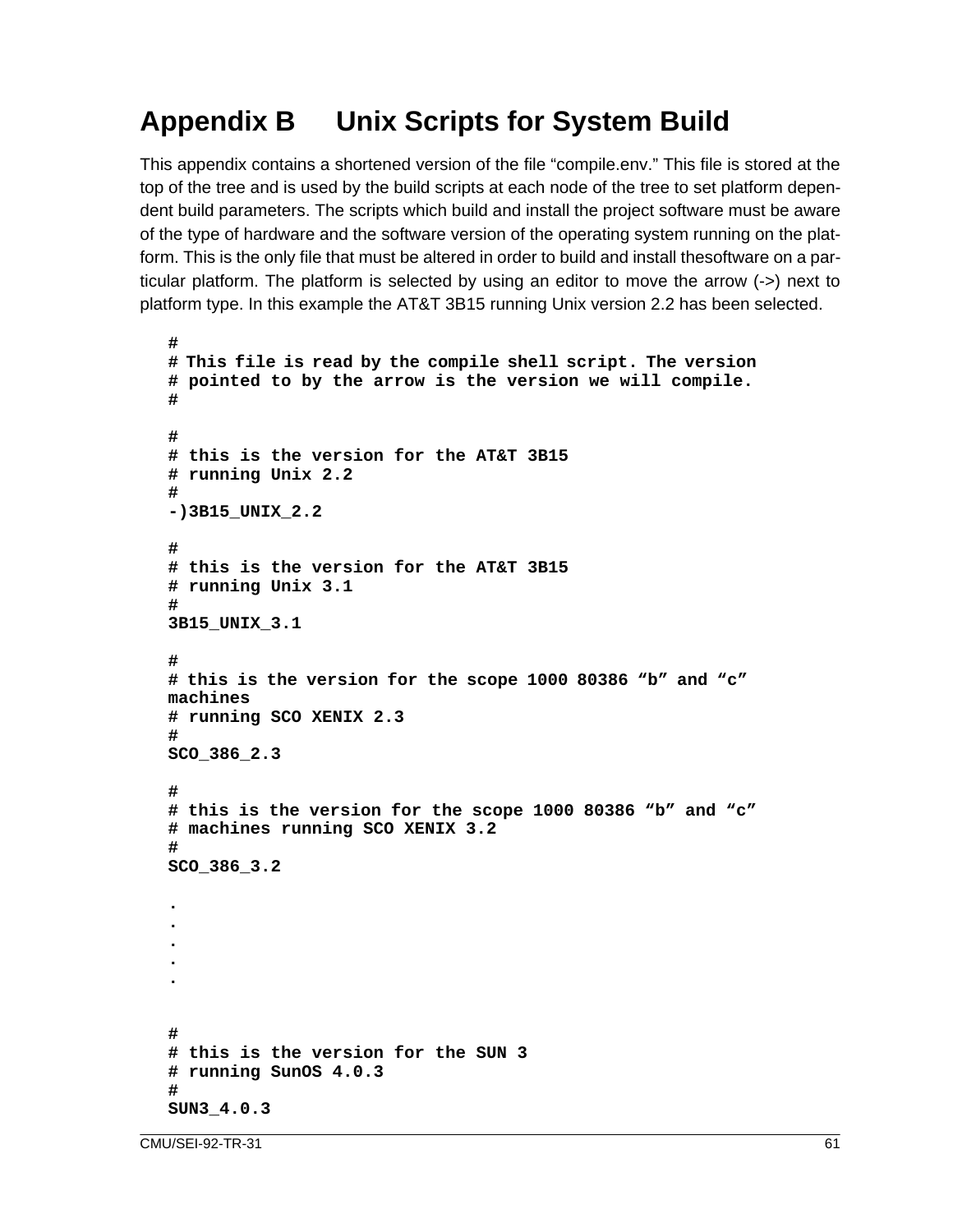# Appendix B   Unix Scripts for System Build

This appendix contains a shortened version of the file "compile.env." This file is stored at the top of the tree and is used by the build scripts at each node of the tree to set platform dependent build parameters. The scripts which build and install the project software must be aware of the type of hardware and the software version of the operating system running on the platform. This is the only file that must be altered in order to build and install thesoftware on a particular platform. The platform is selected by using an editor to move the arrow (->) next to platform type. In this example the AT&T 3B15 running Unix version 2.2 has been selected.

```
#
# This file is read by the compile shell script. The version
# pointed to by the arrow is the version we will compile.
#

#
# this is the version for the AT&T 3B15
# running Unix 2.2
#
-)3B15_UNIX_2.2

#
# this is the version for the AT&T 3B15
# running Unix 3.1
#
3B15_UNIX_3.1

#
# this is the version for the scope 1000 80386 "b" and "c"
machines
# running SCO XENIX 2.3
#
SCO_386_2.3

#
# this is the version for the scope 1000 80386 "b" and "c"
# machines running SCO XENIX 3.2
#
SCO_386_3.2

.
.
.
.
.


#
# this is the version for the SUN 3
# running SunOS 4.0.3
#
SUN3_4.0.3
```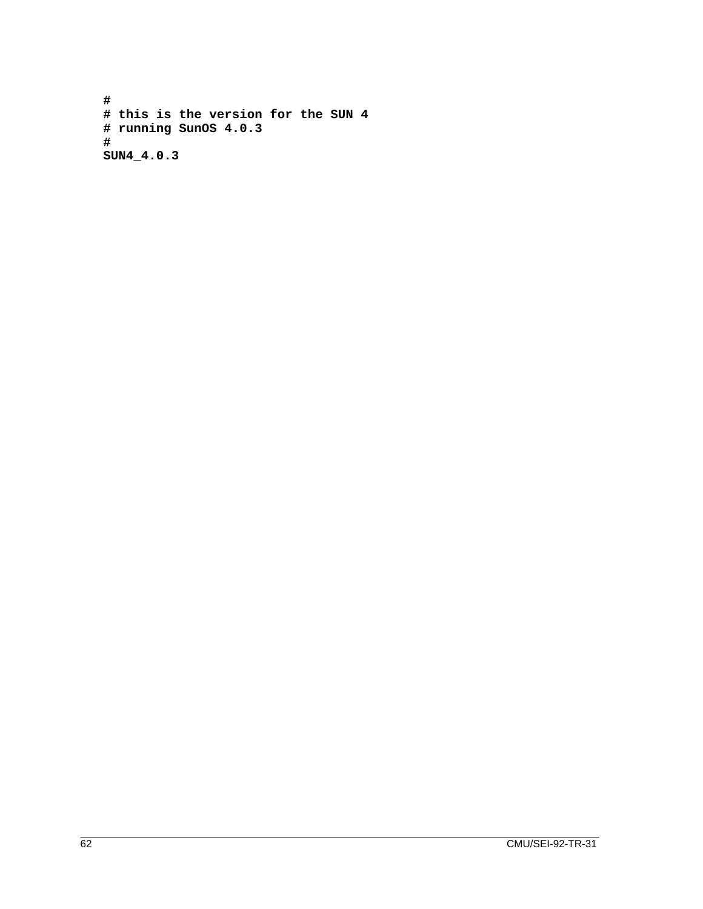```
#
# this is the version for the SUN 4
# running SunOS 4.0.3
#
SUN4_4.0.3
```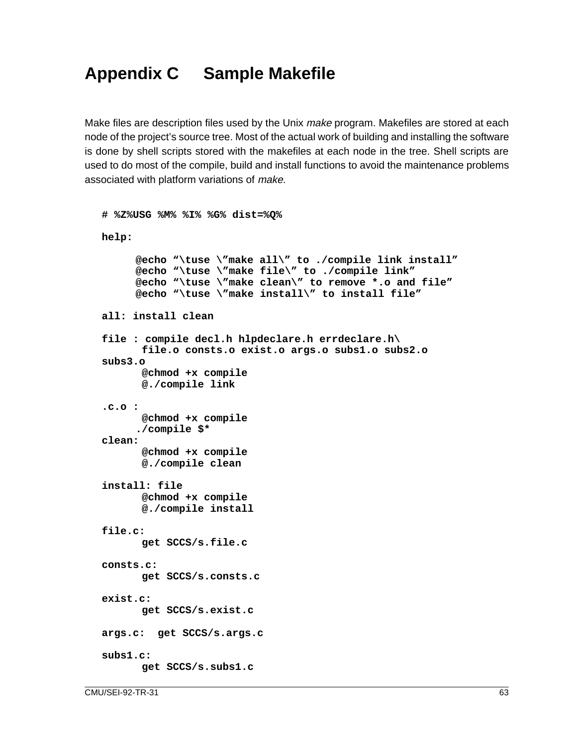# Appendix C Sample Makefile

Make files are description files used by the Unix *make* program. Makefiles are stored at each node of the project's source tree. Most of the actual work of building and installing the software is done by shell scripts stored with the makefiles at each node in the tree. Shell scripts are used to do most of the compile, build and install functions to avoid the maintenance problems associated with platform variations of *make*.

```
# %Z%USG %M% %I% %G% dist=%Q%

help:

	@echo "\tuse \"make all\" to ./compile link install"
	@echo "\tuse \"make file\" to ./compile link"
	@echo "\tuse \"make clean\" to remove *.o and file"
	@echo "\tuse \"make install\" to install file"

all: install clean

file : compile decl.h hlpdeclare.h errdeclare.h\
	file.o consts.o exist.o args.o subs1.o subs2.o
subs3.o
	@chmod +x compile
	@./compile link

.c.o :
	@chmod +x compile
	./compile $*
clean:
	@chmod +x compile
	@./compile clean

install: file
	@chmod +x compile
	@./compile install

file.c:
	get SCCS/s.file.c

consts.c:
	get SCCS/s.consts.c

exist.c:
	get SCCS/s.exist.c

args.c:  get SCCS/s.args.c

subs1.c:
	get SCCS/s.subs1.c
```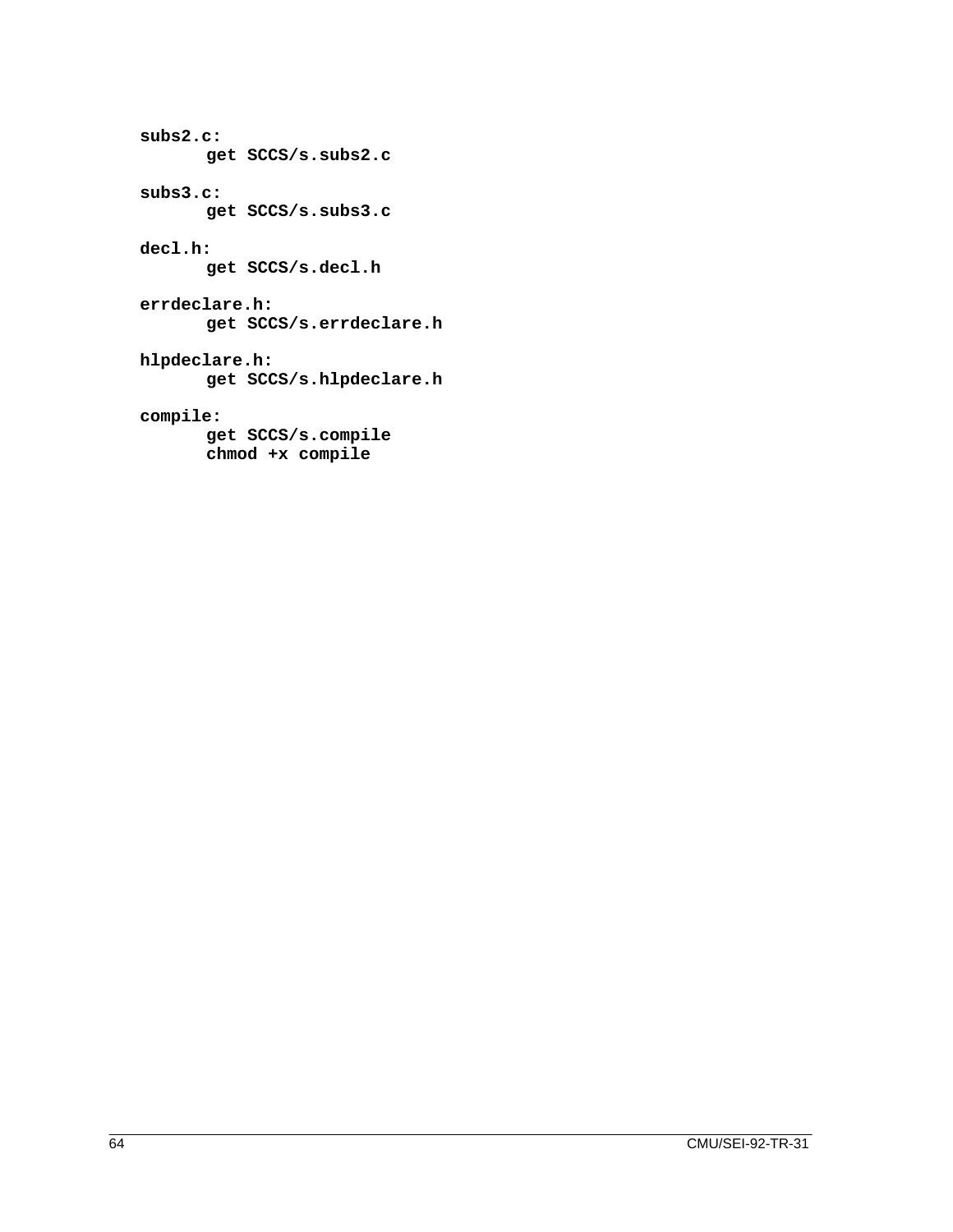```
subs2.c:
	get SCCS/s.subs2.c

subs3.c:
	get SCCS/s.subs3.c

decl.h:
	get SCCS/s.decl.h

errdeclare.h:
	get SCCS/s.errdeclare.h

hlpdeclare.h:
	get SCCS/s.hlpdeclare.h

compile:
	get SCCS/s.compile
	chmod +x compile
```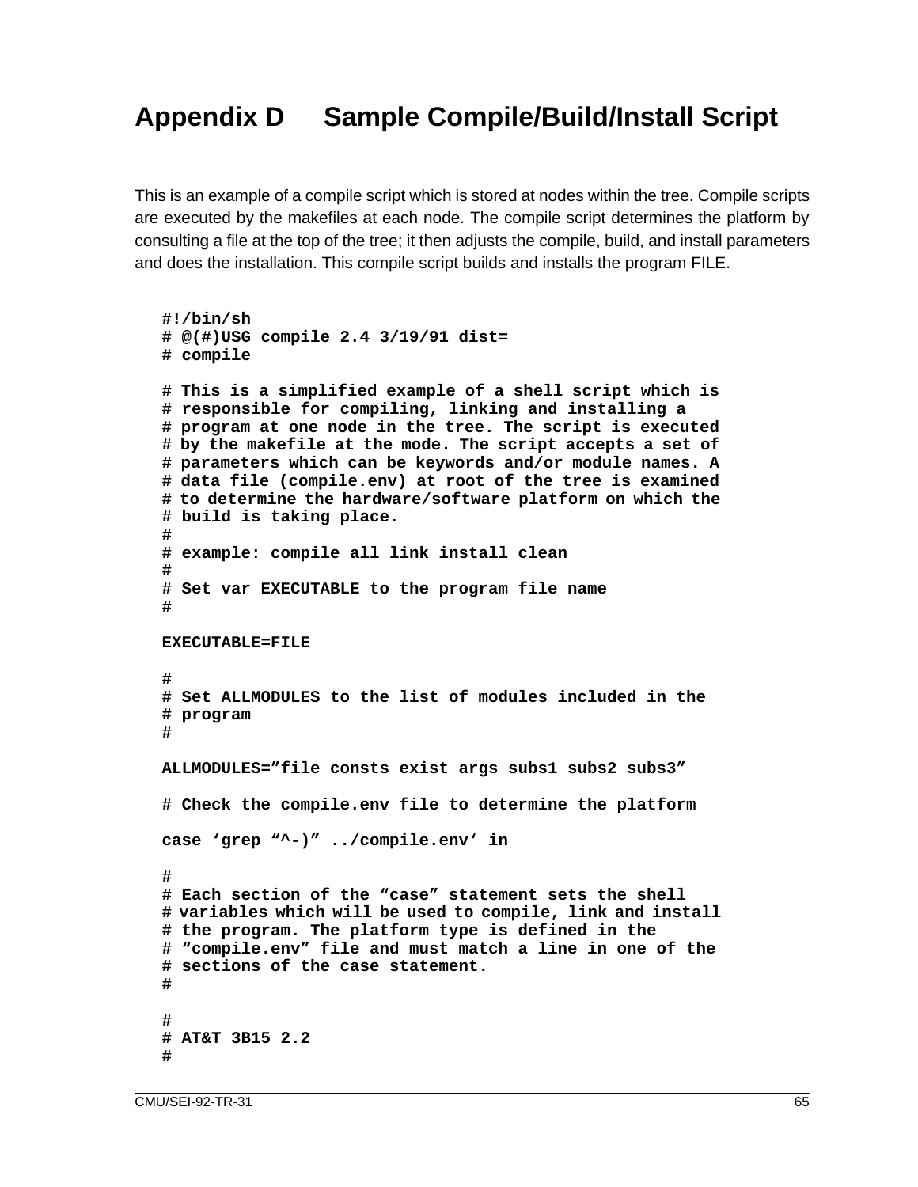# Appendix D Sample Compile/Build/Install Script

This is an example of a compile script which is stored at nodes within the tree. Compile scripts are executed by the makefiles at each node. The compile script determines the platform by consulting a file at the top of the tree; it then adjusts the compile, build, and install parameters and does the installation. This compile script builds and installs the program FILE.

```
#!/bin/sh
# @(#)USG compile 2.4 3/19/91 dist=
# compile

# This is a simplified example of a shell script which is
# responsible for compiling, linking and installing a
# program at one node in the tree. The script is executed
# by the makefile at the mode. The script accepts a set of
# parameters which can be keywords and/or module names. A
# data file (compile.env) at root of the tree is examined
# to determine the hardware/software platform on which the
# build is taking place.
#
# example: compile all link install clean
#
# Set var EXECUTABLE to the program file name
#

EXECUTABLE=FILE

#
# Set ALLMODULES to the list of modules included in the
# program
#

ALLMODULES="file consts exist args subs1 subs2 subs3"

# Check the compile.env file to determine the platform

case 'grep "^-)" ../compile.env' in

#
# Each section of the "case" statement sets the shell
# variables which will be used to compile, link and install
# the program. The platform type is defined in the
# "compile.env" file and must match a line in one of the
# sections of the case statement.
#

#
# AT&T 3B15 2.2
#
```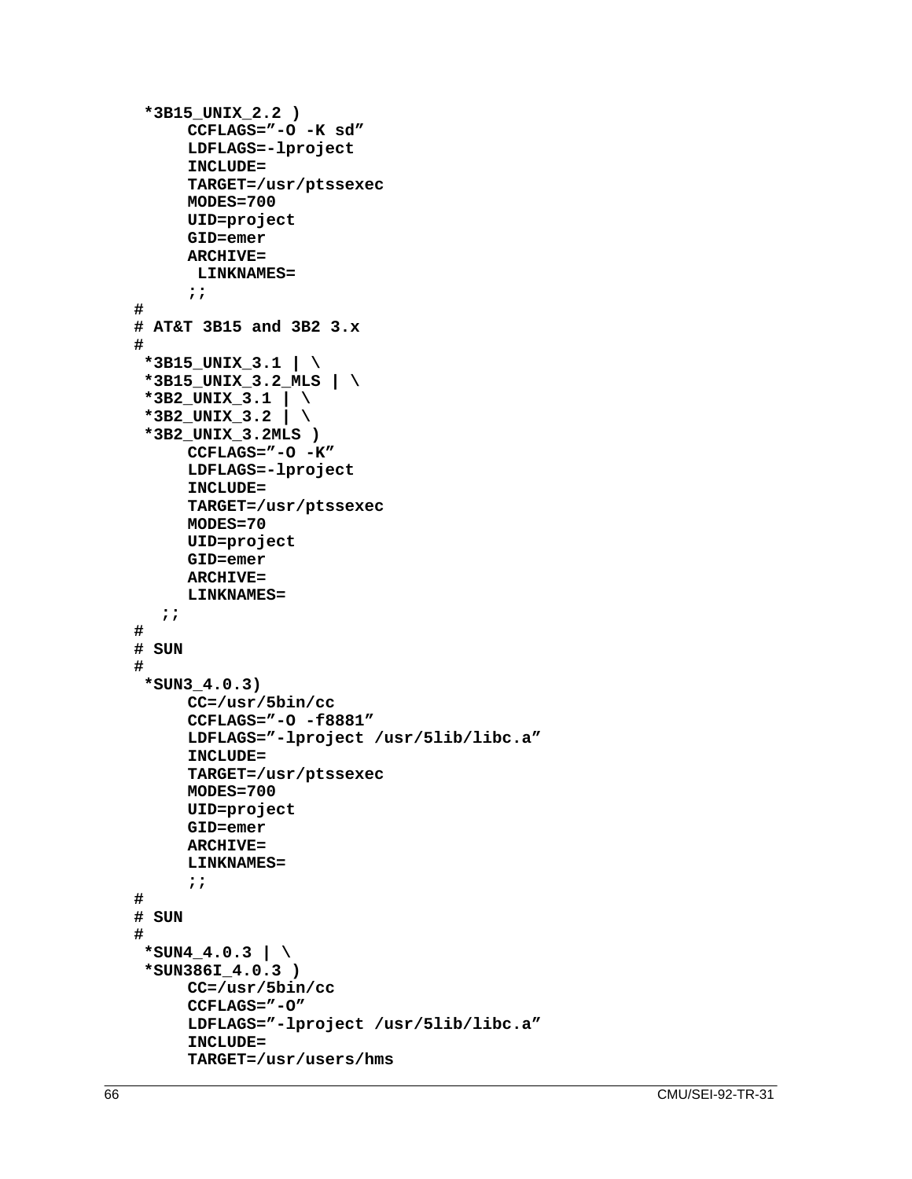```
 *3B15_UNIX_2.2 )
      CCFLAGS="-O -K sd"
      LDFLAGS=-lproject
      INCLUDE=
      TARGET=/usr/ptssexec
      MODES=700
      UID=project
      GID=emer
      ARCHIVE=
       LINKNAMES=
      ;;
#
# AT&T 3B15 and 3B2 3.x
#
 *3B15_UNIX_3.1 | \
 *3B15_UNIX_3.2_MLS | \
 *3B2_UNIX_3.1 | \
 *3B2_UNIX_3.2 | \
 *3B2_UNIX_3.2MLS )
      CCFLAGS="-O -K"
      LDFLAGS=-lproject
      INCLUDE=
      TARGET=/usr/ptssexec
      MODES=70
      UID=project
      GID=emer
      ARCHIVE=
      LINKNAMES=
   ;;
#
# SUN
#
 *SUN3_4.0.3)
      CC=/usr/5bin/cc
      CCFLAGS="-O -f8881"
      LDFLAGS="-lproject /usr/5lib/libc.a"
      INCLUDE=
      TARGET=/usr/ptssexec
      MODES=700
      UID=project
      GID=emer
      ARCHIVE=
      LINKNAMES=
      ;;
#
# SUN
#
 *SUN4_4.0.3 | \
 *SUN386I_4.0.3 )
      CC=/usr/5bin/cc
      CCFLAGS="-O"
      LDFLAGS="-lproject /usr/5lib/libc.a"
      INCLUDE=
      TARGET=/usr/users/hms
```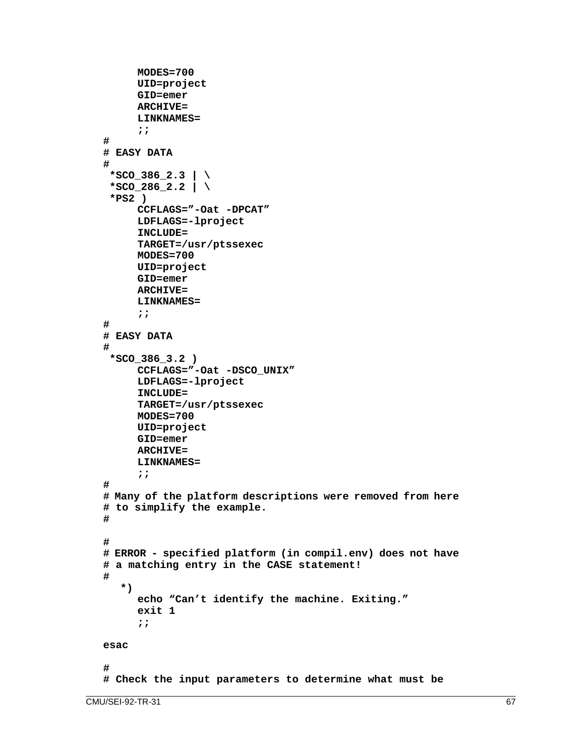```
        MODES=700
        UID=project
        GID=emer
        ARCHIVE=
        LINKNAMES=
        ;;
#
# EASY DATA
#
 *SCO_386_2.3 | \
 *SCO_286_2.2 | \
 *PS2 )
        CCFLAGS="-Oat -DPCAT"
        LDFLAGS=-lproject
        INCLUDE=
        TARGET=/usr/ptssexec
        MODES=700
        UID=project
        GID=emer
        ARCHIVE=
        LINKNAMES=
        ;;
#
# EASY DATA
#
 *SCO_386_3.2 )
        CCFLAGS="-Oat -DSCO_UNIX"
        LDFLAGS=-lproject
        INCLUDE=
        TARGET=/usr/ptssexec
        MODES=700
        UID=project
        GID=emer
        ARCHIVE=
        LINKNAMES=
        ;;
#
# Many of the platform descriptions were removed from here
# to simplify the example.
#

#
# ERROR - specified platform (in compil.env) does not have
# a matching entry in the CASE statement!
#
   *)
        echo "Can't identify the machine. Exiting."
        exit 1
        ;;

esac

#
# Check the input parameters to determine what must be
```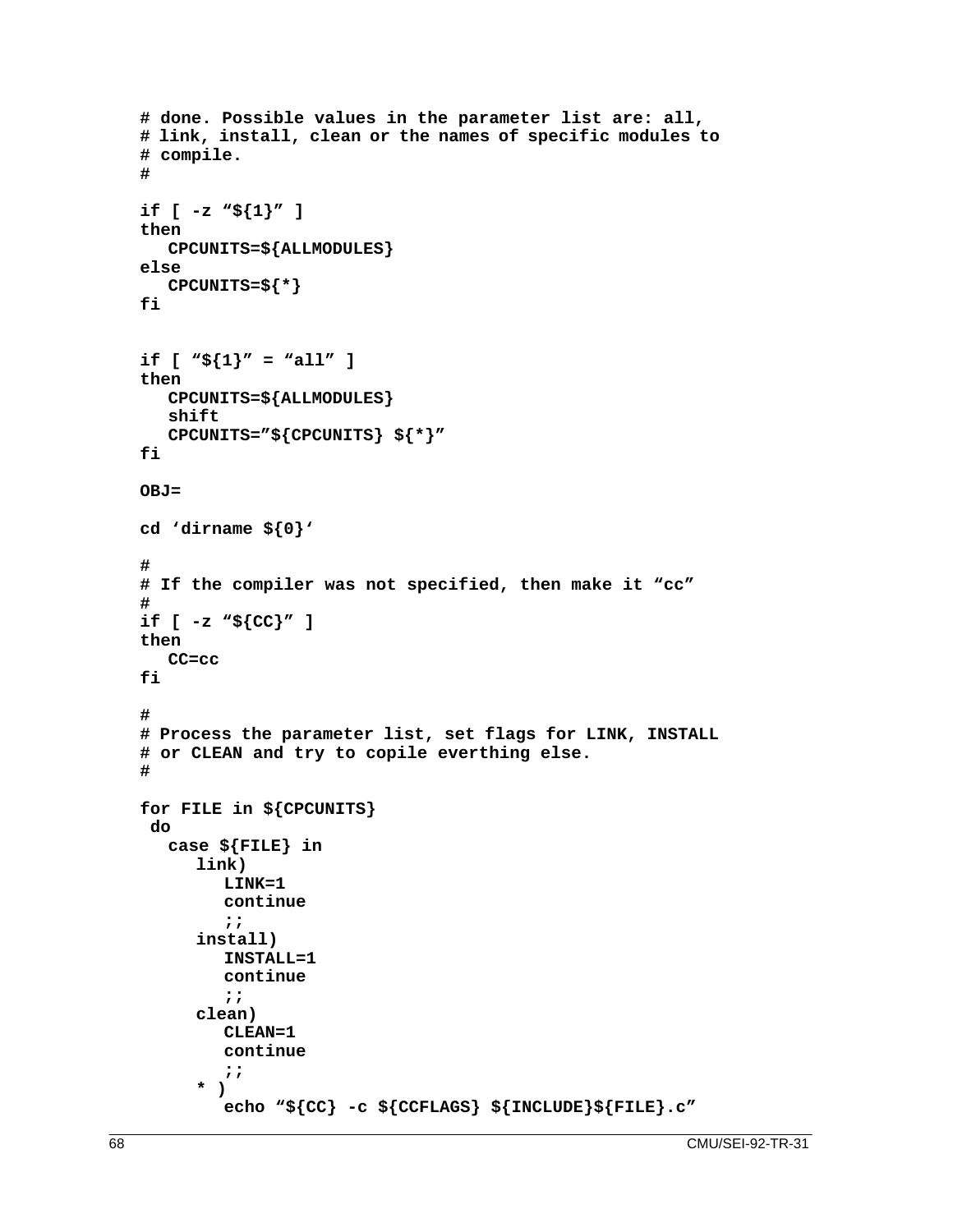```
# done. Possible values in the parameter list are: all,
# link, install, clean or the names of specific modules to
# compile.
#

if [ -z “${1}” ]
then
   CPCUNITS=${ALLMODULES}
else
   CPCUNITS=${*}
fi


if [ “${1}” = “all” ]
then
   CPCUNITS=${ALLMODULES}
   shift
   CPCUNITS=”${CPCUNITS} ${*}”
fi

OBJ=

cd ‘dirname ${0}‘

#
# If the compiler was not specified, then make it “cc”
#
if [ -z “${CC}” ]
then
   CC=cc
fi

#
# Process the parameter list, set flags for LINK, INSTALL
# or CLEAN and try to copile everthing else.
#

for FILE in ${CPCUNITS}
 do
   case ${FILE} in
      link)
         LINK=1
         continue
         ;;
      install)
         INSTALL=1
         continue
         ;;
      clean)
         CLEAN=1
         continue
         ;;
      * )
         echo “${CC} -c ${CCFLAGS} ${INCLUDE}${FILE}.c”
```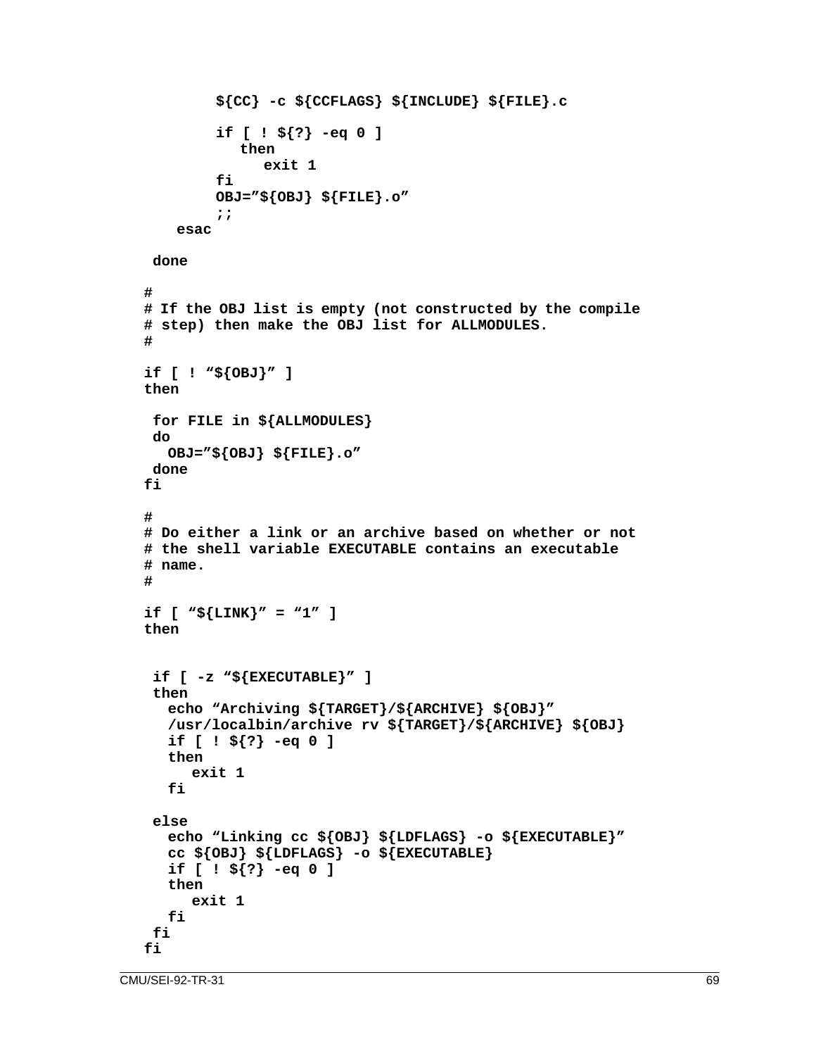```
        ${CC} -c ${CCFLAGS} ${INCLUDE} ${FILE}.c

        if [ ! ${?} -eq 0 ]
           then
              exit 1
        fi
        OBJ="${OBJ} ${FILE}.o"
        ;;
    esac

 done

#
# If the OBJ list is empty (not constructed by the compile
# step) then make the OBJ list for ALLMODULES.
#

if [ ! "${OBJ}" ]
then

 for FILE in ${ALLMODULES}
 do
   OBJ="${OBJ} ${FILE}.o"
 done
fi

#
# Do either a link or an archive based on whether or not
# the shell variable EXECUTABLE contains an executable
# name.
#

if [ "${LINK}" = "1" ]
then

 if [ -z "${EXECUTABLE}" ]
 then
   echo "Archiving ${TARGET}/${ARCHIVE} ${OBJ}"
   /usr/localbin/archive rv ${TARGET}/${ARCHIVE} ${OBJ}
   if [ ! ${?} -eq 0 ]
   then
      exit 1
   fi

 else
   echo "Linking cc ${OBJ} ${LDFLAGS} -o ${EXECUTABLE}"
   cc ${OBJ} ${LDFLAGS} -o ${EXECUTABLE}
   if [ ! ${?} -eq 0 ]
   then
      exit 1
   fi
 fi
fi
```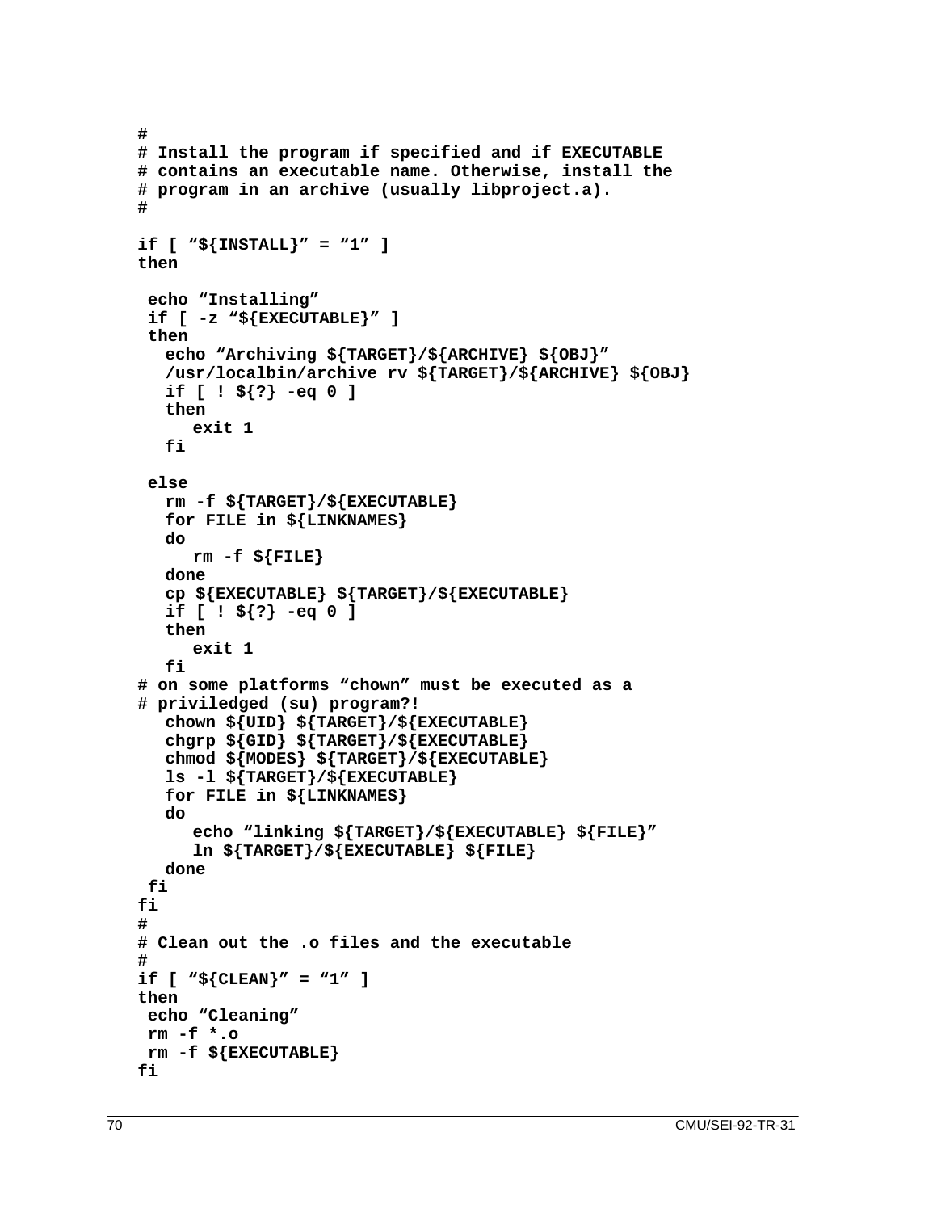```
#
# Install the program if specified and if EXECUTABLE
# contains an executable name. Otherwise, install the
# program in an archive (usually libproject.a).
#

if [ “${INSTALL}” = “1” ]
then

 echo “Installing”
 if [ -z “${EXECUTABLE}” ]
 then
   echo “Archiving ${TARGET}/${ARCHIVE} ${OBJ}”
   /usr/localbin/archive rv ${TARGET}/${ARCHIVE} ${OBJ}
   if [ ! ${?} -eq 0 ]
   then
      exit 1
   fi

 else
   rm -f ${TARGET}/${EXECUTABLE}
   for FILE in ${LINKNAMES}
   do
      rm -f ${FILE}
   done
   cp ${EXECUTABLE} ${TARGET}/${EXECUTABLE}
   if [ ! ${?} -eq 0 ]
   then
      exit 1
   fi
# on some platforms “chown” must be executed as a
# priviledged (su) program?!
   chown ${UID} ${TARGET}/${EXECUTABLE}
   chgrp ${GID} ${TARGET}/${EXECUTABLE}
   chmod ${MODES} ${TARGET}/${EXECUTABLE}
   ls -l ${TARGET}/${EXECUTABLE}
   for FILE in ${LINKNAMES}
   do
      echo “linking ${TARGET}/${EXECUTABLE} ${FILE}”
      ln ${TARGET}/${EXECUTABLE} ${FILE}
   done
 fi
fi
#
# Clean out the .o files and the executable
#
if [ “${CLEAN}” = “1” ]
then
 echo “Cleaning”
 rm -f *.o
 rm -f ${EXECUTABLE}
fi
```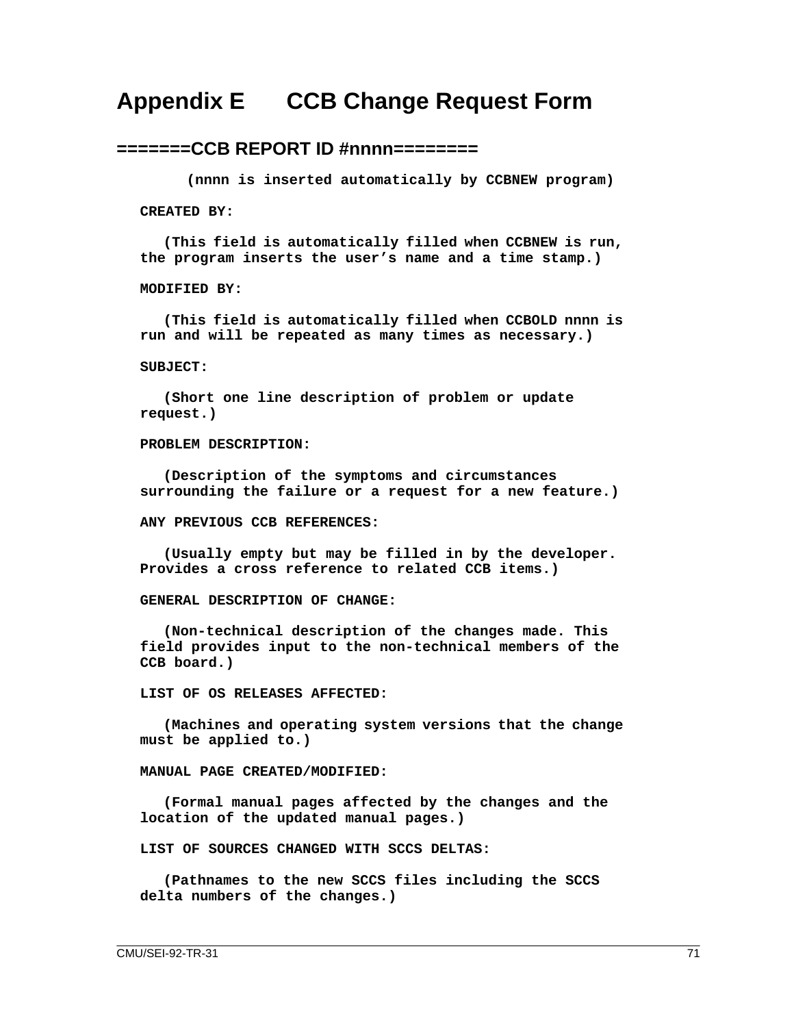# Appendix E CCB Change Request Form

## =======CCB REPORT ID #nnnn========

**(nnnn is inserted automatically by CCBNEW program)**

**CREATED BY:**

**(This field is automatically filled when CCBNEW is run, the program inserts the user's name and a time stamp.)**

**MODIFIED BY:**

**(This field is automatically filled when CCBOLD nnnn is run and will be repeated as many times as necessary.)**

**SUBJECT:**

**(Short one line description of problem or update request.)**

**PROBLEM DESCRIPTION:**

**(Description of the symptoms and circumstances surrounding the failure or a request for a new feature.)**

**ANY PREVIOUS CCB REFERENCES:**

**(Usually empty but may be filled in by the developer. Provides a cross reference to related CCB items.)**

**GENERAL DESCRIPTION OF CHANGE:**

**(Non-technical description of the changes made. This field provides input to the non-technical members of the CCB board.)**

**LIST OF OS RELEASES AFFECTED:**

**(Machines and operating system versions that the change must be applied to.)**

**MANUAL PAGE CREATED/MODIFIED:**

**(Formal manual pages affected by the changes and the location of the updated manual pages.)**

**LIST OF SOURCES CHANGED WITH SCCS DELTAS:**

**(Pathnames to the new SCCS files including the SCCS delta numbers of the changes.)**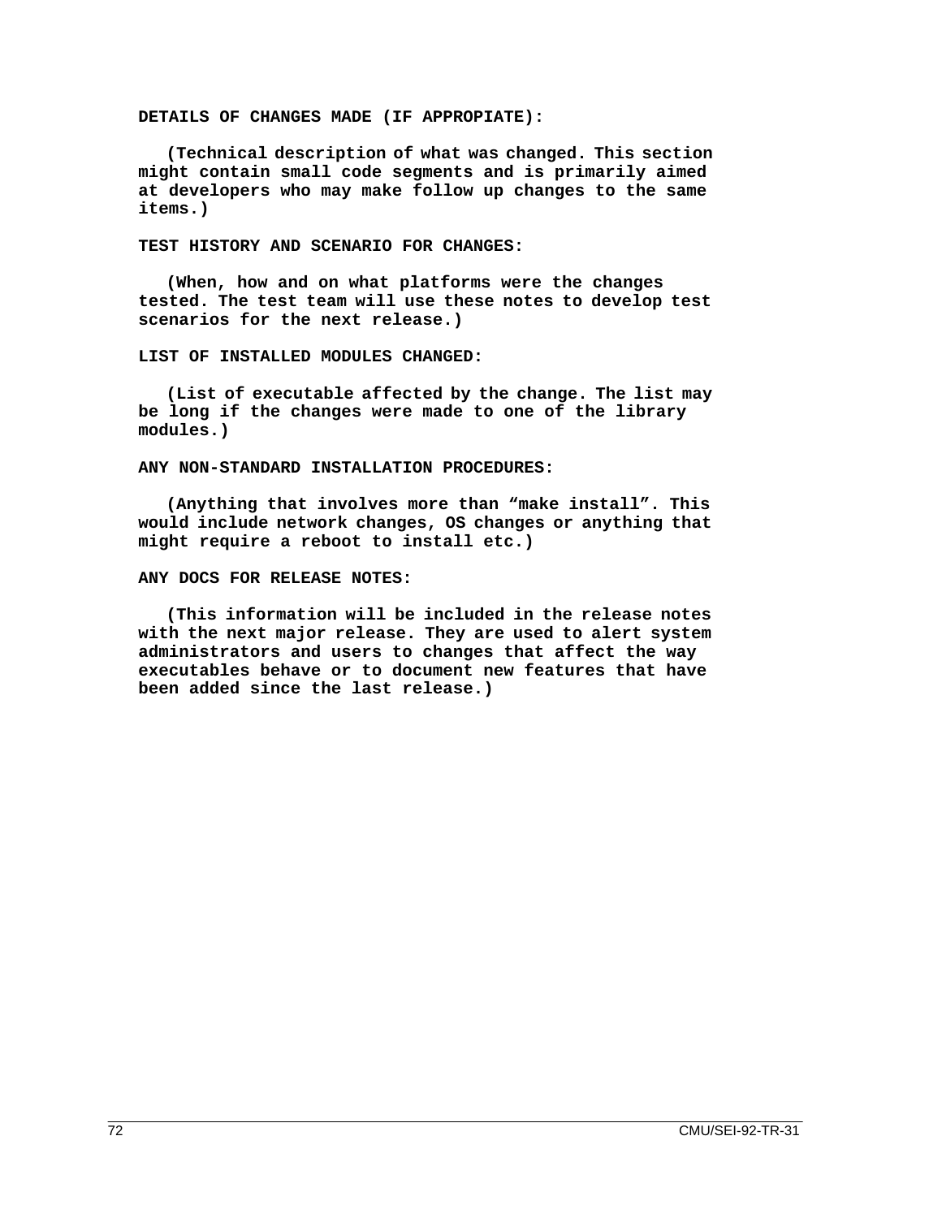**DETAILS OF CHANGES MADE (IF APPROPIATE):**

**(Technical description of what was changed. This section might contain small code segments and is primarily aimed at developers who may make follow up changes to the same items.)**

**TEST HISTORY AND SCENARIO FOR CHANGES:**

**(When, how and on what platforms were the changes tested. The test team will use these notes to develop test scenarios for the next release.)**

**LIST OF INSTALLED MODULES CHANGED:**

**(List of executable affected by the change. The list may be long if the changes were made to one of the library modules.)**

**ANY NON-STANDARD INSTALLATION PROCEDURES:**

**(Anything that involves more than “make install”. This would include network changes, OS changes or anything that might require a reboot to install etc.)**

**ANY DOCS FOR RELEASE NOTES:**

**(This information will be included in the release notes with the next major release. They are used to alert system administrators and users to changes that affect the way executables behave or to document new features that have been added since the last release.)**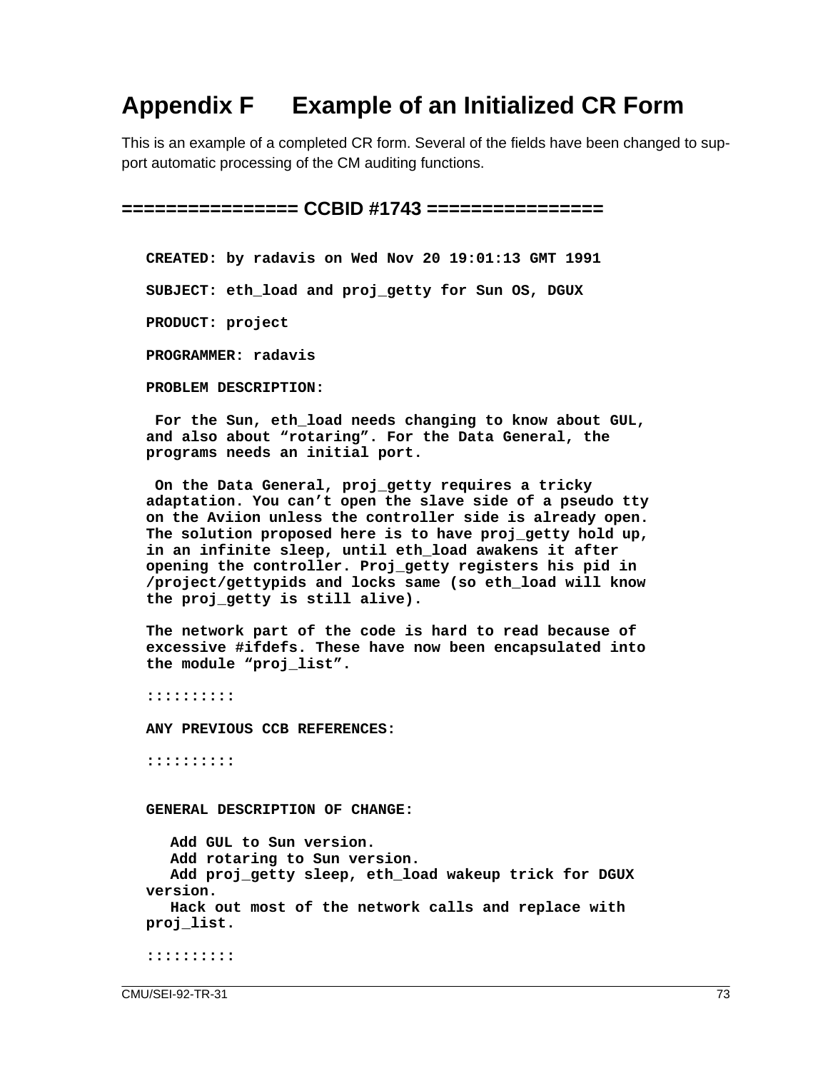# Appendix F Example of an Initialized CR Form

This is an example of a completed CR form. Several of the fields have been changed to support automatic processing of the CM auditing functions.

## ================ CCBID #1743 ================

```
CREATED: by radavis on Wed Nov 20 19:01:13 GMT 1991

SUBJECT: eth_load and proj_getty for Sun OS, DGUX

PRODUCT: project

PROGRAMMER: radavis

PROBLEM DESCRIPTION:

 For the Sun, eth_load needs changing to know about GUL,
and also about “rotaring”. For the Data General, the
programs needs an initial port.

 On the Data General, proj_getty requires a tricky
adaptation. You can’t open the slave side of a pseudo tty
on the Aviion unless the controller side is already open.
The solution proposed here is to have proj_getty hold up,
in an infinite sleep, until eth_load awakens it after
opening the controller. Proj_getty registers his pid in
/project/gettypids and locks same (so eth_load will know
the proj_getty is still alive).

The network part of the code is hard to read because of
excessive #ifdefs. These have now been encapsulated into
the module “proj_list”.

::::::::::

ANY PREVIOUS CCB REFERENCES:

::::::::::


GENERAL DESCRIPTION OF CHANGE:

   Add GUL to Sun version.
   Add rotaring to Sun version.
   Add proj_getty sleep, eth_load wakeup trick for DGUX
version.
   Hack out most of the network calls and replace with
proj_list.

::::::::::
```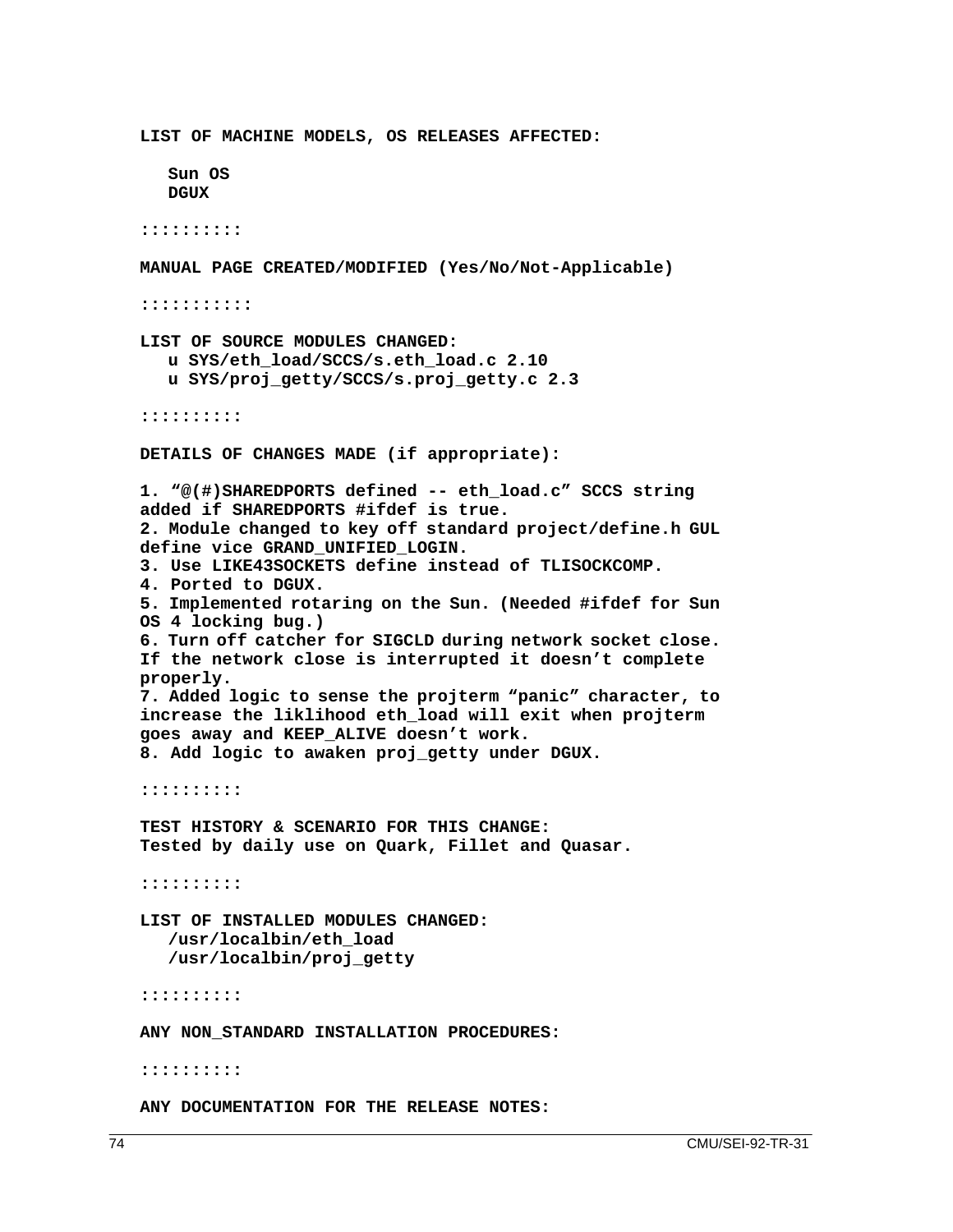**LIST OF MACHINE MODELS, OS RELEASES AFFECTED:**

**Sun OS**
**DGUX**

**::::::::::**

**MANUAL PAGE CREATED/MODIFIED (Yes/No/Not-Applicable)**

**:::::::::::**

**LIST OF SOURCE MODULES CHANGED:**
**u SYS/eth_load/SCCS/s.eth_load.c 2.10**
**u SYS/proj_getty/SCCS/s.proj_getty.c 2.3**

**::::::::::**

**DETAILS OF CHANGES MADE (if appropriate):**

**1. “@(#)SHAREDPORTS defined -- eth_load.c” SCCS string added if SHAREDPORTS #ifdef is true.**
**2. Module changed to key off standard project/define.h GUL define vice GRAND_UNIFIED_LOGIN.**
**3. Use LIKE43SOCKETS define instead of TLISOCKCOMP.**
**4. Ported to DGUX.**
**5. Implemented rotaring on the Sun. (Needed #ifdef for Sun OS 4 locking bug.)**
**6. Turn off catcher for SIGCLD during network socket close. If the network close is interrupted it doesn’t complete properly.**
**7. Added logic to sense the projterm “panic” character, to increase the liklihood eth_load will exit when projterm goes away and KEEP_ALIVE doesn’t work.**
**8. Add logic to awaken proj_getty under DGUX.**

**::::::::::**

**TEST HISTORY & SCENARIO FOR THIS CHANGE:**
**Tested by daily use on Quark, Fillet and Quasar.**

**::::::::::**

**LIST OF INSTALLED MODULES CHANGED:**
**/usr/localbin/eth_load**
**/usr/localbin/proj_getty**

**::::::::::**

**ANY NON_STANDARD INSTALLATION PROCEDURES:**

**::::::::::**

**ANY DOCUMENTATION FOR THE RELEASE NOTES:**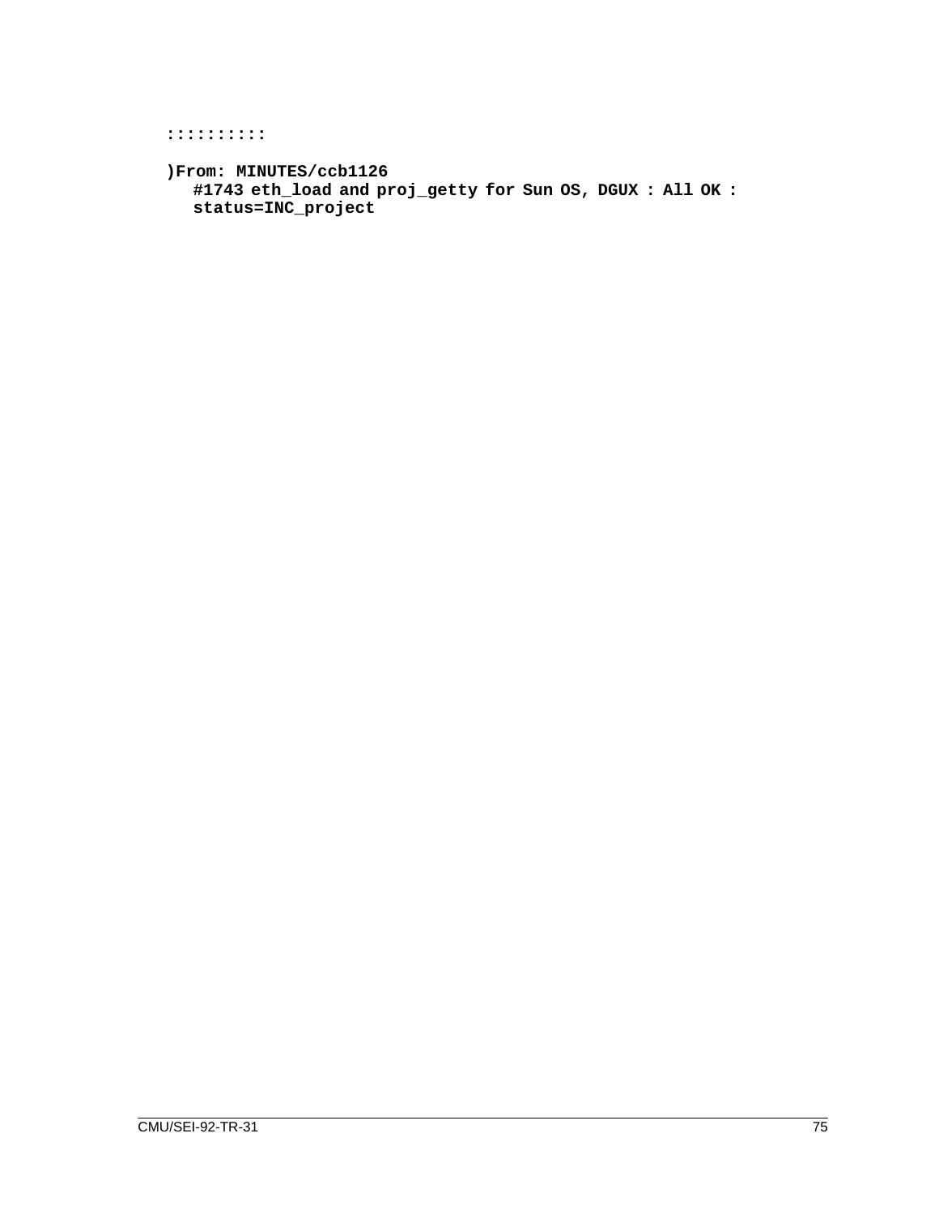```
::::::::::

)From: MINUTES/ccb1126
   #1743 eth_load and proj_getty for Sun OS, DGUX : All OK :
   status=INC_project
```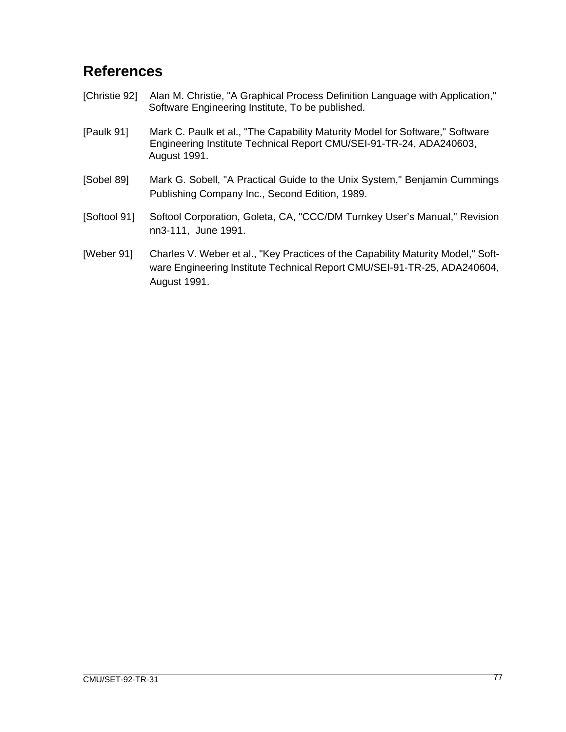# References

[Christie 92] Alan M. Christie, "A Graphical Process Definition Language with Application," Software Engineering Institute, To be published.

[Paulk 91] Mark C. Paulk et al., "The Capability Maturity Model for Software," Software Engineering Institute Technical Report CMU/SEI-91-TR-24, ADA240603, August 1991.

[Sobel 89] Mark G. Sobell, "A Practical Guide to the Unix System," Benjamin Cummings Publishing Company Inc., Second Edition, 1989.

[Softool 91] Softool Corporation, Goleta, CA, "CCC/DM Turnkey User's Manual," Revision nn3-111, June 1991.

[Weber 91] Charles V. Weber et al., "Key Practices of the Capability Maturity Model," Software Engineering Institute Technical Report CMU/SEI-91-TR-25, ADA240604, August 1991.